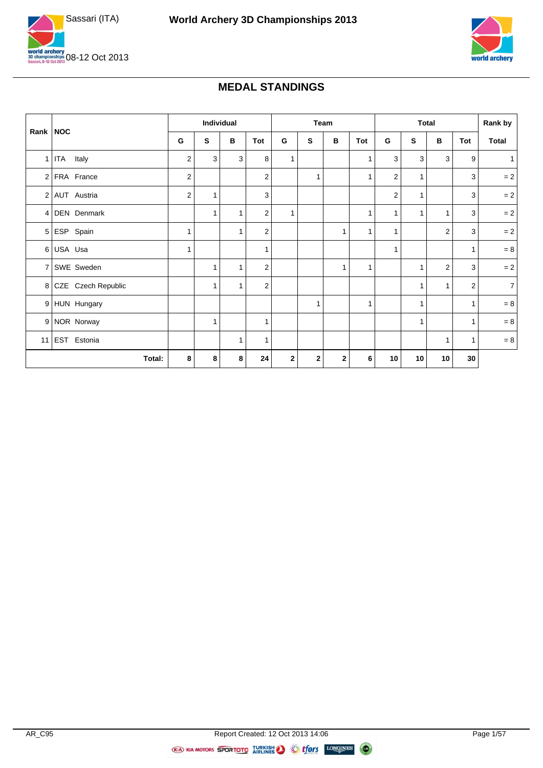# World Archery 3D Championships 2013

Sassari (ITA)

08-12 Oct 2013

## MEDAL STANDINGS

| Rank | NOC | Individual | | | | Team | | | | Total | | | | Rank by |
|---|---|---|---|---|---|---|---|---|---|---|---|---|---|---|
| | | G | S | B | Tot | G | S | B | Tot | G | S | B | Tot | Total |
| 1 | ITA Italy | 2 | 3 | 3 | 8 | 1 | | | 1 | 3 | 3 | 3 | 9 | 1 |
| 2 | FRA France | 2 | | | 2 | | 1 | | 1 | 2 | 1 | | 3 | = 2 |
| 2 | AUT Austria | 2 | 1 | | 3 | | | | | 2 | 1 | | 3 | = 2 |
| 4 | DEN Denmark | | 1 | 1 | 2 | 1 | | | 1 | 1 | 1 | 1 | 3 | = 2 |
| 5 | ESP Spain | 1 | | 1 | 2 | | | 1 | 1 | 1 | | 2 | 3 | = 2 |
| 6 | USA Usa | 1 | | | 1 | | | | | 1 | | | 1 | = 8 |
| 7 | SWE Sweden | | 1 | 1 | 2 | | | 1 | 1 | | 1 | 2 | 3 | = 2 |
| 8 | CZE Czech Republic | | 1 | 1 | 2 | | | | | | 1 | 1 | 2 | 7 |
| 9 | HUN Hungary | | | | | | 1 | | 1 | | 1 | | 1 | = 8 |
| 9 | NOR Norway | | 1 | | 1 | | | | | | 1 | | 1 | = 8 |
| 11 | EST Estonia | | | 1 | 1 | | | | | | | 1 | 1 | = 8 |
| | **Total:** | **8** | **8** | **8** | **24** | **2** | **2** | **2** | **6** | **10** | **10** | **10** | **30** | |

AR_C95

Report Created: 12 Oct 2013 14:06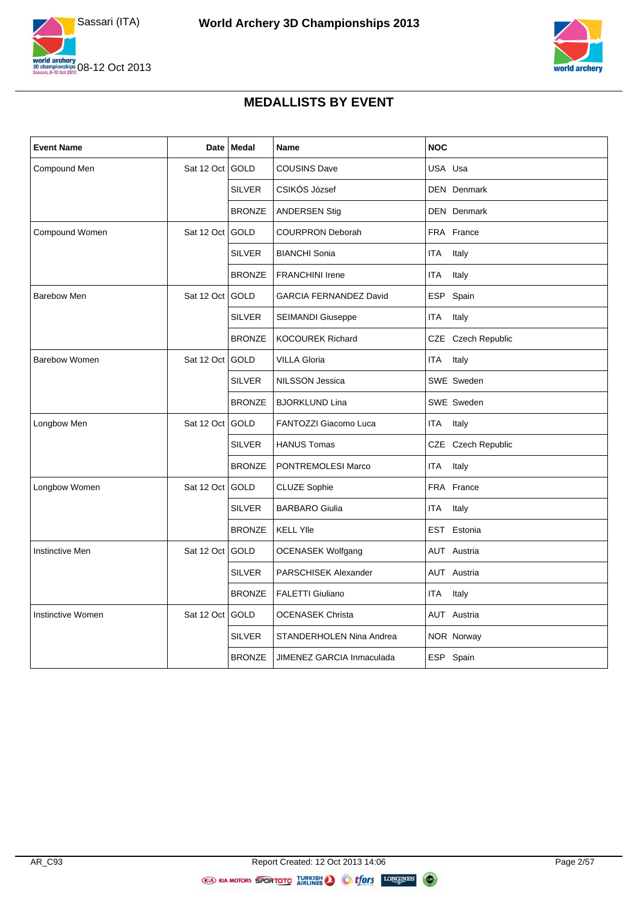# World Archery 3D Championships 2013

Sassari (ITA)

08-12 Oct 2013

## MEDALLISTS BY EVENT

| Event Name | Date | Medal | Name | NOC |
|---|---|---|---|---|
| Compound Men | Sat 12 Oct | GOLD | COUSINS Dave | USA Usa |
| | | SILVER | CSIKÓS József | DEN Denmark |
| | | BRONZE | ANDERSEN Stig | DEN Denmark |
| Compound Women | Sat 12 Oct | GOLD | COURPRON Deborah | FRA France |
| | | SILVER | BIANCHI Sonia | ITA Italy |
| | | BRONZE | FRANCHINI Irene | ITA Italy |
| Barebow Men | Sat 12 Oct | GOLD | GARCIA FERNANDEZ David | ESP Spain |
| | | SILVER | SEIMANDI Giuseppe | ITA Italy |
| | | BRONZE | KOCOUREK Richard | CZE Czech Republic |
| Barebow Women | Sat 12 Oct | GOLD | VILLA Gloria | ITA Italy |
| | | SILVER | NILSSON Jessica | SWE Sweden |
| | | BRONZE | BJORKLUND Lina | SWE Sweden |
| Longbow Men | Sat 12 Oct | GOLD | FANTOZZI Giacomo Luca | ITA Italy |
| | | SILVER | HANUS Tomas | CZE Czech Republic |
| | | BRONZE | PONTREMOLESI Marco | ITA Italy |
| Longbow Women | Sat 12 Oct | GOLD | CLUZE Sophie | FRA France |
| | | SILVER | BARBARO Giulia | ITA Italy |
| | | BRONZE | KELL Ylle | EST Estonia |
| Instinctive Men | Sat 12 Oct | GOLD | OCENASEK Wolfgang | AUT Austria |
| | | SILVER | PARSCHISEK Alexander | AUT Austria |
| | | BRONZE | FALETTI Giuliano | ITA Italy |
| Instinctive Women | Sat 12 Oct | GOLD | OCENASEK Christa | AUT Austria |
| | | SILVER | STANDERHOLEN Nina Andrea | NOR Norway |
| | | BRONZE | JIMENEZ GARCIA Inmaculada | ESP Spain |

AR_C93 Report Created: 12 Oct 2013 14:06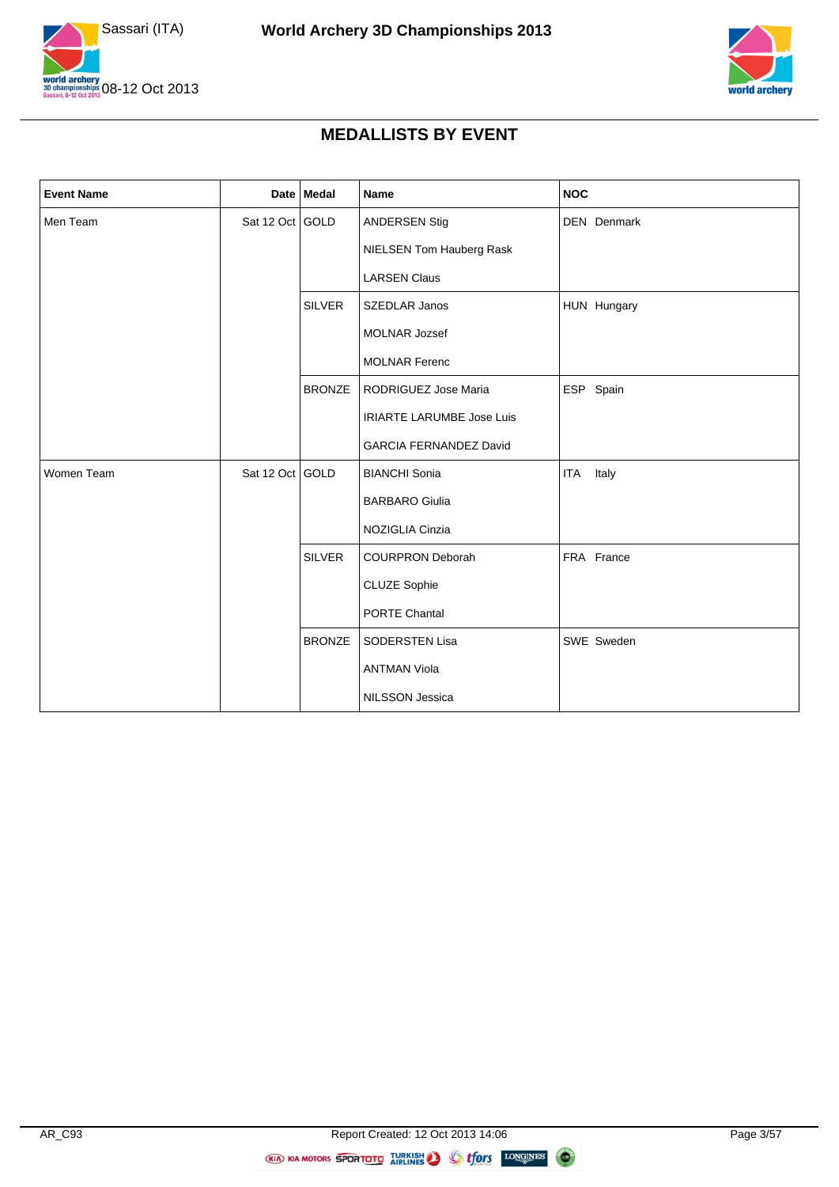## MEDALLISTS BY EVENT

| Event Name | Date | Medal | Name | NOC |
|---|---|---|---|---|
| Men Team | Sat 12 Oct | GOLD | ANDERSEN Stig | DEN Denmark |
| | | | NIELSEN Tom Hauberg Rask | |
| | | | LARSEN Claus | |
| | | SILVER | SZEDLAR Janos | HUN Hungary |
| | | | MOLNAR Jozsef | |
| | | | MOLNAR Ferenc | |
| | | BRONZE | RODRIGUEZ Jose Maria | ESP Spain |
| | | | IRIARTE LARUMBE Jose Luis | |
| | | | GARCIA FERNANDEZ David | |
| Women Team | Sat 12 Oct | GOLD | BIANCHI Sonia | ITA Italy |
| | | | BARBARO Giulia | |
| | | | NOZIGLIA Cinzia | |
| | | SILVER | COURPRON Deborah | FRA France |
| | | | CLUZE Sophie | |
| | | | PORTE Chantal | |
| | | BRONZE | SODERSTEN Lisa | SWE Sweden |
| | | | ANTMAN Viola | |
| | | | NILSSON Jessica | |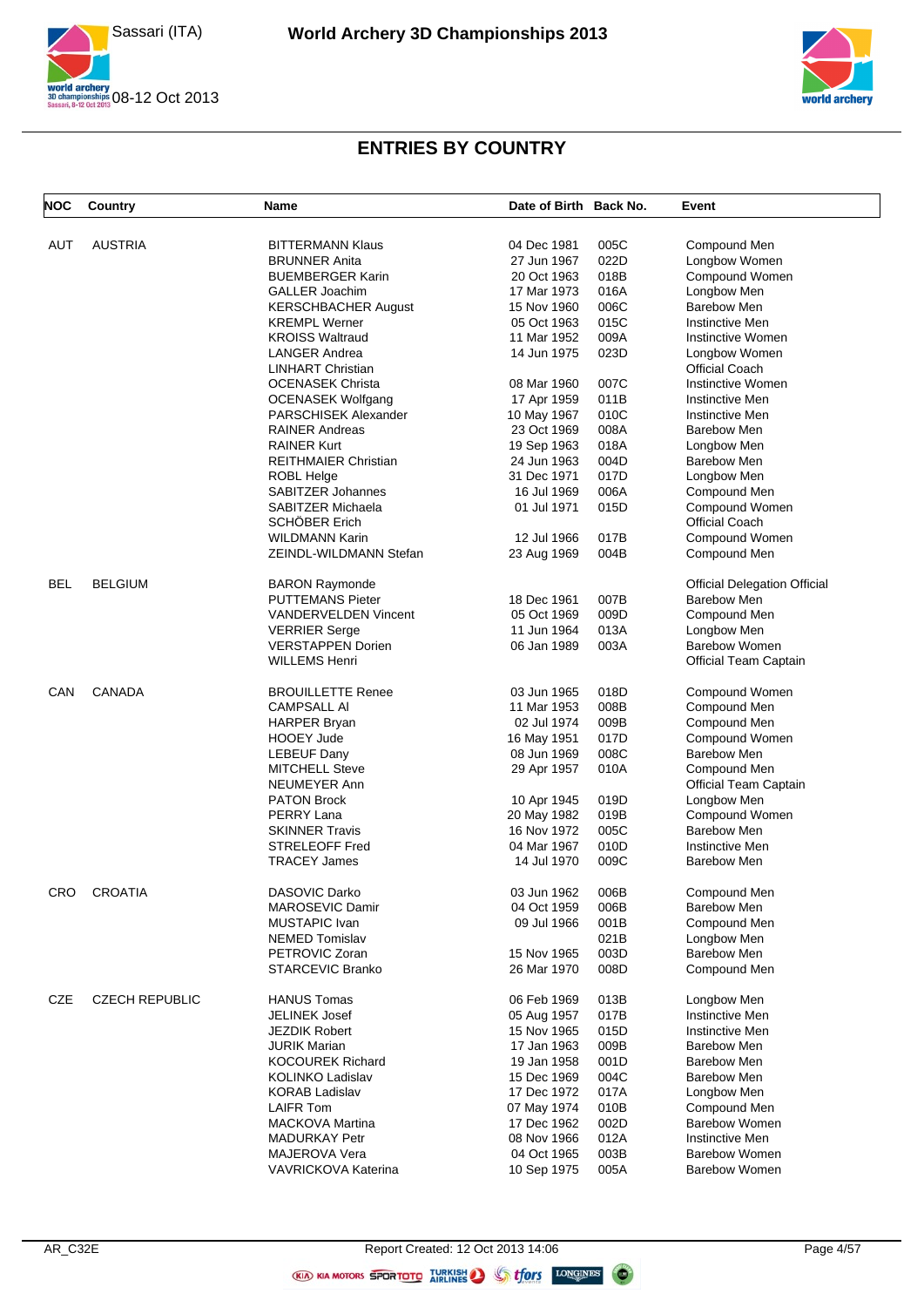## ENTRIES BY COUNTRY

| NOC | Country | Name | Date of Birth | Back No. | Event |
|---|---|---|---|---|---|
| AUT | AUSTRIA | BITTERMANN Klaus | 04 Dec 1981 | 005C | Compound Men |
| | | BRUNNER Anita | 27 Jun 1967 | 022D | Longbow Women |
| | | BUEMBERGER Karin | 20 Oct 1963 | 018B | Compound Women |
| | | GALLER Joachim | 17 Mar 1973 | 016A | Longbow Men |
| | | KERSCHBACHER August | 15 Nov 1960 | 006C | Barebow Men |
| | | KREMPL Werner | 05 Oct 1963 | 015C | Instinctive Men |
| | | KROISS Waltraud | 11 Mar 1952 | 009A | Instinctive Women |
| | | LANGER Andrea | 14 Jun 1975 | 023D | Longbow Women |
| | | LINHART Christian | | | Official Coach |
| | | OCENASEK Christa | 08 Mar 1960 | 007C | Instinctive Women |
| | | OCENASEK Wolfgang | 17 Apr 1959 | 011B | Instinctive Men |
| | | PARSCHISEK Alexander | 10 May 1967 | 010C | Instinctive Men |
| | | RAINER Andreas | 23 Oct 1969 | 008A | Barebow Men |
| | | RAINER Kurt | 19 Sep 1963 | 018A | Longbow Men |
| | | REITHMAIER Christian | 24 Jun 1963 | 004D | Barebow Men |
| | | ROBL Helge | 31 Dec 1971 | 017D | Longbow Men |
| | | SABITZER Johannes | 16 Jul 1969 | 006A | Compound Men |
| | | SABITZER Michaela | 01 Jul 1971 | 015D | Compound Women |
| | | SCHÖBER Erich | | | Official Coach |
| | | WILDMANN Karin | 12 Jul 1966 | 017B | Compound Women |
| | | ZEINDL-WILDMANN Stefan | 23 Aug 1969 | 004B | Compound Men |
| BEL | BELGIUM | BARON Raymonde | | | Official Delegation Official |
| | | PUTTEMANS Pieter | 18 Dec 1961 | 007B | Barebow Men |
| | | VANDERVELDEN Vincent | 05 Oct 1969 | 009D | Compound Men |
| | | VERRIER Serge | 11 Jun 1964 | 013A | Longbow Men |
| | | VERSTAPPEN Dorien | 06 Jan 1989 | 003A | Barebow Women |
| | | WILLEMS Henri | | | Official Team Captain |
| CAN | CANADA | BROUILLETTE Renee | 03 Jun 1965 | 018D | Compound Women |
| | | CAMPSALL Al | 11 Mar 1953 | 008B | Compound Men |
| | | HARPER Bryan | 02 Jul 1974 | 009B | Compound Men |
| | | HOOEY Jude | 16 May 1951 | 017D | Compound Women |
| | | LEBEUF Dany | 08 Jun 1969 | 008C | Barebow Men |
| | | MITCHELL Steve | 29 Apr 1957 | 010A | Compound Men |
| | | NEUMEYER Ann | | | Official Team Captain |
| | | PATON Brock | 10 Apr 1945 | 019D | Longbow Men |
| | | PERRY Lana | 20 May 1982 | 019B | Compound Women |
| | | SKINNER Travis | 16 Nov 1972 | 005C | Barebow Men |
| | | STRELEOFF Fred | 04 Mar 1967 | 010D | Instinctive Men |
| | | TRACEY James | 14 Jul 1970 | 009C | Barebow Men |
| CRO | CROATIA | DASOVIC Darko | 03 Jun 1962 | 006B | Compound Men |
| | | MAROSEVIC Damir | 04 Oct 1959 | 006B | Barebow Men |
| | | MUSTAPIC Ivan | 09 Jul 1966 | 001B | Compound Men |
| | | NEMED Tomislav | | 021B | Longbow Men |
| | | PETROVIC Zoran | 15 Nov 1965 | 003D | Barebow Men |
| | | STARCEVIC Branko | 26 Mar 1970 | 008D | Compound Men |
| CZE | CZECH REPUBLIC | HANUS Tomas | 06 Feb 1969 | 013B | Longbow Men |
| | | JELINEK Josef | 05 Aug 1957 | 017B | Instinctive Men |
| | | JEZDIK Robert | 15 Nov 1965 | 015D | Instinctive Men |
| | | JURIK Marian | 17 Jan 1963 | 009B | Barebow Men |
| | | KOCOUREK Richard | 19 Jan 1958 | 001D | Barebow Men |
| | | KOLINKO Ladislav | 15 Dec 1969 | 004C | Barebow Men |
| | | KORAB Ladislav | 17 Dec 1972 | 017A | Longbow Men |
| | | LAIFR Tom | 07 May 1974 | 010B | Compound Men |
| | | MACKOVA Martina | 17 Dec 1962 | 002D | Barebow Women |
| | | MADURKAY Petr | 08 Nov 1966 | 012A | Instinctive Men |
| | | MAJEROVA Vera | 04 Oct 1965 | 003B | Barebow Women |
| | | VAVRICKOVA Katerina | 10 Sep 1975 | 005A | Barebow Women |

AR_C32E — Report Created: 12 Oct 2013 14:06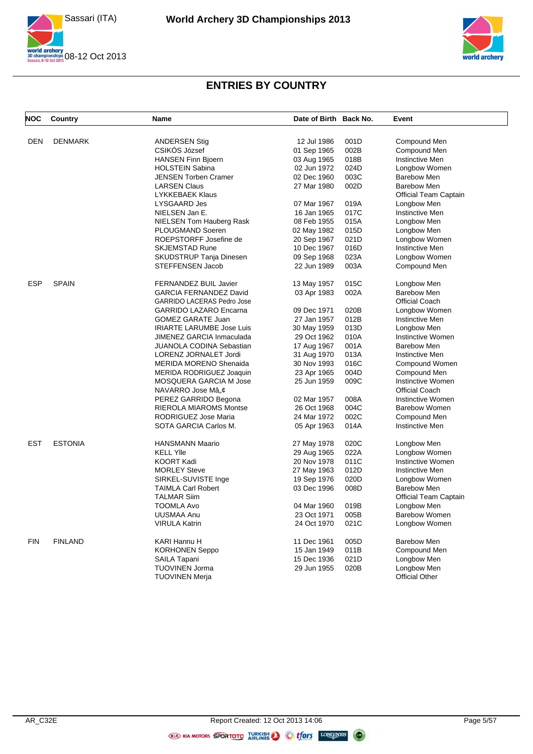# World Archery 3D Championships 2013

Sassari (ITA)

08-12 Oct 2013

## ENTRIES BY COUNTRY

| NOC | Country | Name | Date of Birth | Back No. | Event |
|---|---|---|---|---|---|
| DEN | DENMARK | ANDERSEN Stig | 12 Jul 1986 | 001D | Compound Men |
| | | CSIKÓS József | 01 Sep 1965 | 002B | Compound Men |
| | | HANSEN Finn Bjoern | 03 Aug 1965 | 018B | Instinctive Men |
| | | HOLSTEIN Sabina | 02 Jun 1972 | 024D | Longbow Women |
| | | JENSEN Torben Cramer | 02 Dec 1960 | 003C | Barebow Men |
| | | LARSEN Claus | 27 Mar 1980 | 002D | Barebow Men |
| | | LYKKEBAEK Klaus | | | Official Team Captain |
| | | LYSGAARD Jes | 07 Mar 1967 | 019A | Longbow Men |
| | | NIELSEN Jan E. | 16 Jan 1965 | 017C | Instinctive Men |
| | | NIELSEN Tom Hauberg Rask | 08 Feb 1955 | 015A | Longbow Men |
| | | PLOUGMAND Soeren | 02 May 1982 | 015D | Longbow Men |
| | | ROEPSTORFF Josefine de | 20 Sep 1967 | 021D | Longbow Women |
| | | SKJEMSTAD Rune | 10 Dec 1967 | 016D | Instinctive Men |
| | | SKUDSTRUP Tanja Dinesen | 09 Sep 1968 | 023A | Longbow Women |
| | | STEFFENSEN Jacob | 22 Jun 1989 | 003A | Compound Men |
| ESP | SPAIN | FERNANDEZ BUIL Javier | 13 May 1957 | 015C | Longbow Men |
| | | GARCIA FERNANDEZ David | 03 Apr 1983 | 002A | Barebow Men |
| | | GARRIDO LACERAS Pedro Jose | | | Official Coach |
| | | GARRIDO LAZARO Encarna | 09 Dec 1971 | 020B | Longbow Women |
| | | GOMEZ GARATE Juan | 27 Jan 1957 | 012B | Instinctive Men |
| | | IRIARTE LARUMBE Jose Luis | 30 May 1959 | 013D | Longbow Men |
| | | JIMENEZ GARCIA Inmaculada | 29 Oct 1962 | 010A | Instinctive Women |
| | | JUANOLA CODINA Sebastian | 17 Aug 1967 | 001A | Barebow Men |
| | | LORENZ JORNALET Jordi | 31 Aug 1970 | 013A | Instinctive Men |
| | | MERIDA MORENO Shenaida | 30 Nov 1993 | 016C | Compound Women |
| | | MERIDA RODRIGUEZ Joaquin | 23 Apr 1965 | 004D | Compound Men |
| | | MOSQUERA GARCIA M Jose | 25 Jun 1959 | 009C | Instinctive Women |
| | | NAVARRO Jose Mâ„¢ | | | Official Coach |
| | | PEREZ GARRIDO Begona | 02 Mar 1957 | 008A | Instinctive Women |
| | | RIEROLA MIAROMS Montse | 26 Oct 1968 | 004C | Barebow Women |
| | | RODRIGUEZ Jose Maria | 24 Mar 1972 | 002C | Compound Men |
| | | SOTA GARCIA Carlos M. | 05 Apr 1963 | 014A | Instinctive Men |
| EST | ESTONIA | HANSMANN Maario | 27 May 1978 | 020C | Longbow Men |
| | | KELL Ylle | 29 Aug 1965 | 022A | Longbow Women |
| | | KOORT Kadi | 20 Nov 1978 | 011C | Instinctive Women |
| | | MORLEY Steve | 27 May 1963 | 012D | Instinctive Men |
| | | SIRKEL-SUVISTE Inge | 19 Sep 1976 | 020D | Longbow Women |
| | | TAIMLA Carl Robert | 03 Dec 1996 | 008D | Barebow Men |
| | | TALMAR Siim | | | Official Team Captain |
| | | TOOMLA Avo | 04 Mar 1960 | 019B | Longbow Men |
| | | UUSMAA Anu | 23 Oct 1971 | 005B | Barebow Women |
| | | VIRULA Katrin | 24 Oct 1970 | 021C | Longbow Women |
| FIN | FINLAND | KARI Hannu H | 11 Dec 1961 | 005D | Barebow Men |
| | | KORHONEN Seppo | 15 Jan 1949 | 011B | Compound Men |
| | | SAILA Tapani | 15 Dec 1936 | 021D | Longbow Men |
| | | TUOVINEN Jorma | 29 Jun 1955 | 020B | Longbow Men |
| | | TUOVINEN Merja | | | Official Other |

AR_C32E Report Created: 12 Oct 2013 14:06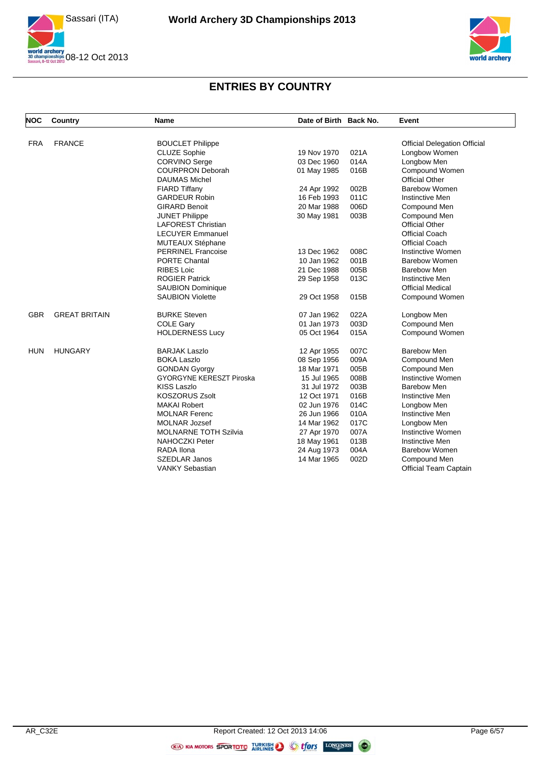## ENTRIES BY COUNTRY

| NOC | Country | Name | Date of Birth | Back No. | Event |
|---|---|---|---|---|---|
| FRA | FRANCE | BOUCLET Philippe | | | Official Delegation Official |
| | | CLUZE Sophie | 19 Nov 1970 | 021A | Longbow Women |
| | | CORVINO Serge | 03 Dec 1960 | 014A | Longbow Men |
| | | COURPRON Deborah | 01 May 1985 | 016B | Compound Women |
| | | DAUMAS Michel | | | Official Other |
| | | FIARD Tiffany | 24 Apr 1992 | 002B | Barebow Women |
| | | GARDEUR Robin | 16 Feb 1993 | 011C | Instinctive Men |
| | | GIRARD Benoit | 20 Mar 1988 | 006D | Compound Men |
| | | JUNET Philippe | 30 May 1981 | 003B | Compound Men |
| | | LAFOREST Christian | | | Official Other |
| | | LECUYER Emmanuel | | | Official Coach |
| | | MUTEAUX Stéphane | | | Official Coach |
| | | PERRINEL Francoise | 13 Dec 1962 | 008C | Instinctive Women |
| | | PORTE Chantal | 10 Jan 1962 | 001B | Barebow Women |
| | | RIBES Loic | 21 Dec 1988 | 005B | Barebow Men |
| | | ROGIER Patrick | 29 Sep 1958 | 013C | Instinctive Men |
| | | SAUBION Dominique | | | Official Medical |
| | | SAUBION Violette | 29 Oct 1958 | 015B | Compound Women |
| GBR | GREAT BRITAIN | BURKE Steven | 07 Jan 1962 | 022A | Longbow Men |
| | | COLE Gary | 01 Jan 1973 | 003D | Compound Men |
| | | HOLDERNESS Lucy | 05 Oct 1964 | 015A | Compound Women |
| HUN | HUNGARY | BARJAK Laszlo | 12 Apr 1955 | 007C | Barebow Men |
| | | BOKA Laszlo | 08 Sep 1956 | 009A | Compound Men |
| | | GONDAN Gyorgy | 18 Mar 1971 | 005B | Compound Men |
| | | GYORGYNE KERESZT Piroska | 15 Jul 1965 | 008B | Instinctive Women |
| | | KISS Laszlo | 31 Jul 1972 | 003B | Barebow Men |
| | | KOSZORUS Zsolt | 12 Oct 1971 | 016B | Instinctive Men |
| | | MAKAI Robert | 02 Jun 1976 | 014C | Longbow Men |
| | | MOLNAR Ferenc | 26 Jun 1966 | 010A | Instinctive Men |
| | | MOLNAR Jozsef | 14 Mar 1962 | 017C | Longbow Men |
| | | MOLNARNE TOTH Szilvia | 27 Apr 1970 | 007A | Instinctive Women |
| | | NAHOCZKI Peter | 18 May 1961 | 013B | Instinctive Men |
| | | RADA Ilona | 24 Aug 1973 | 004A | Barebow Women |
| | | SZEDLAR Janos | 14 Mar 1965 | 002D | Compound Men |
| | | VANKY Sebastian | | | Official Team Captain |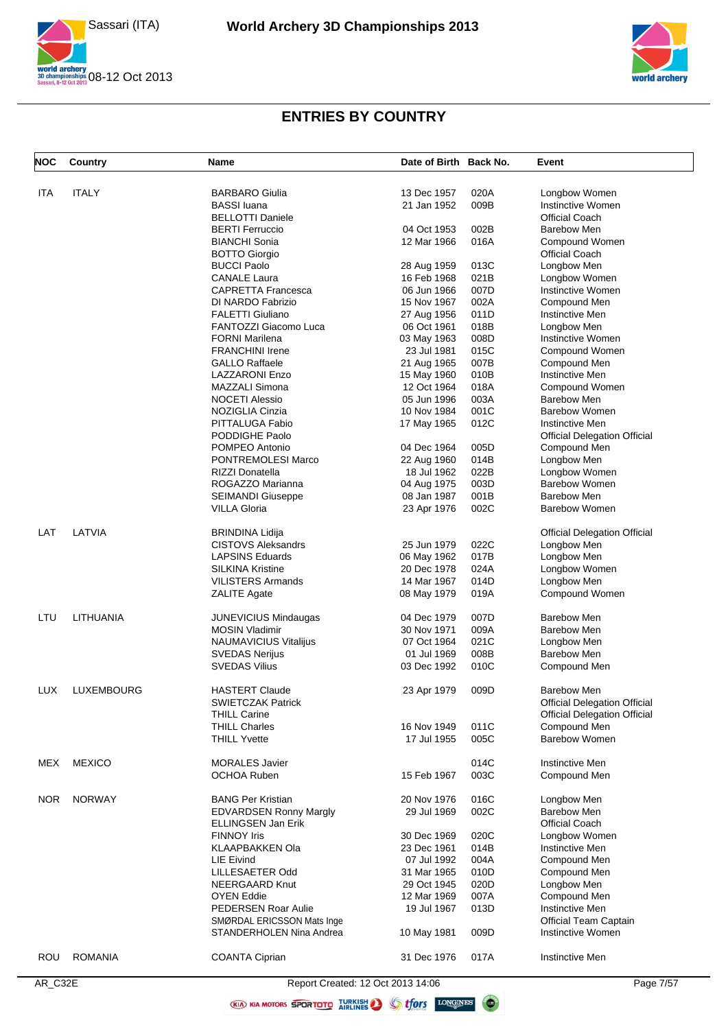## ENTRIES BY COUNTRY

| NOC | Country | Name | Date of Birth | Back No. | Event |
|---|---|---|---|---|---|
| ITA | ITALY | BARBARO Giulia | 13 Dec 1957 | 020A | Longbow Women |
| | | BASSI Iuana | 21 Jan 1952 | 009B | Instinctive Women |
| | | BELLOTTI Daniele | | | Official Coach |
| | | BERTI Ferruccio | 04 Oct 1953 | 002B | Barebow Men |
| | | BIANCHI Sonia | 12 Mar 1966 | 016A | Compound Women |
| | | BOTTO Giorgio | | | Official Coach |
| | | BUCCI Paolo | 28 Aug 1959 | 013C | Longbow Men |
| | | CANALE Laura | 16 Feb 1968 | 021B | Longbow Women |
| | | CAPRETTA Francesca | 06 Jun 1966 | 007D | Instinctive Women |
| | | DI NARDO Fabrizio | 15 Nov 1967 | 002A | Compound Men |
| | | FALETTI Giuliano | 27 Aug 1956 | 011D | Instinctive Men |
| | | FANTOZZI Giacomo Luca | 06 Oct 1961 | 018B | Longbow Men |
| | | FORNI Marilena | 03 May 1963 | 008D | Instinctive Women |
| | | FRANCHINI Irene | 23 Jul 1981 | 015C | Compound Women |
| | | GALLO Raffaele | 21 Aug 1965 | 007B | Compound Men |
| | | LAZZARONI Enzo | 15 May 1960 | 010B | Instinctive Men |
| | | MAZZALI Simona | 12 Oct 1964 | 018A | Compound Women |
| | | NOCETI Alessio | 05 Jun 1996 | 003A | Barebow Men |
| | | NOZIGLIA Cinzia | 10 Nov 1984 | 001C | Barebow Women |
| | | PITTALUGA Fabio | 17 May 1965 | 012C | Instinctive Men |
| | | PODDIGHE Paolo | | | Official Delegation Official |
| | | POMPEO Antonio | 04 Dec 1964 | 005D | Compound Men |
| | | PONTREMOLESI Marco | 22 Aug 1960 | 014B | Longbow Men |
| | | RIZZI Donatella | 18 Jul 1962 | 022B | Longbow Women |
| | | ROGAZZO Marianna | 04 Aug 1975 | 003D | Barebow Women |
| | | SEIMANDI Giuseppe | 08 Jan 1987 | 001B | Barebow Men |
| | | VILLA Gloria | 23 Apr 1976 | 002C | Barebow Women |
| LAT | LATVIA | BRINDINA Lidija | | | Official Delegation Official |
| | | CISTOVS Aleksandrs | 25 Jun 1979 | 022C | Longbow Men |
| | | LAPSINS Eduards | 06 May 1962 | 017B | Longbow Men |
| | | SILKINA Kristine | 20 Dec 1978 | 024A | Longbow Women |
| | | VILISTERS Armands | 14 Mar 1967 | 014D | Longbow Men |
| | | ZALITE Agate | 08 May 1979 | 019A | Compound Women |
| LTU | LITHUANIA | JUNEVICIUS Mindaugas | 04 Dec 1979 | 007D | Barebow Men |
| | | MOSIN Vladimir | 30 Nov 1971 | 009A | Barebow Men |
| | | NAUMAVICIUS Vitalijus | 07 Oct 1964 | 021C | Longbow Men |
| | | SVEDAS Nerijus | 01 Jul 1969 | 008B | Barebow Men |
| | | SVEDAS Vilius | 03 Dec 1992 | 010C | Compound Men |
| LUX | LUXEMBOURG | HASTERT Claude | 23 Apr 1979 | 009D | Barebow Men |
| | | SWIETCZAK Patrick | | | Official Delegation Official |
| | | THILL Carine | | | Official Delegation Official |
| | | THILL Charles | 16 Nov 1949 | 011C | Compound Men |
| | | THILL Yvette | 17 Jul 1955 | 005C | Barebow Women |
| MEX | MEXICO | MORALES Javier | | 014C | Instinctive Men |
| | | OCHOA Ruben | 15 Feb 1967 | 003C | Compound Men |
| NOR | NORWAY | BANG Per Kristian | 20 Nov 1976 | 016C | Longbow Men |
| | | EDVARDSEN Ronny Margly | 29 Jul 1969 | 002C | Barebow Men |
| | | ELLINGSEN Jan Erik | | | Official Coach |
| | | FINNOY Iris | 30 Dec 1969 | 020C | Longbow Women |
| | | KLAAPBAKKEN Ola | 23 Dec 1961 | 014B | Instinctive Men |
| | | LIE Eivind | 07 Jul 1992 | 004A | Compound Men |
| | | LILLESAETER Odd | 31 Mar 1965 | 010D | Compound Men |
| | | NEERGAARD Knut | 29 Oct 1945 | 020D | Longbow Men |
| | | OYEN Eddie | 12 Mar 1969 | 007A | Compound Men |
| | | PEDERSEN Roar Aulie | 19 Jul 1967 | 013D | Instinctive Men |
| | | SMØRDAL ERICSSON Mats Inge | | | Official Team Captain |
| | | STANDERHOLEN Nina Andrea | 10 May 1981 | 009D | Instinctive Women |
| ROU | ROMANIA | COANTA Ciprian | 31 Dec 1976 | 017A | Instinctive Men |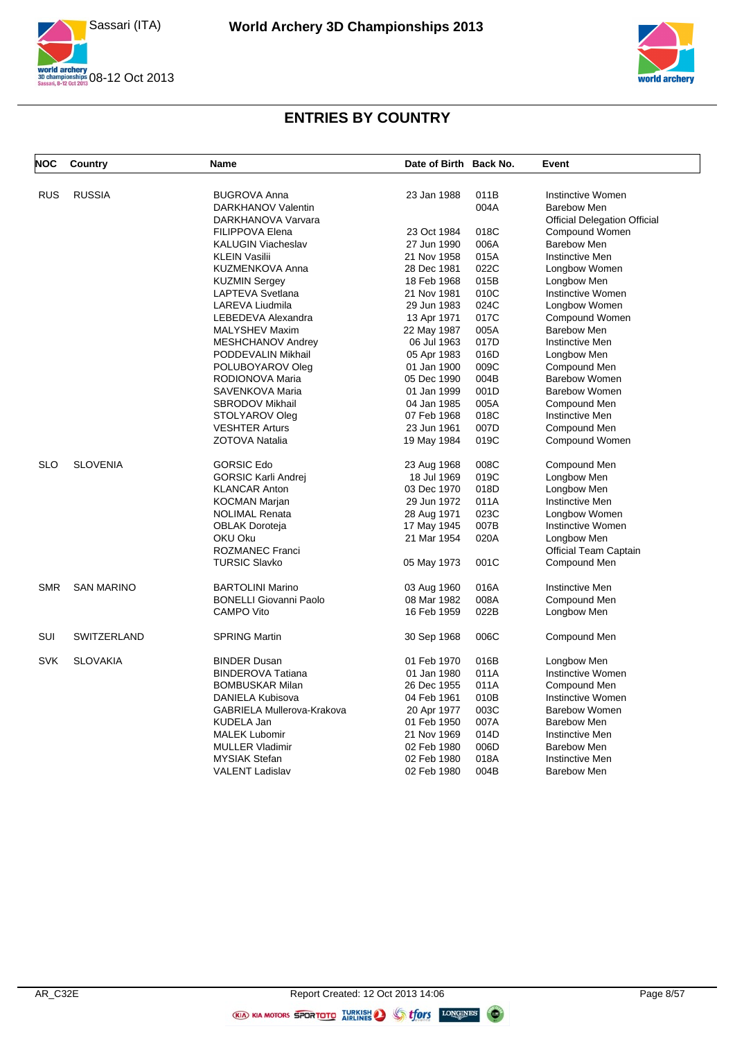## ENTRIES BY COUNTRY

| NOC | Country | Name | Date of Birth | Back No. | Event |
|---|---|---|---|---|---|
| RUS | RUSSIA | BUGROVA Anna | 23 Jan 1988 | 011B | Instinctive Women |
| | | DARKHANOV Valentin | | 004A | Barebow Men |
| | | DARKHANOVA Varvara | | | Official Delegation Official |
| | | FILIPPOVA Elena | 23 Oct 1984 | 018C | Compound Women |
| | | KALUGIN Viacheslav | 27 Jun 1990 | 006A | Barebow Men |
| | | KLEIN Vasilii | 21 Nov 1958 | 015A | Instinctive Men |
| | | KUZMENKOVA Anna | 28 Dec 1981 | 022C | Longbow Women |
| | | KUZMIN Sergey | 18 Feb 1968 | 015B | Longbow Men |
| | | LAPTEVA Svetlana | 21 Nov 1981 | 010C | Instinctive Women |
| | | LAREVA Liudmila | 29 Jun 1983 | 024C | Longbow Women |
| | | LEBEDEVA Alexandra | 13 Apr 1971 | 017C | Compound Women |
| | | MALYSHEV Maxim | 22 May 1987 | 005A | Barebow Men |
| | | MESHCHANOV Andrey | 06 Jul 1963 | 017D | Instinctive Men |
| | | PODDEVALIN Mikhail | 05 Apr 1983 | 016D | Longbow Men |
| | | POLUBOYAROV Oleg | 01 Jan 1900 | 009C | Compound Men |
| | | RODIONOVA Maria | 05 Dec 1990 | 004B | Barebow Women |
| | | SAVENKOVA Maria | 01 Jan 1999 | 001D | Barebow Women |
| | | SBRODOV Mikhail | 04 Jan 1985 | 005A | Compound Men |
| | | STOLYAROV Oleg | 07 Feb 1968 | 018C | Instinctive Men |
| | | VESHTER Arturs | 23 Jun 1961 | 007D | Compound Men |
| | | ZOTOVA Natalia | 19 May 1984 | 019C | Compound Women |
| SLO | SLOVENIA | GORSIC Edo | 23 Aug 1968 | 008C | Compound Men |
| | | GORSIC Karli Andrej | 18 Jul 1969 | 019C | Longbow Men |
| | | KLANCAR Anton | 03 Dec 1970 | 018D | Longbow Men |
| | | KOCMAN Marjan | 29 Jun 1972 | 011A | Instinctive Men |
| | | NOLIMAL Renata | 28 Aug 1971 | 023C | Longbow Women |
| | | OBLAK Doroteja | 17 May 1945 | 007B | Instinctive Women |
| | | OKU Oku | 21 Mar 1954 | 020A | Longbow Men |
| | | ROZMANEC Franci | | | Official Team Captain |
| | | TURSIC Slavko | 05 May 1973 | 001C | Compound Men |
| SMR | SAN MARINO | BARTOLINI Marino | 03 Aug 1960 | 016A | Instinctive Men |
| | | BONELLI Giovanni Paolo | 08 Mar 1982 | 008A | Compound Men |
| | | CAMPO Vito | 16 Feb 1959 | 022B | Longbow Men |
| SUI | SWITZERLAND | SPRING Martin | 30 Sep 1968 | 006C | Compound Men |
| SVK | SLOVAKIA | BINDER Dusan | 01 Feb 1970 | 016B | Longbow Men |
| | | BINDEROVA Tatiana | 01 Jan 1980 | 011A | Instinctive Women |
| | | BOMBUSKAR Milan | 26 Dec 1955 | 011A | Compound Men |
| | | DANIELA Kubisova | 04 Feb 1961 | 010B | Instinctive Women |
| | | GABRIELA Mullerova-Krakova | 20 Apr 1977 | 003C | Barebow Women |
| | | KUDELA Jan | 01 Feb 1950 | 007A | Barebow Men |
| | | MALEK Lubomir | 21 Nov 1969 | 014D | Instinctive Men |
| | | MULLER Vladimir | 02 Feb 1980 | 006D | Barebow Men |
| | | MYSIAK Stefan | 02 Feb 1980 | 018A | Instinctive Men |
| | | VALENT Ladislav | 02 Feb 1980 | 004B | Barebow Men |

AR_C32E Report Created: 12 Oct 2013 14:06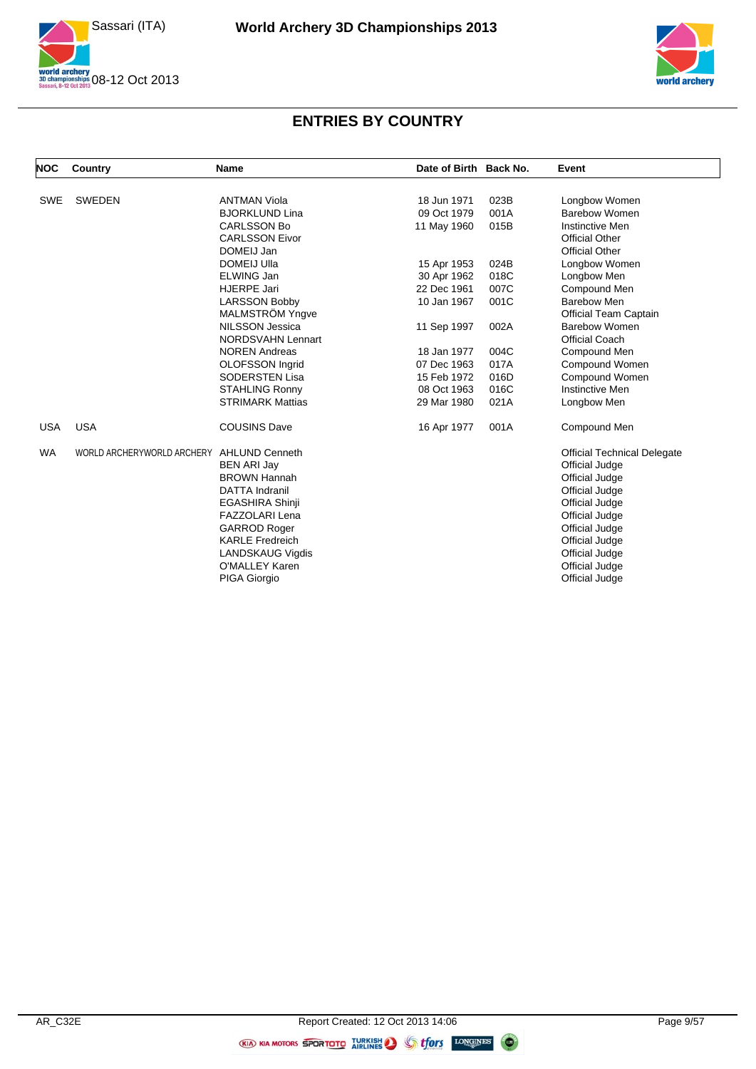## ENTRIES BY COUNTRY

| NOC | Country | Name | Date of Birth | Back No. | Event |
|---|---|---|---|---|---|
| SWE | SWEDEN | ANTMAN Viola | 18 Jun 1971 | 023B | Longbow Women |
| | | BJORKLUND Lina | 09 Oct 1979 | 001A | Barebow Women |
| | | CARLSSON Bo | 11 May 1960 | 015B | Instinctive Men |
| | | CARLSSON Eivor | | | Official Other |
| | | DOMEIJ Jan | | | Official Other |
| | | DOMEIJ Ulla | 15 Apr 1953 | 024B | Longbow Women |
| | | ELWING Jan | 30 Apr 1962 | 018C | Longbow Men |
| | | HJERPE Jari | 22 Dec 1961 | 007C | Compound Men |
| | | LARSSON Bobby | 10 Jan 1967 | 001C | Barebow Men |
| | | MALMSTRÖM Yngve | | | Official Team Captain |
| | | NILSSON Jessica | 11 Sep 1997 | 002A | Barebow Women |
| | | NORDSVAHN Lennart | | | Official Coach |
| | | NOREN Andreas | 18 Jan 1977 | 004C | Compound Men |
| | | OLOFSSON Ingrid | 07 Dec 1963 | 017A | Compound Women |
| | | SODERSTEN Lisa | 15 Feb 1972 | 016D | Compound Women |
| | | STAHLING Ronny | 08 Oct 1963 | 016C | Instinctive Men |
| | | STRIMARK Mattias | 29 Mar 1980 | 021A | Longbow Men |
| USA | USA | COUSINS Dave | 16 Apr 1977 | 001A | Compound Men |
| WA | WORLD ARCHERYWORLD ARCHERY | AHLUND Cenneth | | | Official Technical Delegate |
| | | BEN ARI Jay | | | Official Judge |
| | | BROWN Hannah | | | Official Judge |
| | | DATTA Indranil | | | Official Judge |
| | | EGASHIRA Shinji | | | Official Judge |
| | | FAZZOLARI Lena | | | Official Judge |
| | | GARROD Roger | | | Official Judge |
| | | KARLE Fredreich | | | Official Judge |
| | | LANDSKAUG Vigdis | | | Official Judge |
| | | O'MALLEY Karen | | | Official Judge |
| | | PIGA Giorgio | | | Official Judge |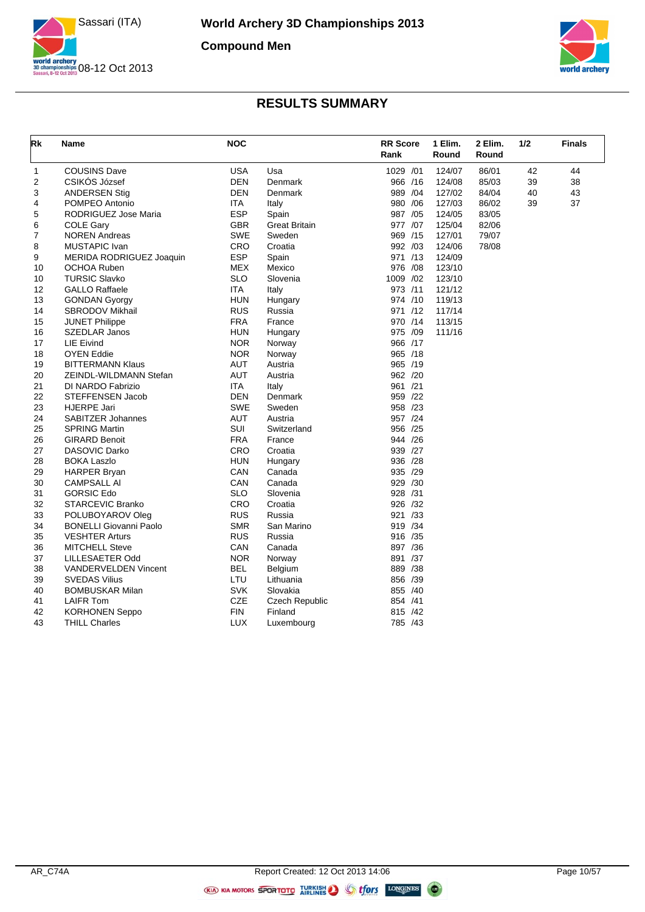# World Archery 3D Championships 2013

## Compound Men

Sassari (ITA)
08-12 Oct 2013

## RESULTS SUMMARY

| Rk | Name | NOC | | RR Score Rank | 1 Elim. Round | 2 Elim. Round | 1/2 | Finals |
|---|---|---|---|---|---|---|---|---|
| 1 | COUSINS Dave | USA | Usa | 1029 /01 | 124/07 | 86/01 | 42 | 44 |
| 2 | CSIKÓS József | DEN | Denmark | 966 /16 | 124/08 | 85/03 | 39 | 38 |
| 3 | ANDERSEN Stig | DEN | Denmark | 989 /04 | 127/02 | 84/04 | 40 | 43 |
| 4 | POMPEO Antonio | ITA | Italy | 980 /06 | 127/03 | 86/02 | 39 | 37 |
| 5 | RODRIGUEZ Jose Maria | ESP | Spain | 987 /05 | 124/05 | 83/05 | | |
| 6 | COLE Gary | GBR | Great Britain | 977 /07 | 125/04 | 82/06 | | |
| 7 | NOREN Andreas | SWE | Sweden | 969 /15 | 127/01 | 79/07 | | |
| 8 | MUSTAPIC Ivan | CRO | Croatia | 992 /03 | 124/06 | 78/08 | | |
| 9 | MERIDA RODRIGUEZ Joaquin | ESP | Spain | 971 /13 | 124/09 | | | |
| 10 | OCHOA Ruben | MEX | Mexico | 976 /08 | 123/10 | | | |
| 10 | TURSIC Slavko | SLO | Slovenia | 1009 /02 | 123/10 | | | |
| 12 | GALLO Raffaele | ITA | Italy | 973 /11 | 121/12 | | | |
| 13 | GONDAN Gyorgy | HUN | Hungary | 974 /10 | 119/13 | | | |
| 14 | SBRODOV Mikhail | RUS | Russia | 971 /12 | 117/14 | | | |
| 15 | JUNET Philippe | FRA | France | 970 /14 | 113/15 | | | |
| 16 | SZEDLAR Janos | HUN | Hungary | 975 /09 | 111/16 | | | |
| 17 | LIE Eivind | NOR | Norway | 966 /17 | | | | |
| 18 | OYEN Eddie | NOR | Norway | 965 /18 | | | | |
| 19 | BITTERMANN Klaus | AUT | Austria | 965 /19 | | | | |
| 20 | ZEINDL-WILDMANN Stefan | AUT | Austria | 962 /20 | | | | |
| 21 | DI NARDO Fabrizio | ITA | Italy | 961 /21 | | | | |
| 22 | STEFFENSEN Jacob | DEN | Denmark | 959 /22 | | | | |
| 23 | HJERPE Jari | SWE | Sweden | 958 /23 | | | | |
| 24 | SABITZER Johannes | AUT | Austria | 957 /24 | | | | |
| 25 | SPRING Martin | SUI | Switzerland | 956 /25 | | | | |
| 26 | GIRARD Benoit | FRA | France | 944 /26 | | | | |
| 27 | DASOVIC Darko | CRO | Croatia | 939 /27 | | | | |
| 28 | BOKA Laszlo | HUN | Hungary | 936 /28 | | | | |
| 29 | HARPER Bryan | CAN | Canada | 935 /29 | | | | |
| 30 | CAMPSALL Al | CAN | Canada | 929 /30 | | | | |
| 31 | GORSIC Edo | SLO | Slovenia | 928 /31 | | | | |
| 32 | STARCEVIC Branko | CRO | Croatia | 926 /32 | | | | |
| 33 | POLUBOYAROV Oleg | RUS | Russia | 921 /33 | | | | |
| 34 | BONELLI Giovanni Paolo | SMR | San Marino | 919 /34 | | | | |
| 35 | VESHTER Arturs | RUS | Russia | 916 /35 | | | | |
| 36 | MITCHELL Steve | CAN | Canada | 897 /36 | | | | |
| 37 | LILLESAETER Odd | NOR | Norway | 891 /37 | | | | |
| 38 | VANDERVELDEN Vincent | BEL | Belgium | 889 /38 | | | | |
| 39 | SVEDAS Vilius | LTU | Lithuania | 856 /39 | | | | |
| 40 | BOMBUSKAR Milan | SVK | Slovakia | 855 /40 | | | | |
| 41 | LAIFR Tom | CZE | Czech Republic | 854 /41 | | | | |
| 42 | KORHONEN Seppo | FIN | Finland | 815 /42 | | | | |
| 43 | THILL Charles | LUX | Luxembourg | 785 /43 | | | | |

AR_C74A Report Created: 12 Oct 2013 14:06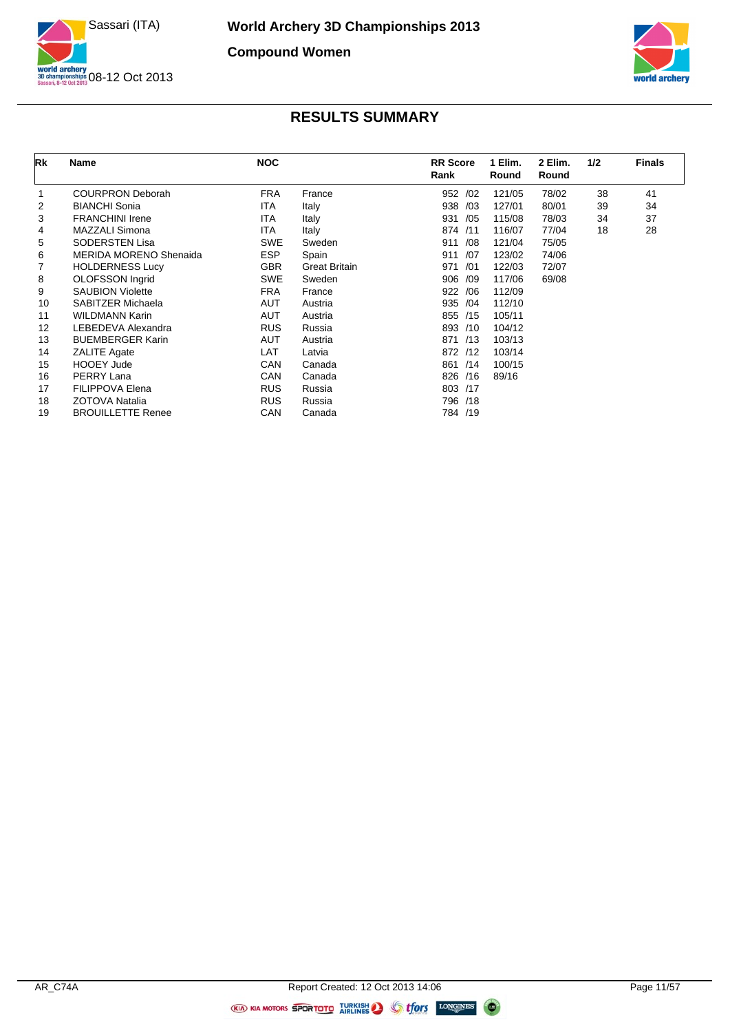# World Archery 3D Championships 2013

Sassari (ITA)

08-12 Oct 2013

## Compound Women

## RESULTS SUMMARY

| Rk | Name | NOC | | RR Score Rank | 1 Elim. Round | 2 Elim. Round | 1/2 | Finals |
|---|---|---|---|---|---|---|---|---|
| 1 | COURPRON Deborah | FRA | France | 952 /02 | 121/05 | 78/02 | 38 | 41 |
| 2 | BIANCHI Sonia | ITA | Italy | 938 /03 | 127/01 | 80/01 | 39 | 34 |
| 3 | FRANCHINI Irene | ITA | Italy | 931 /05 | 115/08 | 78/03 | 34 | 37 |
| 4 | MAZZALI Simona | ITA | Italy | 874 /11 | 116/07 | 77/04 | 18 | 28 |
| 5 | SODERSTEN Lisa | SWE | Sweden | 911 /08 | 121/04 | 75/05 | | |
| 6 | MERIDA MORENO Shenaida | ESP | Spain | 911 /07 | 123/02 | 74/06 | | |
| 7 | HOLDERNESS Lucy | GBR | Great Britain | 971 /01 | 122/03 | 72/07 | | |
| 8 | OLOFSSON Ingrid | SWE | Sweden | 906 /09 | 117/06 | 69/08 | | |
| 9 | SAUBION Violette | FRA | France | 922 /06 | 112/09 | | | |
| 10 | SABITZER Michaela | AUT | Austria | 935 /04 | 112/10 | | | |
| 11 | WILDMANN Karin | AUT | Austria | 855 /15 | 105/11 | | | |
| 12 | LEBEDEVA Alexandra | RUS | Russia | 893 /10 | 104/12 | | | |
| 13 | BUEMBERGER Karin | AUT | Austria | 871 /13 | 103/13 | | | |
| 14 | ZALITE Agate | LAT | Latvia | 872 /12 | 103/14 | | | |
| 15 | HOOEY Jude | CAN | Canada | 861 /14 | 100/15 | | | |
| 16 | PERRY Lana | CAN | Canada | 826 /16 | 89/16 | | | |
| 17 | FILIPPOVA Elena | RUS | Russia | 803 /17 | | | | |
| 18 | ZOTOVA Natalia | RUS | Russia | 796 /18 | | | | |
| 19 | BROUILLETTE Renee | CAN | Canada | 784 /19 | | | | |

AR_C74A Report Created: 12 Oct 2013 14:06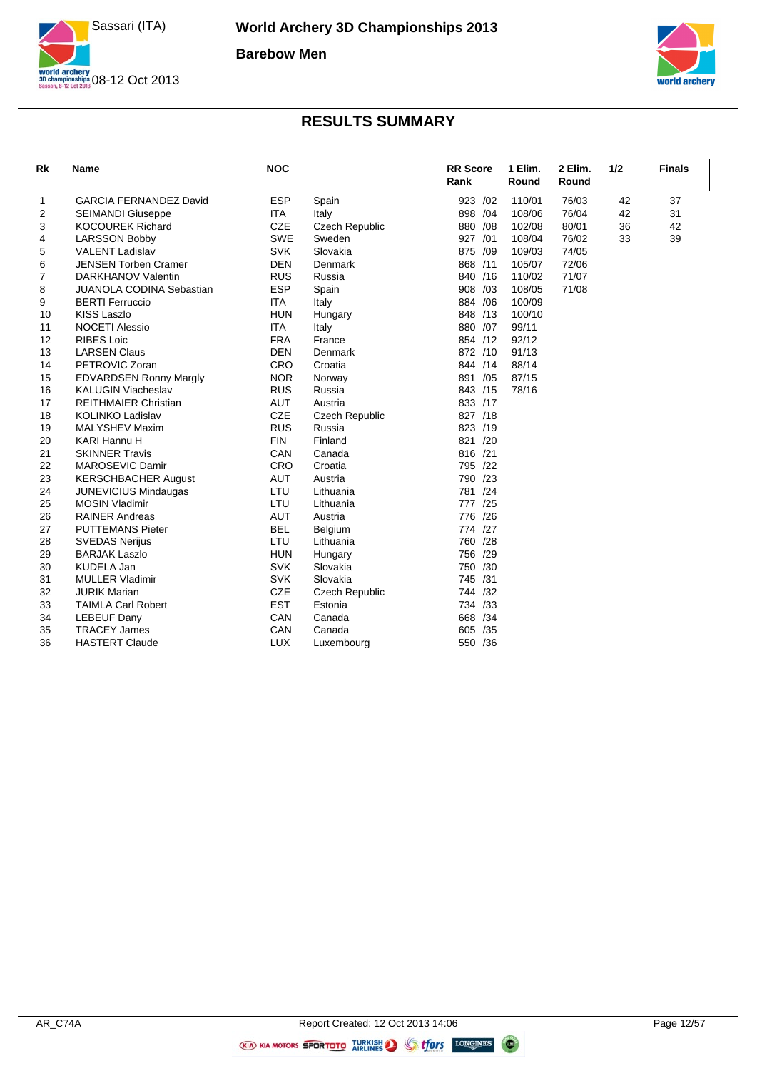# World Archery 3D Championships 2013

## Barebow Men

Sassari (ITA)
08-12 Oct 2013

## RESULTS SUMMARY

| Rk | Name | NOC | | RR Score Rank | 1 Elim. Round | 2 Elim. Round | 1/2 | Finals |
|---|---|---|---|---|---|---|---|---|
| 1 | GARCIA FERNANDEZ David | ESP | Spain | 923 /02 | 110/01 | 76/03 | 42 | 37 |
| 2 | SEIMANDI Giuseppe | ITA | Italy | 898 /04 | 108/06 | 76/04 | 42 | 31 |
| 3 | KOCOUREK Richard | CZE | Czech Republic | 880 /08 | 102/08 | 80/01 | 36 | 42 |
| 4 | LARSSON Bobby | SWE | Sweden | 927 /01 | 108/04 | 76/02 | 33 | 39 |
| 5 | VALENT Ladislav | SVK | Slovakia | 875 /09 | 109/03 | 74/05 | | |
| 6 | JENSEN Torben Cramer | DEN | Denmark | 868 /11 | 105/07 | 72/06 | | |
| 7 | DARKHANOV Valentin | RUS | Russia | 840 /16 | 110/02 | 71/07 | | |
| 8 | JUANOLA CODINA Sebastian | ESP | Spain | 908 /03 | 108/05 | 71/08 | | |
| 9 | BERTI Ferruccio | ITA | Italy | 884 /06 | 100/09 | | | |
| 10 | KISS Laszlo | HUN | Hungary | 848 /13 | 100/10 | | | |
| 11 | NOCETI Alessio | ITA | Italy | 880 /07 | 99/11 | | | |
| 12 | RIBES Loic | FRA | France | 854 /12 | 92/12 | | | |
| 13 | LARSEN Claus | DEN | Denmark | 872 /10 | 91/13 | | | |
| 14 | PETROVIC Zoran | CRO | Croatia | 844 /14 | 88/14 | | | |
| 15 | EDVARDSEN Ronny Margly | NOR | Norway | 891 /05 | 87/15 | | | |
| 16 | KALUGIN Viacheslav | RUS | Russia | 843 /15 | 78/16 | | | |
| 17 | REITHMAIER Christian | AUT | Austria | 833 /17 | | | | |
| 18 | KOLINKO Ladislav | CZE | Czech Republic | 827 /18 | | | | |
| 19 | MALYSHEV Maxim | RUS | Russia | 823 /19 | | | | |
| 20 | KARI Hannu H | FIN | Finland | 821 /20 | | | | |
| 21 | SKINNER Travis | CAN | Canada | 816 /21 | | | | |
| 22 | MAROSEVIC Damir | CRO | Croatia | 795 /22 | | | | |
| 23 | KERSCHBACHER August | AUT | Austria | 790 /23 | | | | |
| 24 | JUNEVICIUS Mindaugas | LTU | Lithuania | 781 /24 | | | | |
| 25 | MOSIN Vladimir | LTU | Lithuania | 777 /25 | | | | |
| 26 | RAINER Andreas | AUT | Austria | 776 /26 | | | | |
| 27 | PUTTEMANS Pieter | BEL | Belgium | 774 /27 | | | | |
| 28 | SVEDAS Nerijus | LTU | Lithuania | 760 /28 | | | | |
| 29 | BARJAK Laszlo | HUN | Hungary | 756 /29 | | | | |
| 30 | KUDELA Jan | SVK | Slovakia | 750 /30 | | | | |
| 31 | MULLER Vladimir | SVK | Slovakia | 745 /31 | | | | |
| 32 | JURIK Marian | CZE | Czech Republic | 744 /32 | | | | |
| 33 | TAIMLA Carl Robert | EST | Estonia | 734 /33 | | | | |
| 34 | LEBEUF Dany | CAN | Canada | 668 /34 | | | | |
| 35 | TRACEY James | CAN | Canada | 605 /35 | | | | |
| 36 | HASTERT Claude | LUX | Luxembourg | 550 /36 | | | | |

AR_C74A — Report Created: 12 Oct 2013 14:06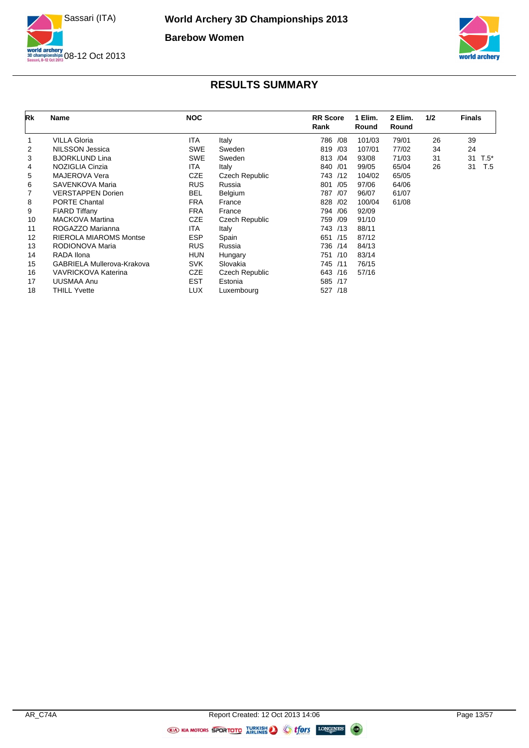# World Archery 3D Championships 2013

## Barebow Women

Sassari (ITA)

08-12 Oct 2013

## RESULTS SUMMARY

| Rk | Name | NOC | | RR Score Rank | 1 Elim. Round | 2 Elim. Round | 1/2 | Finals |
|---|---|---|---|---|---|---|---|---|
| 1 | VILLA Gloria | ITA | Italy | 786 /08 | 101/03 | 79/01 | 26 | 39 |
| 2 | NILSSON Jessica | SWE | Sweden | 819 /03 | 107/01 | 77/02 | 34 | 24 |
| 3 | BJORKLUND Lina | SWE | Sweden | 813 /04 | 93/08 | 71/03 | 31 | 31 T.5* |
| 4 | NOZIGLIA Cinzia | ITA | Italy | 840 /01 | 99/05 | 65/04 | 26 | 31 T.5 |
| 5 | MAJEROVA Vera | CZE | Czech Republic | 743 /12 | 104/02 | 65/05 | | |
| 6 | SAVENKOVA Maria | RUS | Russia | 801 /05 | 97/06 | 64/06 | | |
| 7 | VERSTAPPEN Dorien | BEL | Belgium | 787 /07 | 96/07 | 61/07 | | |
| 8 | PORTE Chantal | FRA | France | 828 /02 | 100/04 | 61/08 | | |
| 9 | FIARD Tiffany | FRA | France | 794 /06 | 92/09 | | | |
| 10 | MACKOVA Martina | CZE | Czech Republic | 759 /09 | 91/10 | | | |
| 11 | ROGAZZO Marianna | ITA | Italy | 743 /13 | 88/11 | | | |
| 12 | RIEROLA MIAROMS Montse | ESP | Spain | 651 /15 | 87/12 | | | |
| 13 | RODIONOVA Maria | RUS | Russia | 736 /14 | 84/13 | | | |
| 14 | RADA Ilona | HUN | Hungary | 751 /10 | 83/14 | | | |
| 15 | GABRIELA Mullerova-Krakova | SVK | Slovakia | 745 /11 | 76/15 | | | |
| 16 | VAVRICKOVA Katerina | CZE | Czech Republic | 643 /16 | 57/16 | | | |
| 17 | UUSMAA Anu | EST | Estonia | 585 /17 | | | | |
| 18 | THILL Yvette | LUX | Luxembourg | 527 /18 | | | | |

AR_C74A Report Created: 12 Oct 2013 14:06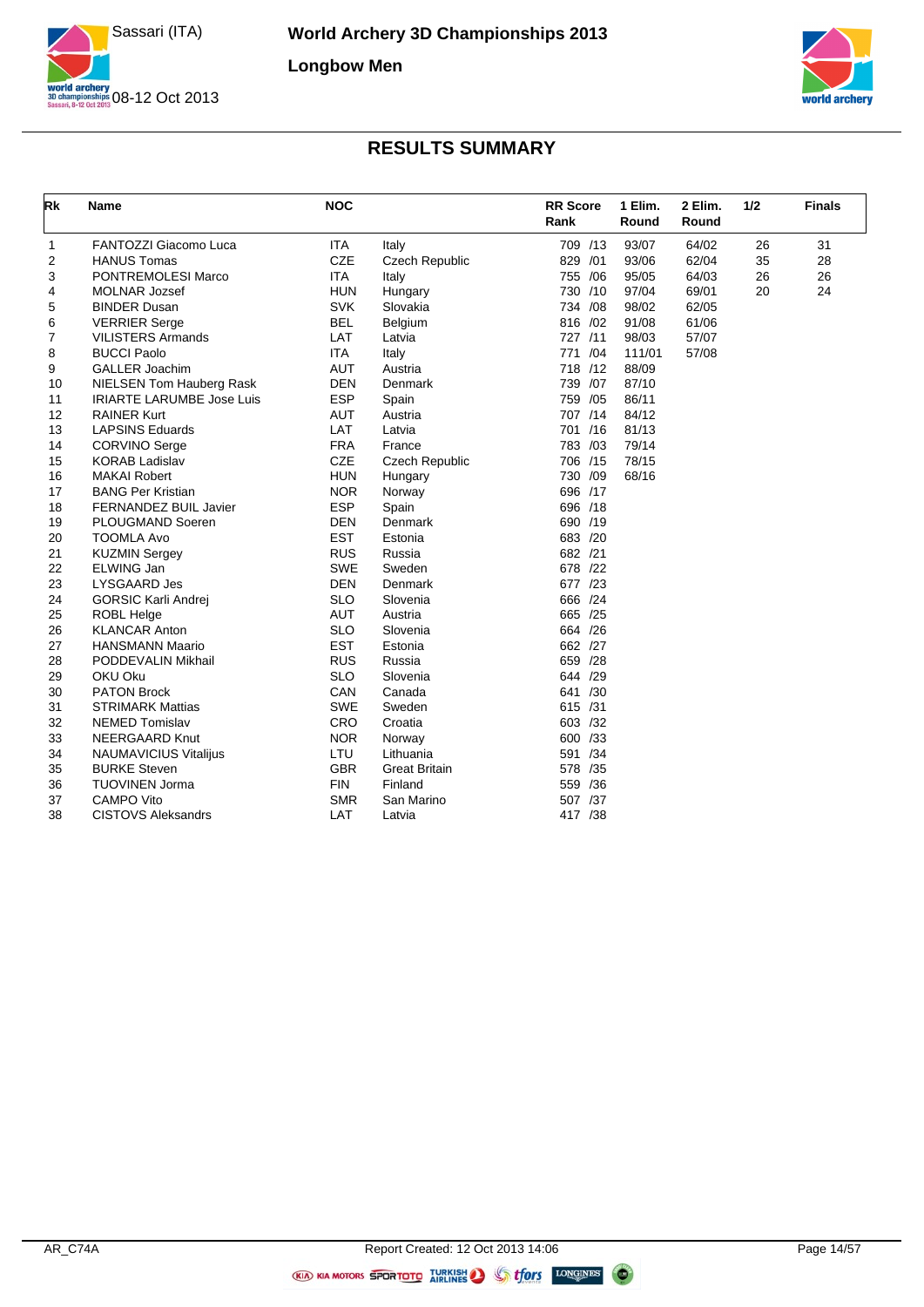# World Archery 3D Championships 2013

Sassari (ITA)
08-12 Oct 2013

## Longbow Men

## RESULTS SUMMARY

| Rk | Name | NOC | | RR Score Rank | 1 Elim. Round | 2 Elim. Round | 1/2 | Finals |
|---|---|---|---|---|---|---|---|---|
| 1 | FANTOZZI Giacomo Luca | ITA | Italy | 709 /13 | 93/07 | 64/02 | 26 | 31 |
| 2 | HANUS Tomas | CZE | Czech Republic | 829 /01 | 93/06 | 62/04 | 35 | 28 |
| 3 | PONTREMOLESI Marco | ITA | Italy | 755 /06 | 95/05 | 64/03 | 26 | 26 |
| 4 | MOLNAR Jozsef | HUN | Hungary | 730 /10 | 97/04 | 69/01 | 20 | 24 |
| 5 | BINDER Dusan | SVK | Slovakia | 734 /08 | 98/02 | 62/05 | | |
| 6 | VERRIER Serge | BEL | Belgium | 816 /02 | 91/08 | 61/06 | | |
| 7 | VILISTERS Armands | LAT | Latvia | 727 /11 | 98/03 | 57/07 | | |
| 8 | BUCCI Paolo | ITA | Italy | 771 /04 | 111/01 | 57/08 | | |
| 9 | GALLER Joachim | AUT | Austria | 718 /12 | 88/09 | | | |
| 10 | NIELSEN Tom Hauberg Rask | DEN | Denmark | 739 /07 | 87/10 | | | |
| 11 | IRIARTE LARUMBE Jose Luis | ESP | Spain | 759 /05 | 86/11 | | | |
| 12 | RAINER Kurt | AUT | Austria | 707 /14 | 84/12 | | | |
| 13 | LAPSINS Eduards | LAT | Latvia | 701 /16 | 81/13 | | | |
| 14 | CORVINO Serge | FRA | France | 783 /03 | 79/14 | | | |
| 15 | KORAB Ladislav | CZE | Czech Republic | 706 /15 | 78/15 | | | |
| 16 | MAKAI Robert | HUN | Hungary | 730 /09 | 68/16 | | | |
| 17 | BANG Per Kristian | NOR | Norway | 696 /17 | | | | |
| 18 | FERNANDEZ BUIL Javier | ESP | Spain | 696 /18 | | | | |
| 19 | PLOUGMAND Soeren | DEN | Denmark | 690 /19 | | | | |
| 20 | TOOMLA Avo | EST | Estonia | 683 /20 | | | | |
| 21 | KUZMIN Sergey | RUS | Russia | 682 /21 | | | | |
| 22 | ELWING Jan | SWE | Sweden | 678 /22 | | | | |
| 23 | LYSGAARD Jes | DEN | Denmark | 677 /23 | | | | |
| 24 | GORSIC Karli Andrej | SLO | Slovenia | 666 /24 | | | | |
| 25 | ROBL Helge | AUT | Austria | 665 /25 | | | | |
| 26 | KLANCAR Anton | SLO | Slovenia | 664 /26 | | | | |
| 27 | HANSMANN Maario | EST | Estonia | 662 /27 | | | | |
| 28 | PODDEVALIN Mikhail | RUS | Russia | 659 /28 | | | | |
| 29 | OKU Oku | SLO | Slovenia | 644 /29 | | | | |
| 30 | PATON Brock | CAN | Canada | 641 /30 | | | | |
| 31 | STRIMARK Mattias | SWE | Sweden | 615 /31 | | | | |
| 32 | NEMED Tomislav | CRO | Croatia | 603 /32 | | | | |
| 33 | NEERGAARD Knut | NOR | Norway | 600 /33 | | | | |
| 34 | NAUMAVICIUS Vitalijus | LTU | Lithuania | 591 /34 | | | | |
| 35 | BURKE Steven | GBR | Great Britain | 578 /35 | | | | |
| 36 | TUOVINEN Jorma | FIN | Finland | 559 /36 | | | | |
| 37 | CAMPO Vito | SMR | San Marino | 507 /37 | | | | |
| 38 | CISTOVS Aleksandrs | LAT | Latvia | 417 /38 | | | | |

AR_C74A — Report Created: 12 Oct 2013 14:06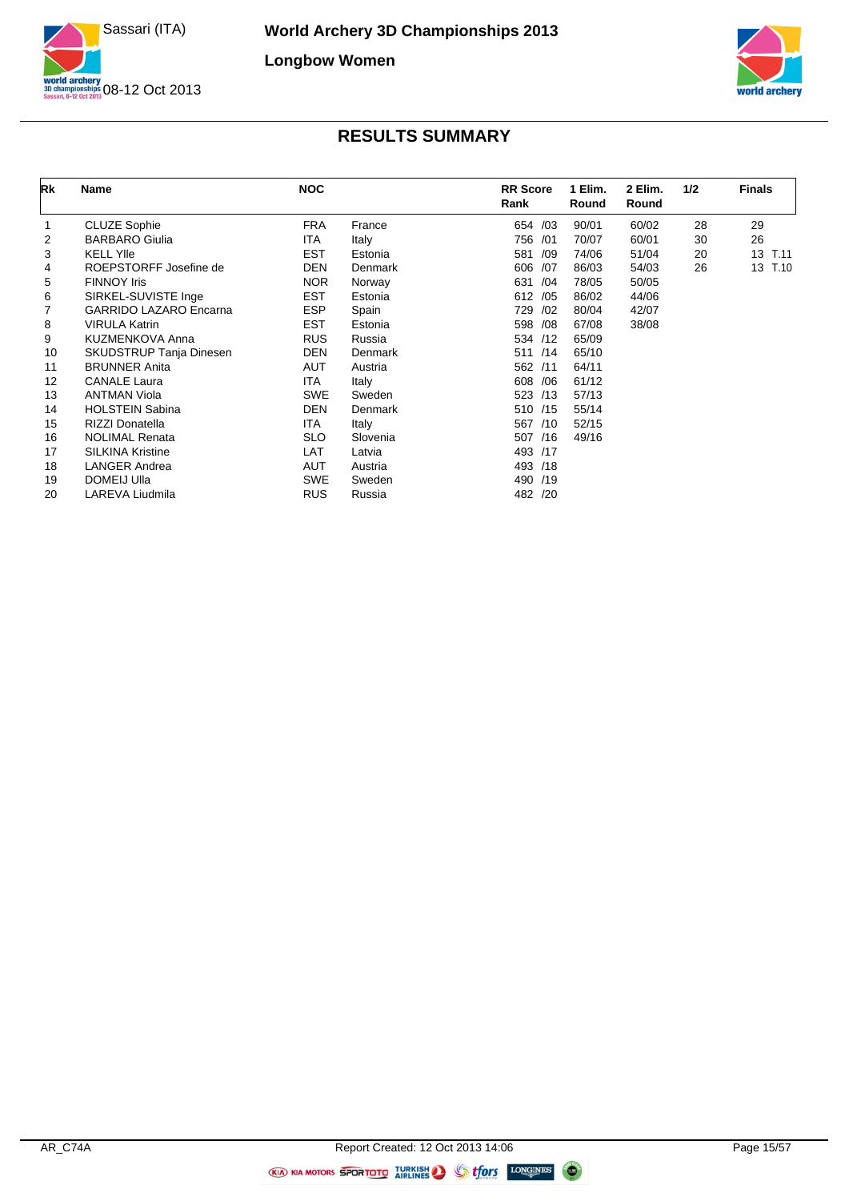# World Archery 3D Championships 2013

Sassari (ITA)

08-12 Oct 2013

## Longbow Women

## RESULTS SUMMARY

| Rk | Name | NOC | | RR Score Rank | 1 Elim. Round | 2 Elim. Round | 1/2 | Finals |
|---|---|---|---|---|---|---|---|---|
| 1 | CLUZE Sophie | FRA | France | 654 /03 | 90/01 | 60/02 | 28 | 29 |
| 2 | BARBARO Giulia | ITA | Italy | 756 /01 | 70/07 | 60/01 | 30 | 26 |
| 3 | KELL Ylle | EST | Estonia | 581 /09 | 74/06 | 51/04 | 20 | 13 T.11 |
| 4 | ROEPSTORFF Josefine de | DEN | Denmark | 606 /07 | 86/03 | 54/03 | 26 | 13 T.10 |
| 5 | FINNOY Iris | NOR | Norway | 631 /04 | 78/05 | 50/05 | | |
| 6 | SIRKEL-SUVISTE Inge | EST | Estonia | 612 /05 | 86/02 | 44/06 | | |
| 7 | GARRIDO LAZARO Encarna | ESP | Spain | 729 /02 | 80/04 | 42/07 | | |
| 8 | VIRULA Katrin | EST | Estonia | 598 /08 | 67/08 | 38/08 | | |
| 9 | KUZMENKOVA Anna | RUS | Russia | 534 /12 | 65/09 | | | |
| 10 | SKUDSTRUP Tanja Dinesen | DEN | Denmark | 511 /14 | 65/10 | | | |
| 11 | BRUNNER Anita | AUT | Austria | 562 /11 | 64/11 | | | |
| 12 | CANALE Laura | ITA | Italy | 608 /06 | 61/12 | | | |
| 13 | ANTMAN Viola | SWE | Sweden | 523 /13 | 57/13 | | | |
| 14 | HOLSTEIN Sabina | DEN | Denmark | 510 /15 | 55/14 | | | |
| 15 | RIZZI Donatella | ITA | Italy | 567 /10 | 52/15 | | | |
| 16 | NOLIMAL Renata | SLO | Slovenia | 507 /16 | 49/16 | | | |
| 17 | SILKINA Kristine | LAT | Latvia | 493 /17 | | | | |
| 18 | LANGER Andrea | AUT | Austria | 493 /18 | | | | |
| 19 | DOMEIJ Ulla | SWE | Sweden | 490 /19 | | | | |
| 20 | LAREVA Liudmila | RUS | Russia | 482 /20 | | | | |

AR_C74A — Report Created: 12 Oct 2013 14:06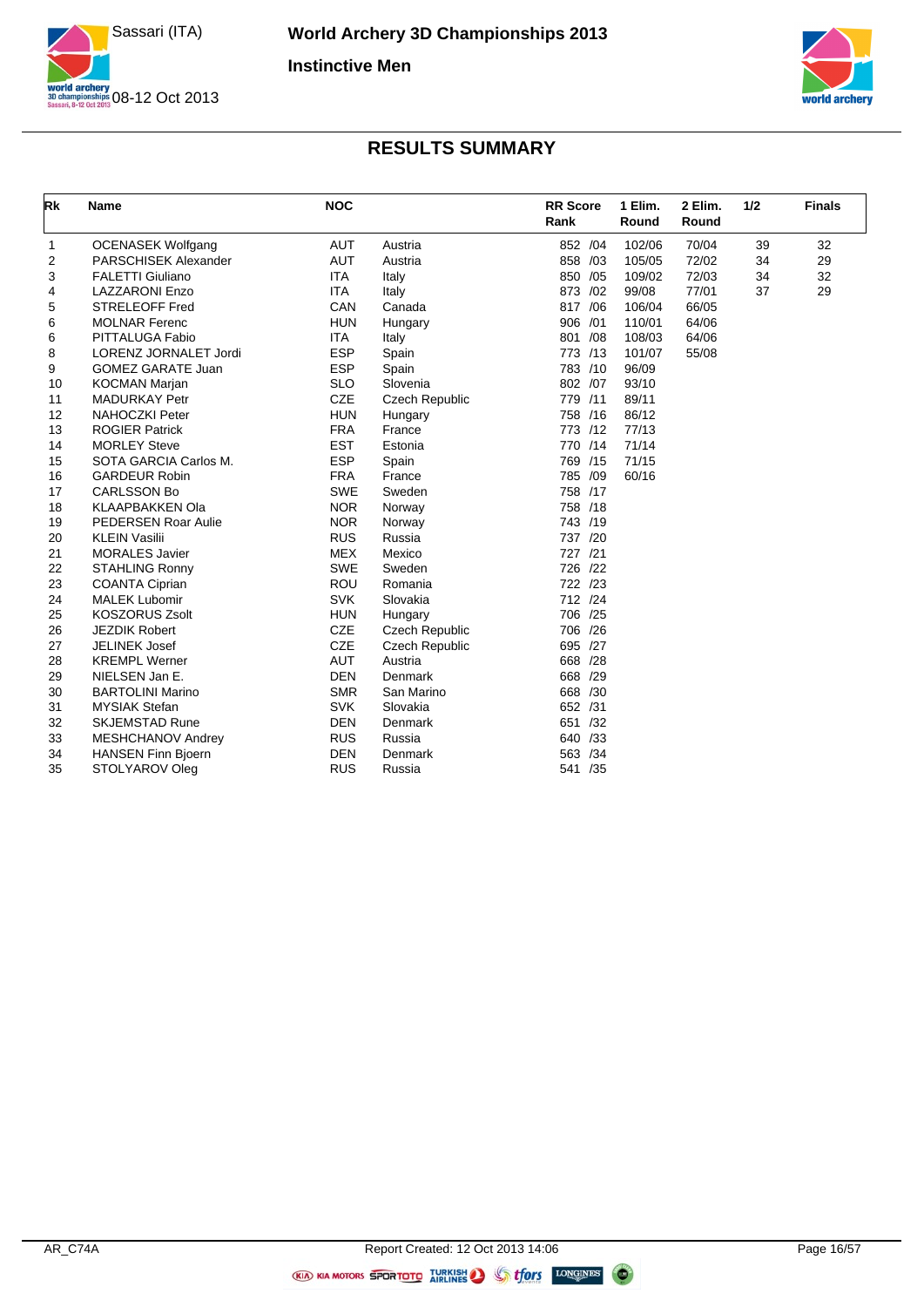# World Archery 3D Championships 2013

## Instinctive Men

Sassari (ITA) 08-12 Oct 2013

## RESULTS SUMMARY

| Rk | Name | NOC | | RR Score Rank | 1 Elim. Round | 2 Elim. Round | 1/2 | Finals |
|---|---|---|---|---|---|---|---|---|
| 1 | OCENASEK Wolfgang | AUT | Austria | 852 /04 | 102/06 | 70/04 | 39 | 32 |
| 2 | PARSCHISEK Alexander | AUT | Austria | 858 /03 | 105/05 | 72/02 | 34 | 29 |
| 3 | FALETTI Giuliano | ITA | Italy | 850 /05 | 109/02 | 72/03 | 34 | 32 |
| 4 | LAZZARONI Enzo | ITA | Italy | 873 /02 | 99/08 | 77/01 | 37 | 29 |
| 5 | STRELEOFF Fred | CAN | Canada | 817 /06 | 106/04 | 66/05 | | |
| 6 | MOLNAR Ferenc | HUN | Hungary | 906 /01 | 110/01 | 64/06 | | |
| 6 | PITTALUGA Fabio | ITA | Italy | 801 /08 | 108/03 | 64/06 | | |
| 8 | LORENZ JORNALET Jordi | ESP | Spain | 773 /13 | 101/07 | 55/08 | | |
| 9 | GOMEZ GARATE Juan | ESP | Spain | 783 /10 | 96/09 | | | |
| 10 | KOCMAN Marjan | SLO | Slovenia | 802 /07 | 93/10 | | | |
| 11 | MADURKAY Petr | CZE | Czech Republic | 779 /11 | 89/11 | | | |
| 12 | NAHOCZKI Peter | HUN | Hungary | 758 /16 | 86/12 | | | |
| 13 | ROGIER Patrick | FRA | France | 773 /12 | 77/13 | | | |
| 14 | MORLEY Steve | EST | Estonia | 770 /14 | 71/14 | | | |
| 15 | SOTA GARCIA Carlos M. | ESP | Spain | 769 /15 | 71/15 | | | |
| 16 | GARDEUR Robin | FRA | France | 785 /09 | 60/16 | | | |
| 17 | CARLSSON Bo | SWE | Sweden | 758 /17 | | | | |
| 18 | KLAAPBAKKEN Ola | NOR | Norway | 758 /18 | | | | |
| 19 | PEDERSEN Roar Aulie | NOR | Norway | 743 /19 | | | | |
| 20 | KLEIN Vasilii | RUS | Russia | 737 /20 | | | | |
| 21 | MORALES Javier | MEX | Mexico | 727 /21 | | | | |
| 22 | STAHLING Ronny | SWE | Sweden | 726 /22 | | | | |
| 23 | COANTA Ciprian | ROU | Romania | 722 /23 | | | | |
| 24 | MALEK Lubomir | SVK | Slovakia | 712 /24 | | | | |
| 25 | KOSZORUS Zsolt | HUN | Hungary | 706 /25 | | | | |
| 26 | JEZDIK Robert | CZE | Czech Republic | 706 /26 | | | | |
| 27 | JELINEK Josef | CZE | Czech Republic | 695 /27 | | | | |
| 28 | KREMPL Werner | AUT | Austria | 668 /28 | | | | |
| 29 | NIELSEN Jan E. | DEN | Denmark | 668 /29 | | | | |
| 30 | BARTOLINI Marino | SMR | San Marino | 668 /30 | | | | |
| 31 | MYSIAK Stefan | SVK | Slovakia | 652 /31 | | | | |
| 32 | SKJEMSTAD Rune | DEN | Denmark | 651 /32 | | | | |
| 33 | MESHCHANOV Andrey | RUS | Russia | 640 /33 | | | | |
| 34 | HANSEN Finn Bjoern | DEN | Denmark | 563 /34 | | | | |
| 35 | STOLYAROV Oleg | RUS | Russia | 541 /35 | | | | |

AR_C74A Report Created: 12 Oct 2013 14:06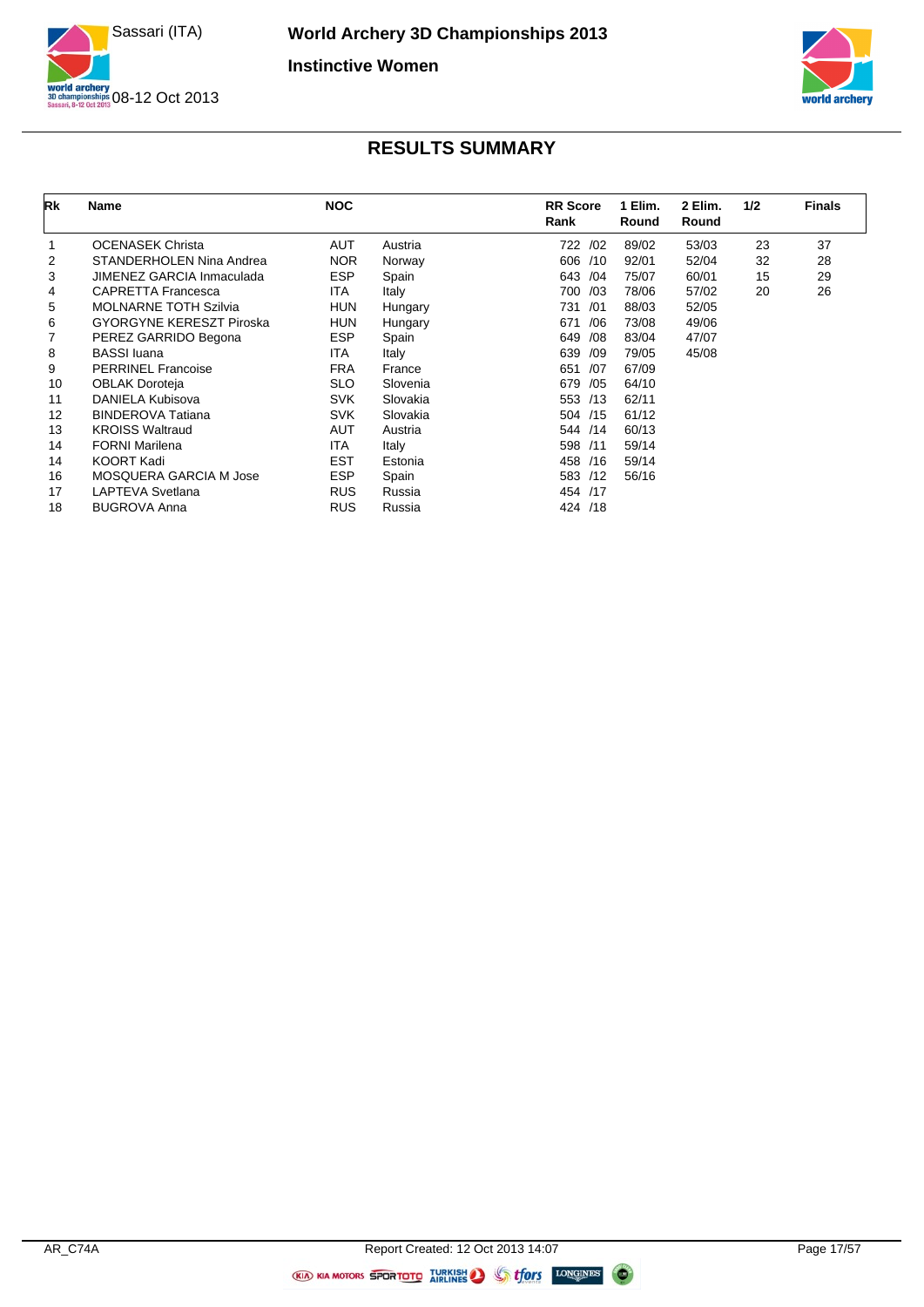# World Archery 3D Championships 2013

## Instinctive Women

Sassari (ITA)

08-12 Oct 2013

### RESULTS SUMMARY

| Rk | Name | NOC | | RR Score Rank | 1 Elim. Round | 2 Elim. Round | 1/2 | Finals |
|---|---|---|---|---|---|---|---|---|
| 1 | OCENASEK Christa | AUT | Austria | 722 /02 | 89/02 | 53/03 | 23 | 37 |
| 2 | STANDERHOLEN Nina Andrea | NOR | Norway | 606 /10 | 92/01 | 52/04 | 32 | 28 |
| 3 | JIMENEZ GARCIA Inmaculada | ESP | Spain | 643 /04 | 75/07 | 60/01 | 15 | 29 |
| 4 | CAPRETTA Francesca | ITA | Italy | 700 /03 | 78/06 | 57/02 | 20 | 26 |
| 5 | MOLNARNE TOTH Szilvia | HUN | Hungary | 731 /01 | 88/03 | 52/05 | | |
| 6 | GYORGYNE KERESZT Piroska | HUN | Hungary | 671 /06 | 73/08 | 49/06 | | |
| 7 | PEREZ GARRIDO Begona | ESP | Spain | 649 /08 | 83/04 | 47/07 | | |
| 8 | BASSI Iuana | ITA | Italy | 639 /09 | 79/05 | 45/08 | | |
| 9 | PERRINEL Francoise | FRA | France | 651 /07 | 67/09 | | | |
| 10 | OBLAK Doroteja | SLO | Slovenia | 679 /05 | 64/10 | | | |
| 11 | DANIELA Kubisova | SVK | Slovakia | 553 /13 | 62/11 | | | |
| 12 | BINDEROVA Tatiana | SVK | Slovakia | 504 /15 | 61/12 | | | |
| 13 | KROISS Waltraud | AUT | Austria | 544 /14 | 60/13 | | | |
| 14 | FORNI Marilena | ITA | Italy | 598 /11 | 59/14 | | | |
| 14 | KOORT Kadi | EST | Estonia | 458 /16 | 59/14 | | | |
| 16 | MOSQUERA GARCIA M Jose | ESP | Spain | 583 /12 | 56/16 | | | |
| 17 | LAPTEVA Svetlana | RUS | Russia | 454 /17 | | | | |
| 18 | BUGROVA Anna | RUS | Russia | 424 /18 | | | | |

AR_C74A — Report Created: 12 Oct 2013 14:07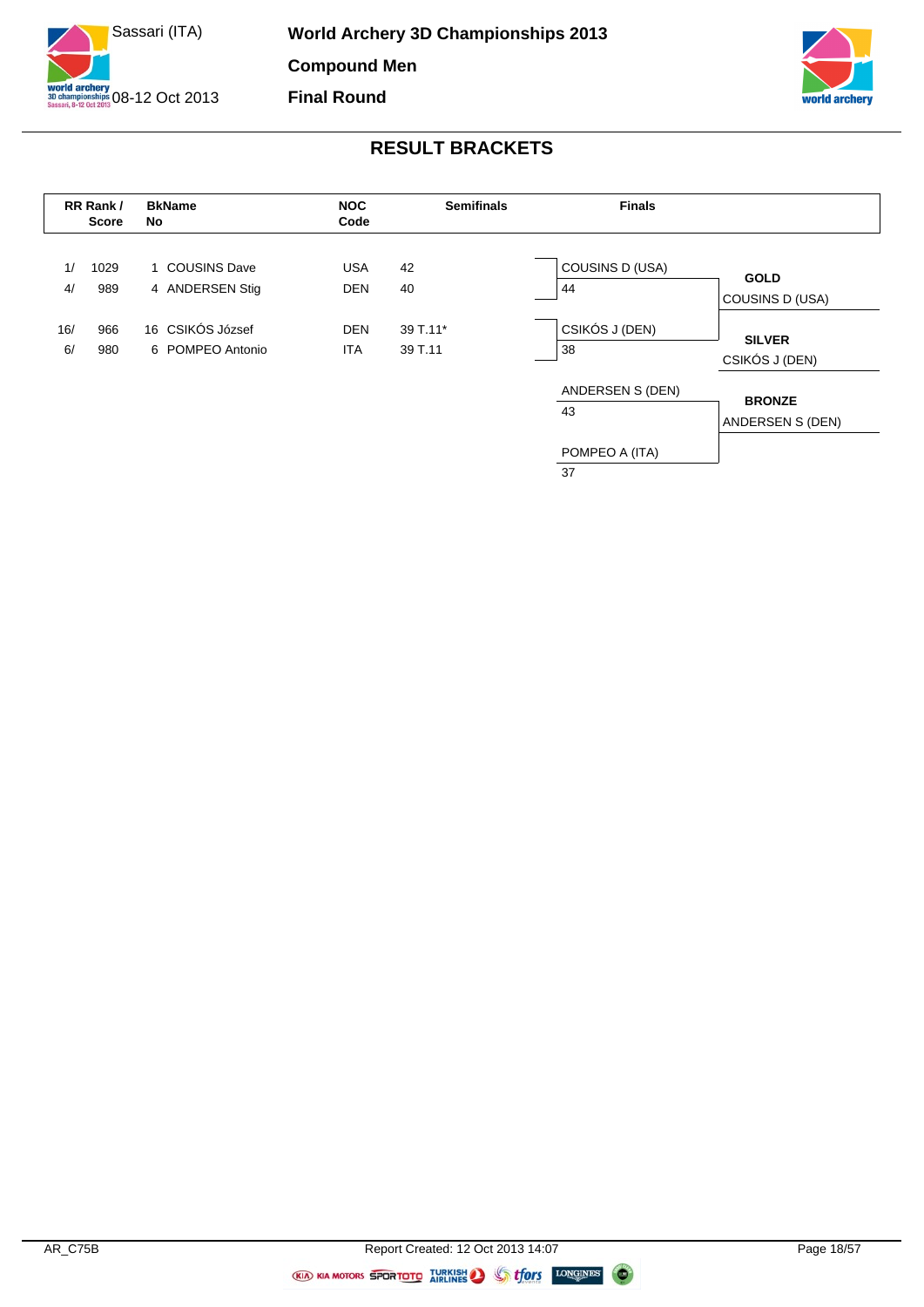# World Archery 3D Championships 2013

## Compound Men

## Final Round

Sassari (ITA)

08-12 Oct 2013

## RESULT BRACKETS

| RR Rank / | Score | BkName No | | NOC Code | Semifinals |
|---|---|---|---|---|---|
| 1/ | 1029 | 1 | COUSINS Dave | USA | 42 |
| 4/ | 989 | 4 | ANDERSEN Stig | DEN | 40 |
| 16/ | 966 | 16 | CSIKÓS József | DEN | 39 T.11* |
| 6/ | 980 | 6 | POMPEO Antonio | ITA | 39 T.11 |

### Finals

**Gold Medal Match**

| Athlete | Score |
|---|---|
| COUSINS D (USA) | 44 |
| CSIKÓS J (DEN) | 38 |

**GOLD**: COUSINS D (USA)

**SILVER**: CSIKÓS J (DEN)

**Bronze Medal Match**

| Athlete | Score |
|---|---|
| ANDERSEN S (DEN) | 43 |
| POMPEO A (ITA) | 37 |

**BRONZE**: ANDERSEN S (DEN)

AR_C75B

Report Created: 12 Oct 2013 14:07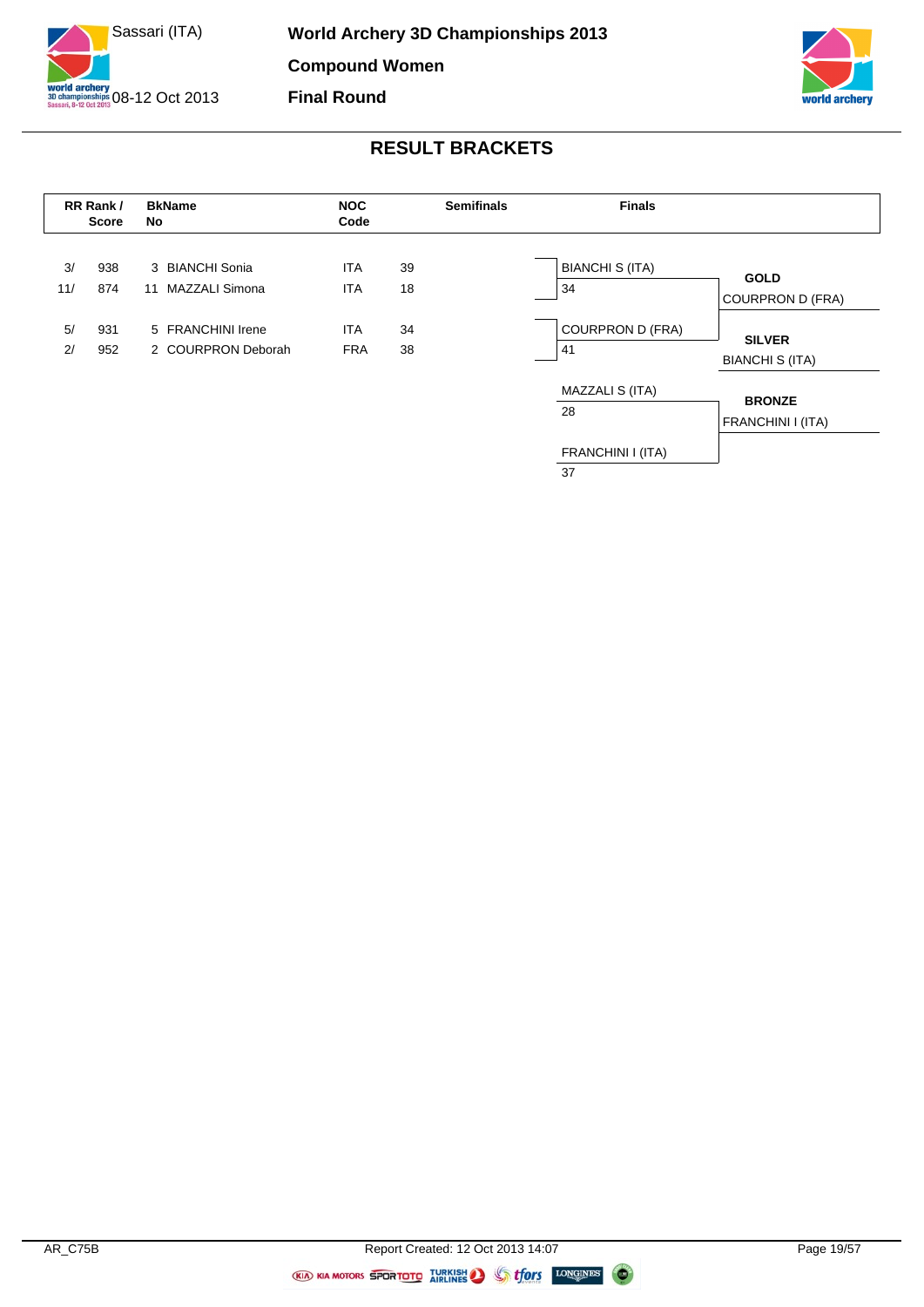# World Archery 3D Championships 2013

**Sassari (ITA)**
**08-12 Oct 2013**

**Compound Women**

**Final Round**

## RESULT BRACKETS

| RR Rank / | Score | BkName No | | NOC Code | Semifinals |
|---|---|---|---|---|---|
| 3/ | 938 | 3 | BIANCHI Sonia | ITA | 39 |
| 11/ | 874 | 11 | MAZZALI Simona | ITA | 18 |
| 5/ | 931 | 5 | FRANCHINI Irene | ITA | 34 |
| 2/ | 952 | 2 | COURPRON Deborah | FRA | 38 |

**Finals**

| Match | Athlete | Score |
|---|---|---|
| Gold Medal Match | BIANCHI S (ITA) | 34 |
| | COURPRON D (FRA) | 41 |
| Bronze Medal Match | MAZZALI S (ITA) | 28 |
| | FRANCHINI I (ITA) | 37 |

**GOLD**
COURPRON D (FRA)

**SILVER**
BIANCHI S (ITA)

**BRONZE**
FRANCHINI I (ITA)

AR_C75B — Report Created: 12 Oct 2013 14:07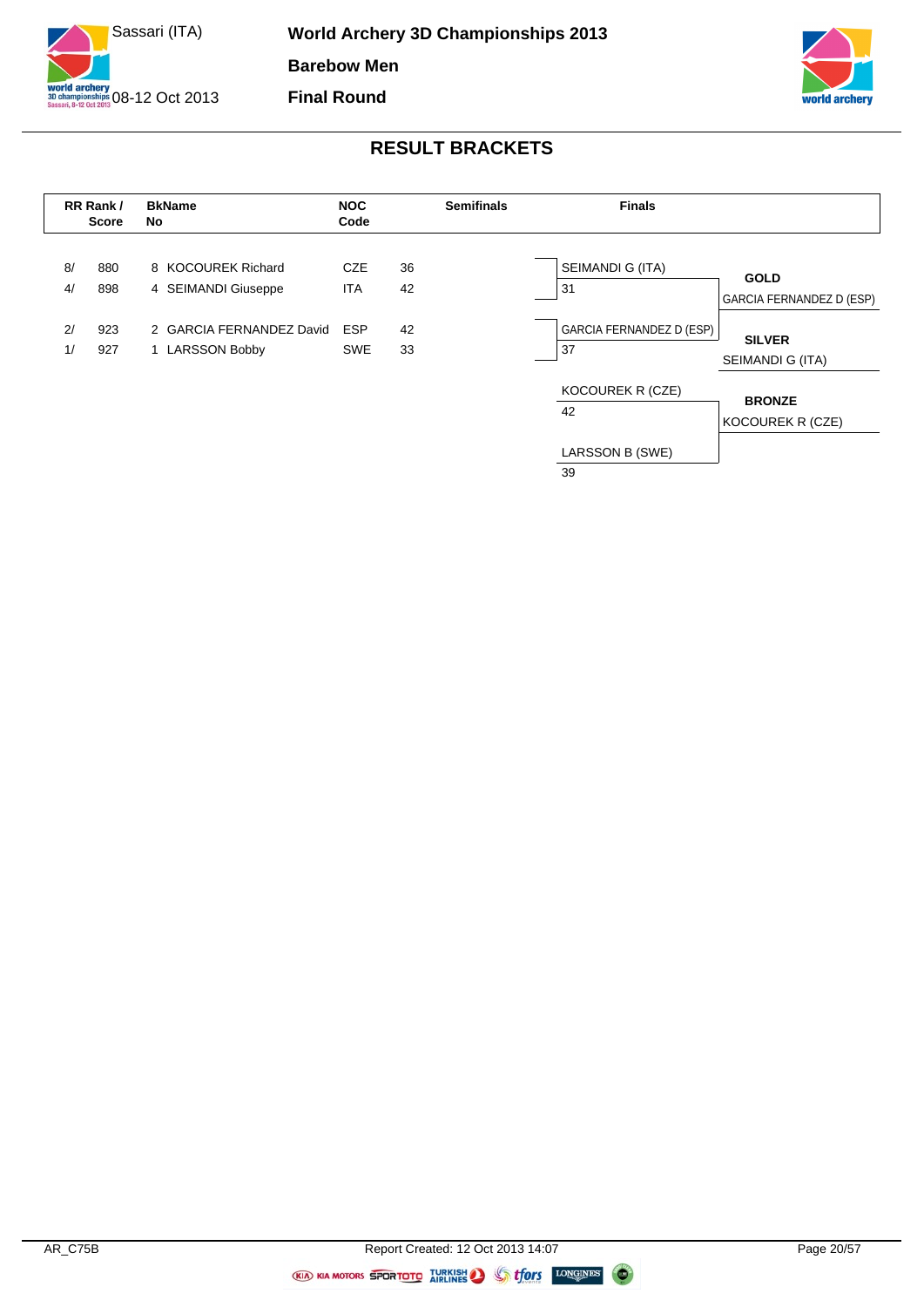# World Archery 3D Championships 2013

Sassari (ITA)
08-12 Oct 2013

## Barebow Men

## Final Round

## RESULT BRACKETS

| RR Rank / Score | | BkName No | | NOC Code | Semifinals |
|---|---|---|---|---|---|
| 8/ | 880 | 8 | KOCOUREK Richard | CZE | 36 |
| 4/ | 898 | 4 | SEIMANDI Giuseppe | ITA | 42 |
| 2/ | 923 | 2 | GARCIA FERNANDEZ David | ESP | 42 |
| 1/ | 927 | 1 | LARSSON Bobby | SWE | 33 |

**Finals**

Gold Medal Match:

| Athlete | Score |
|---|---|
| SEIMANDI G (ITA) | 31 |
| GARCIA FERNANDEZ D (ESP) | 37 |

Bronze Medal Match:

| Athlete | Score |
|---|---|
| KOCOUREK R (CZE) | 42 |
| LARSSON B (SWE) | 39 |

**GOLD**
GARCIA FERNANDEZ D (ESP)

**SILVER**
SEIMANDI G (ITA)

**BRONZE**
KOCOUREK R (CZE)

AR_C75B — Report Created: 12 Oct 2013 14:07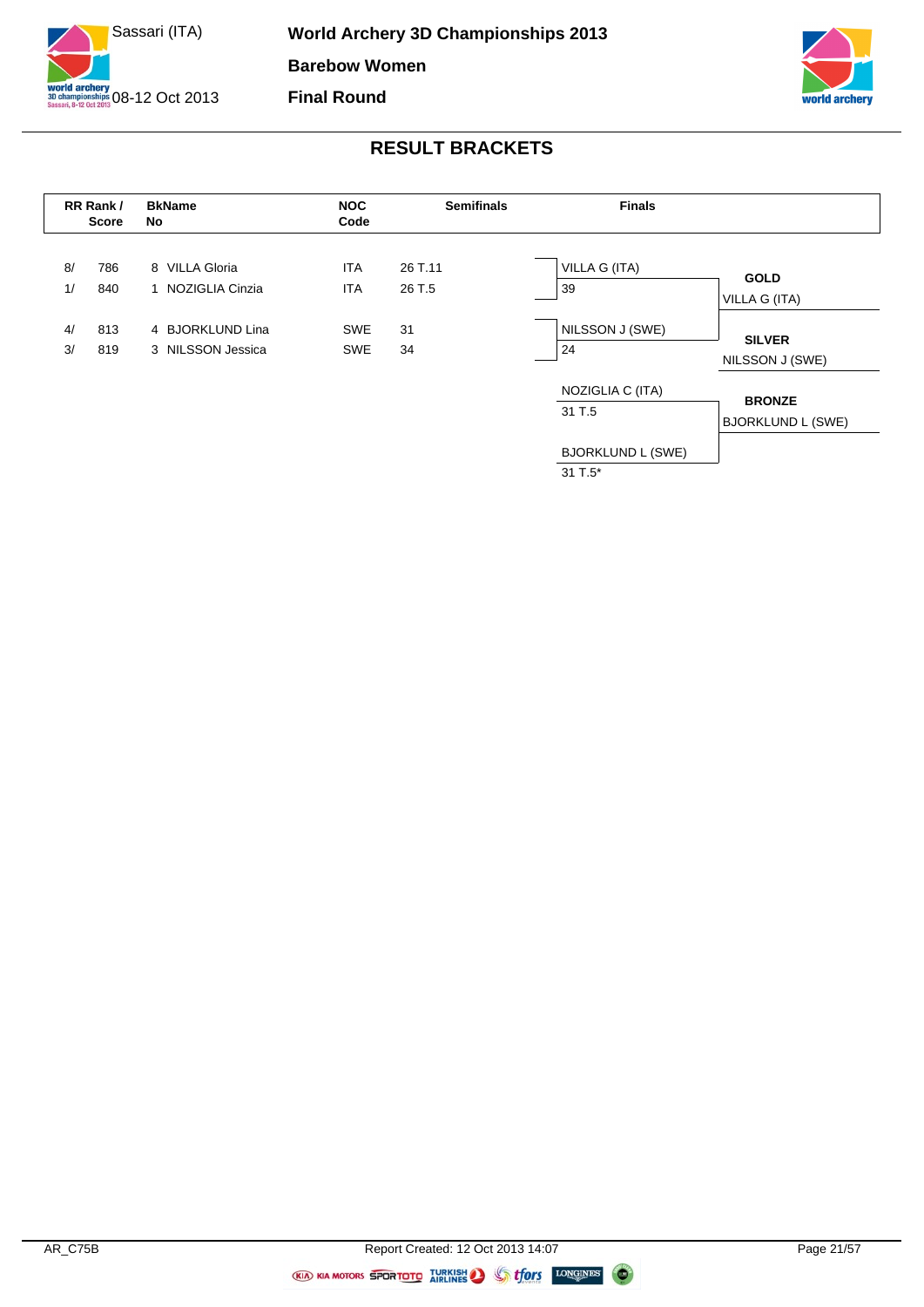# World Archery 3D Championships 2013

**Barebow Women**

**Final Round**

Sassari (ITA) 08-12 Oct 2013

## RESULT BRACKETS

| RR Rank / | Score | BkName No | | NOC Code | Semifinals |
|---|---|---|---|---|---|
| 8/ | 786 | 8 | VILLA Gloria | ITA | 26 T.11 |
| 1/ | 840 | 1 | NOZIGLIA Cinzia | ITA | 26 T.5 |
| 4/ | 813 | 4 | BJORKLUND Lina | SWE | 31 |
| 3/ | 819 | 3 | NILSSON Jessica | SWE | 34 |

**Finals**

| Match | Athlete | Score |
|---|---|---|
| Gold final | VILLA G (ITA) | 39 |
| Gold final | NILSSON J (SWE) | 24 |
| Bronze final | NOZIGLIA C (ITA) | 31 T.5 |
| Bronze final | BJORKLUND L (SWE) | 31 T.5* |

**GOLD**
VILLA G (ITA)

**SILVER**
NILSSON J (SWE)

**BRONZE**
BJORKLUND L (SWE)

AR_C75B

Report Created: 12 Oct 2013 14:07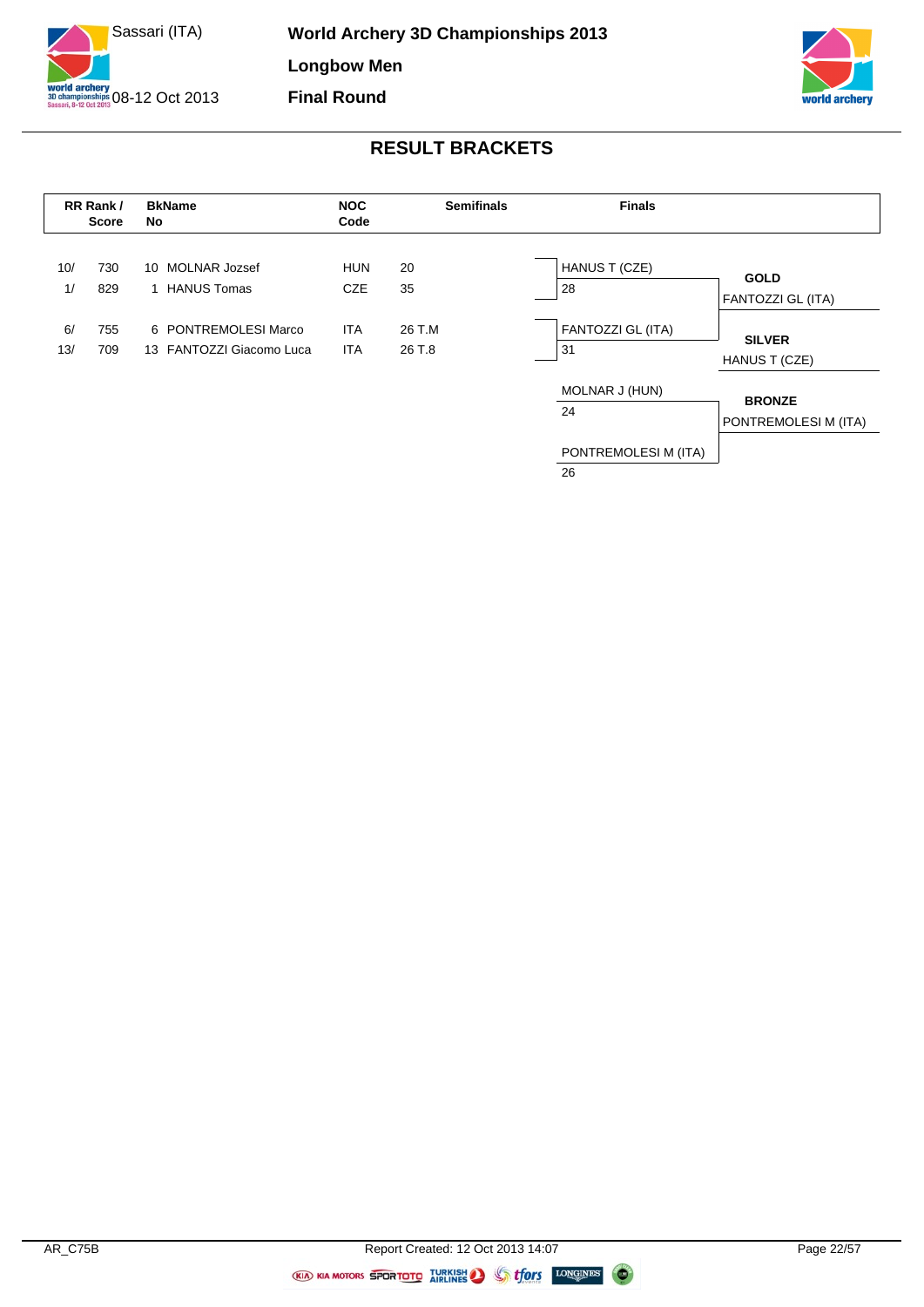# World Archery 3D Championships 2013

**Sassari (ITA)** — 08-12 Oct 2013

**Longbow Men**

**Final Round**

## RESULT BRACKETS

| RR Rank / | Score | BkName No | | NOC Code | Semifinals |
|---|---|---|---|---|---|
| 10/ | 730 | 10 | MOLNAR Jozsef | HUN | 20 |
| 1/ | 829 | 1 | HANUS Tomas | CZE | 35 |
| 6/ | 755 | 6 | PONTREMOLESI Marco | ITA | 26 T.M |
| 13/ | 709 | 13 | FANTOZZI Giacomo Luca | ITA | 26 T.8 |

### Finals

**Gold Final**

| Athlete | Score |
|---|---|
| HANUS T (CZE) | 28 |
| FANTOZZI GL (ITA) | 31 |

**Bronze Final**

| Athlete | Score |
|---|---|
| MOLNAR J (HUN) | 24 |
| PONTREMOLESI M (ITA) | 26 |

### Medals

- **GOLD**: FANTOZZI GL (ITA)
- **SILVER**: HANUS T (CZE)
- **BRONZE**: PONTREMOLESI M (ITA)

AR_C75B — Report Created: 12 Oct 2013 14:07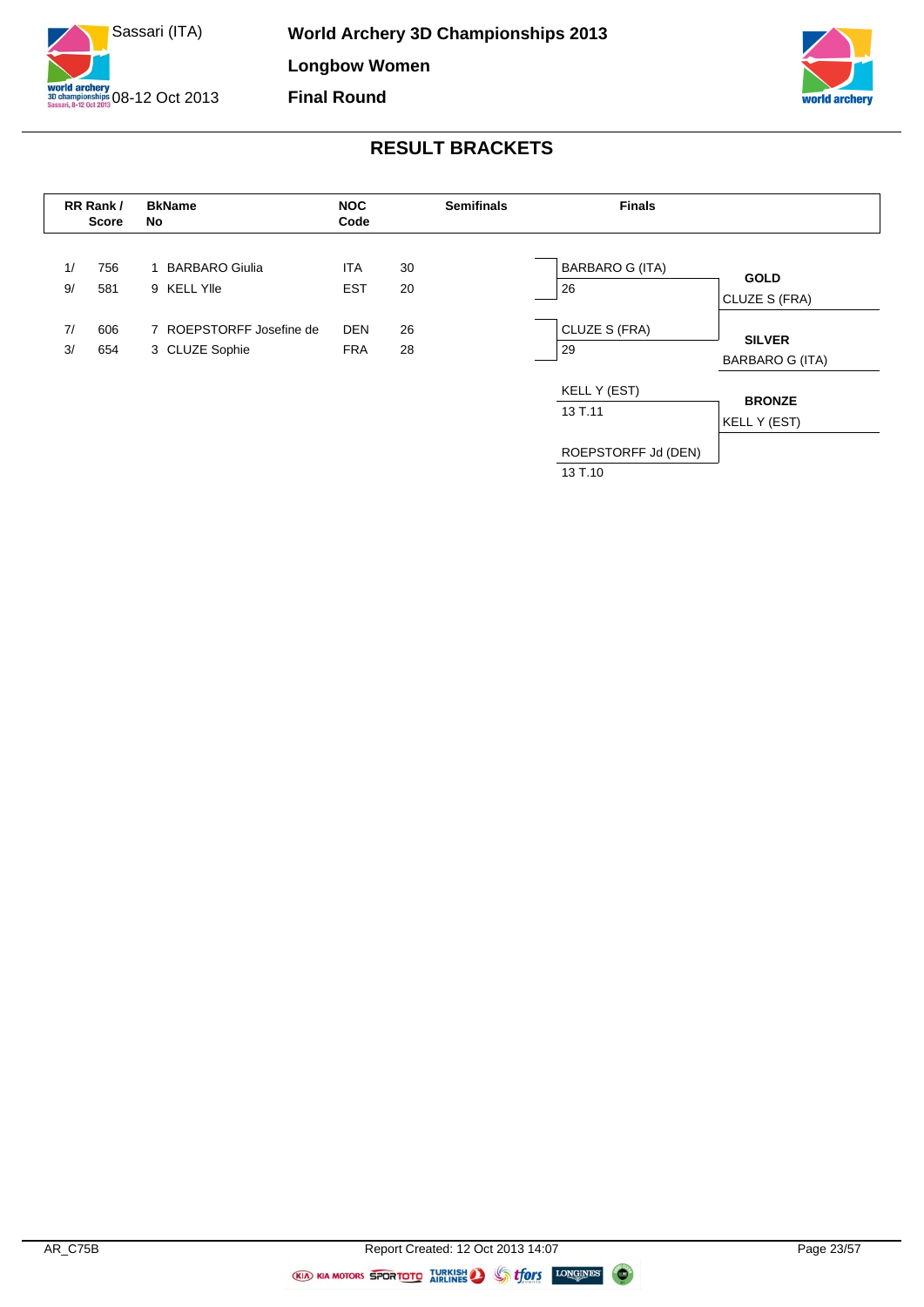# World Archery 3D Championships 2013

Sassari (ITA)

08-12 Oct 2013

## Longbow Women

## Final Round

## RESULT BRACKETS

| RR Rank / | Score | BkName No | | NOC Code | Semifinals |
|---|---|---|---|---|---|
| 1/ | 756 | 1 | BARBARO Giulia | ITA | 30 |
| 9/ | 581 | 9 | KELL Ylle | EST | 20 |
| 7/ | 606 | 7 | ROEPSTORFF Josefine de | DEN | 26 |
| 3/ | 654 | 3 | CLUZE Sophie | FRA | 28 |

### Finals

| Gold Medal Match | Score |
|---|---|
| BARBARO G (ITA) | 26 |
| CLUZE S (FRA) | 29 |

| Bronze Medal Match | Score |
|---|---|
| KELL Y (EST) | 13 T.11 |
| ROEPSTORFF Jd (DEN) | 13 T.10 |

| Medal | Athlete |
|---|---|
| GOLD | CLUZE S (FRA) |
| SILVER | BARBARO G (ITA) |
| BRONZE | KELL Y (EST) |

AR_C75B

Report Created: 12 Oct 2013 14:07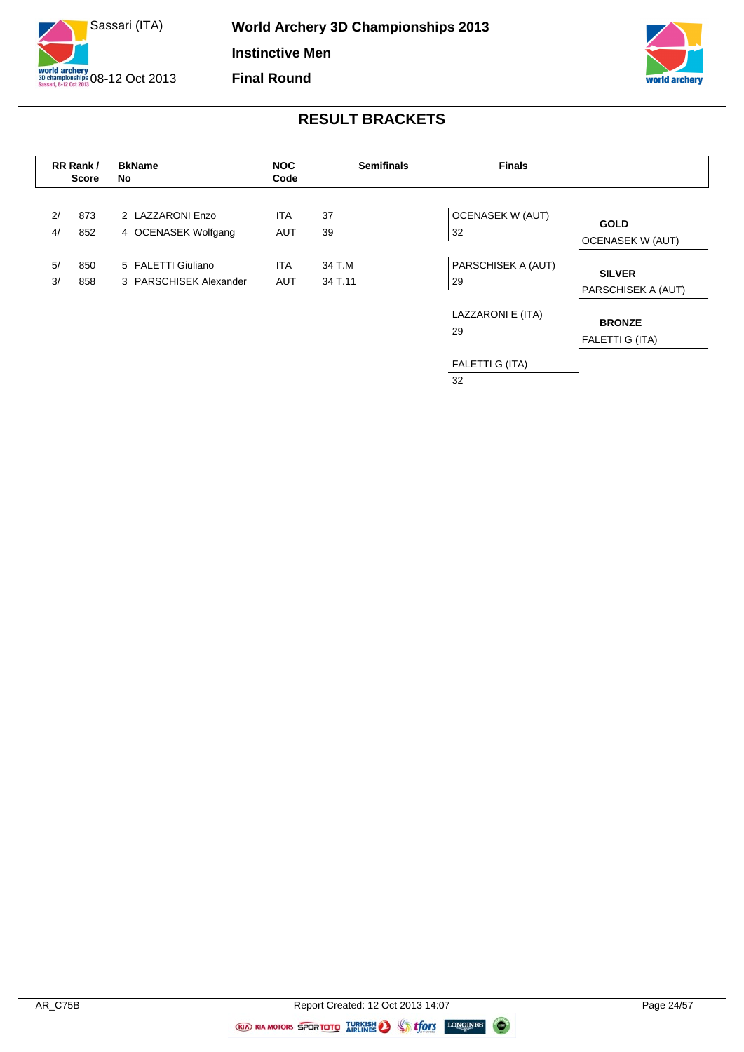# World Archery 3D Championships 2013

**Instinctive Men**

**Final Round**

Sassari (ITA)

08-12 Oct 2013

## RESULT BRACKETS

| RR Rank / | Score | BkNo | Name | NOC Code | Semifinals |
|---|---|---|---|---|---|
| 2/ | 873 | 2 | LAZZARONI Enzo | ITA | 37 |
| 4/ | 852 | 4 | OCENASEK Wolfgang | AUT | 39 |
| 5/ | 850 | 5 | FALETTI Giuliano | ITA | 34 T.M |
| 3/ | 858 | 3 | PARSCHISEK Alexander | AUT | 34 T.11 |

**Finals**

| Match | Finalist | Score |
|---|---|---|
| Gold medal match | OCENASEK W (AUT) | |
| | PARSCHISEK A (AUT) | 32 |
| Bronze medal match | LAZZARONI E (ITA) | 29 |
| | FALETTI G (ITA) | 32 |

Note: Score 29 also appears below PARSCHISEK A (AUT) in the source bracket.

**GOLD**: OCENASEK W (AUT)

**SILVER**: PARSCHISEK A (AUT)

**BRONZE**: FALETTI G (ITA)

AR_C75B — Report Created: 12 Oct 2013 14:07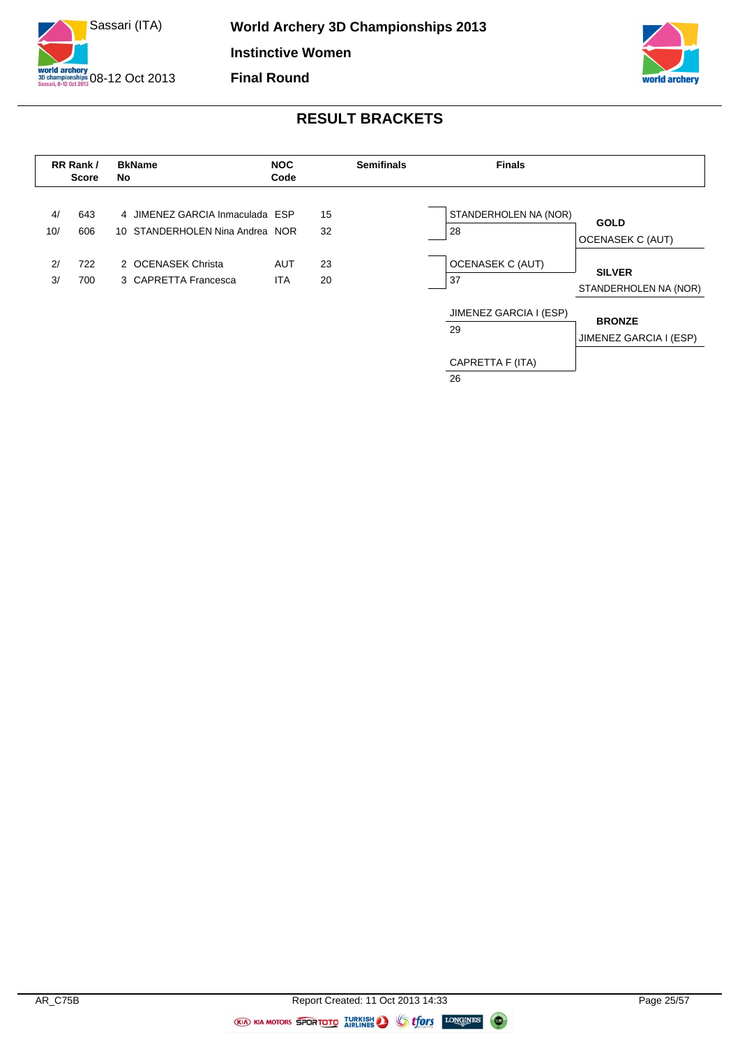# World Archery 3D Championships 2013

**Instinctive Women**

**Final Round**

Sassari (ITA) 08-12 Oct 2013

## RESULT BRACKETS

| RR Rank / Score | | BkName No | | NOC Code | Semifinals |
|---|---|---|---|---|---|
| 4/ | 643 | 4 | JIMENEZ GARCIA Inmaculada | ESP | 15 |
| 10/ | 606 | 10 | STANDERHOLEN Nina Andrea | NOR | 32 |
| 2/ | 722 | 2 | OCENASEK Christa | AUT | 23 |
| 3/ | 700 | 3 | CAPRETTA Francesca | ITA | 20 |

**Finals**

| Finals | Score | Result |
|---|---|---|
| STANDERHOLEN NA (NOR) | 28 | **GOLD** OCENASEK C (AUT) |
| OCENASEK C (AUT) | 37 | **SILVER** STANDERHOLEN NA (NOR) |
| JIMENEZ GARCIA I (ESP) | 29 | **BRONZE** JIMENEZ GARCIA I (ESP) |
| CAPRETTA F (ITA) | 26 | |

AR_C75B

Report Created: 11 Oct 2013 14:33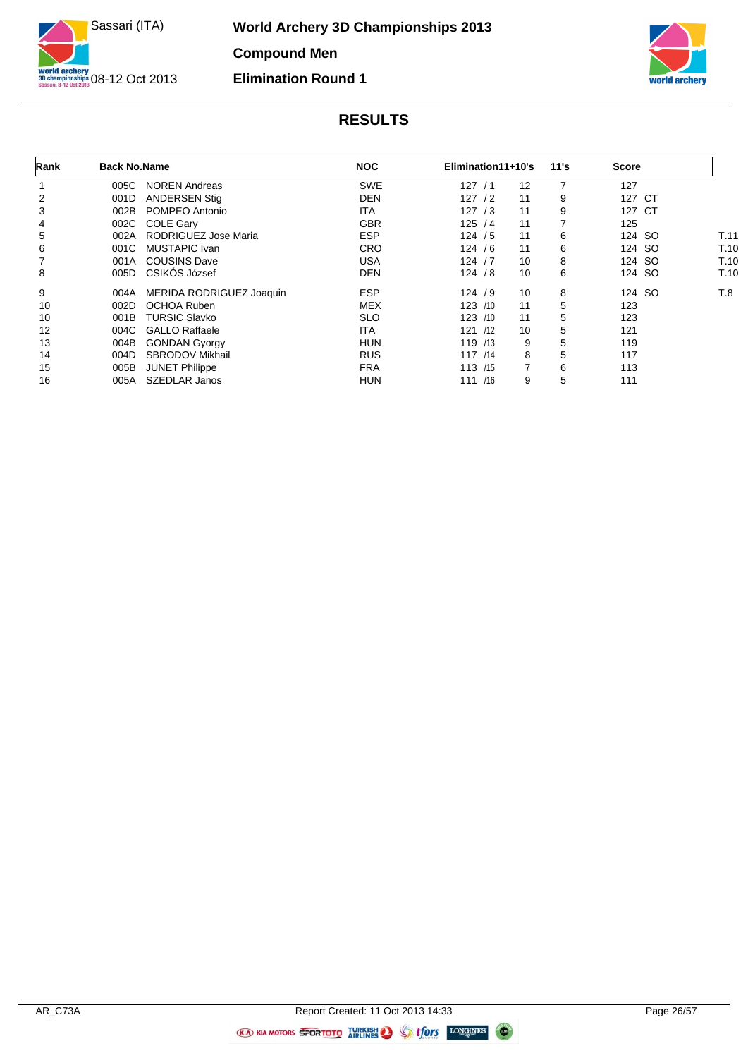# World Archery 3D Championships 2013

Sassari (ITA) 08-12 Oct 2013

## Compound Men

## Elimination Round 1

## RESULTS

| Rank | Back No. | Name | NOC | Elimination | 11+10's | 11's | Score | |
|---|---|---|---|---|---|---|---|---|
| 1 | 005C | NOREN Andreas | SWE | 127 / 1 | 12 | 7 | 127 | |
| 2 | 001D | ANDERSEN Stig | DEN | 127 / 2 | 11 | 9 | 127 CT | |
| 3 | 002B | POMPEO Antonio | ITA | 127 / 3 | 11 | 9 | 127 CT | |
| 4 | 002C | COLE Gary | GBR | 125 / 4 | 11 | 7 | 125 | |
| 5 | 002A | RODRIGUEZ Jose Maria | ESP | 124 / 5 | 11 | 6 | 124 SO | T.11 |
| 6 | 001C | MUSTAPIC Ivan | CRO | 124 / 6 | 11 | 6 | 124 SO | T.10 |
| 7 | 001A | COUSINS Dave | USA | 124 / 7 | 10 | 8 | 124 SO | T.10 |
| 8 | 005D | CSIKÓS József | DEN | 124 / 8 | 10 | 6 | 124 SO | T.10 |
| 9 | 004A | MERIDA RODRIGUEZ Joaquin | ESP | 124 / 9 | 10 | 8 | 124 SO | T.8 |
| 10 | 002D | OCHOA Ruben | MEX | 123 /10 | 11 | 5 | 123 | |
| 10 | 001B | TURSIC Slavko | SLO | 123 /10 | 11 | 5 | 123 | |
| 12 | 004C | GALLO Raffaele | ITA | 121 /12 | 10 | 5 | 121 | |
| 13 | 004B | GONDAN Gyorgy | HUN | 119 /13 | 9 | 5 | 119 | |
| 14 | 004D | SBRODOV Mikhail | RUS | 117 /14 | 8 | 5 | 117 | |
| 15 | 005B | JUNET Philippe | FRA | 113 /15 | 7 | 6 | 113 | |
| 16 | 005A | SZEDLAR Janos | HUN | 111 /16 | 9 | 5 | 111 | |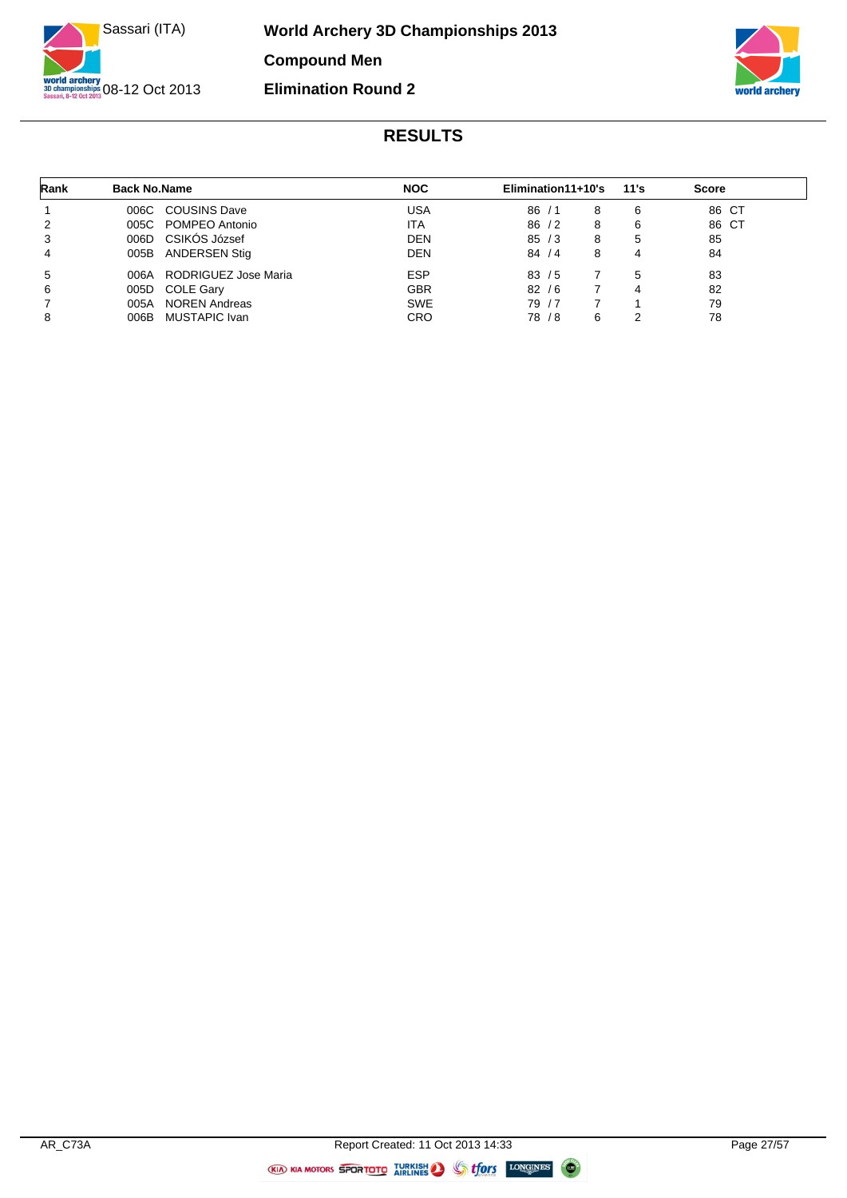# World Archery 3D Championships 2013

Sassari (ITA)

08-12 Oct 2013

## Compound Men

## Elimination Round 2

### RESULTS

| Rank | Back No. | Name | NOC | Elimination | 11+10's | 11's | Score |
|---|---|---|---|---|---|---|---|
| 1 | 006C | COUSINS Dave | USA | 86 / 1 | 8 | 6 | 86 CT |
| 2 | 005C | POMPEO Antonio | ITA | 86 / 2 | 8 | 6 | 86 CT |
| 3 | 006D | CSIKÓS József | DEN | 85 / 3 | 8 | 5 | 85 |
| 4 | 005B | ANDERSEN Stig | DEN | 84 / 4 | 8 | 4 | 84 |
| 5 | 006A | RODRIGUEZ Jose Maria | ESP | 83 / 5 | 7 | 5 | 83 |
| 6 | 005D | COLE Gary | GBR | 82 / 6 | 7 | 4 | 82 |
| 7 | 005A | NOREN Andreas | SWE | 79 / 7 | 7 | 1 | 79 |
| 8 | 006B | MUSTAPIC Ivan | CRO | 78 / 8 | 6 | 2 | 78 |

AR_C73A

Report Created: 11 Oct 2013 14:33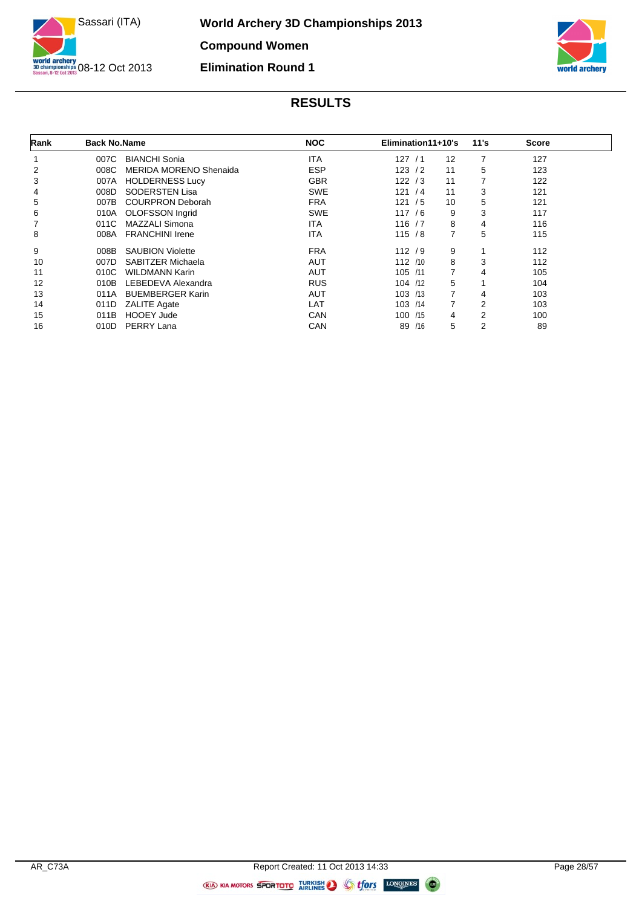# World Archery 3D Championships 2013

## Compound Women

## Elimination Round 1

Sassari (ITA)

08-12 Oct 2013

### RESULTS

| Rank | Back No. | Name | NOC | Elimination | 11+10's | 11's | Score |
|---|---|---|---|---|---|---|---|
| 1 | 007C | BIANCHI Sonia | ITA | 127 / 1 | 12 | 7 | 127 |
| 2 | 008C | MERIDA MORENO Shenaida | ESP | 123 / 2 | 11 | 5 | 123 |
| 3 | 007A | HOLDERNESS Lucy | GBR | 122 / 3 | 11 | 7 | 122 |
| 4 | 008D | SODERSTEN Lisa | SWE | 121 / 4 | 11 | 3 | 121 |
| 5 | 007B | COURPRON Deborah | FRA | 121 / 5 | 10 | 5 | 121 |
| 6 | 010A | OLOFSSON Ingrid | SWE | 117 / 6 | 9 | 3 | 117 |
| 7 | 011C | MAZZALI Simona | ITA | 116 / 7 | 8 | 4 | 116 |
| 8 | 008A | FRANCHINI Irene | ITA | 115 / 8 | 7 | 5 | 115 |
| 9 | 008B | SAUBION Violette | FRA | 112 / 9 | 9 | 1 | 112 |
| 10 | 007D | SABITZER Michaela | AUT | 112 /10 | 8 | 3 | 112 |
| 11 | 010C | WILDMANN Karin | AUT | 105 /11 | 7 | 4 | 105 |
| 12 | 010B | LEBEDEVA Alexandra | RUS | 104 /12 | 5 | 1 | 104 |
| 13 | 011A | BUEMBERGER Karin | AUT | 103 /13 | 7 | 4 | 103 |
| 14 | 011D | ZALITE Agate | LAT | 103 /14 | 7 | 2 | 103 |
| 15 | 011B | HOOEY Jude | CAN | 100 /15 | 4 | 2 | 100 |
| 16 | 010D | PERRY Lana | CAN | 89 /16 | 5 | 2 | 89 |

AR_C73A

Report Created: 11 Oct 2013 14:33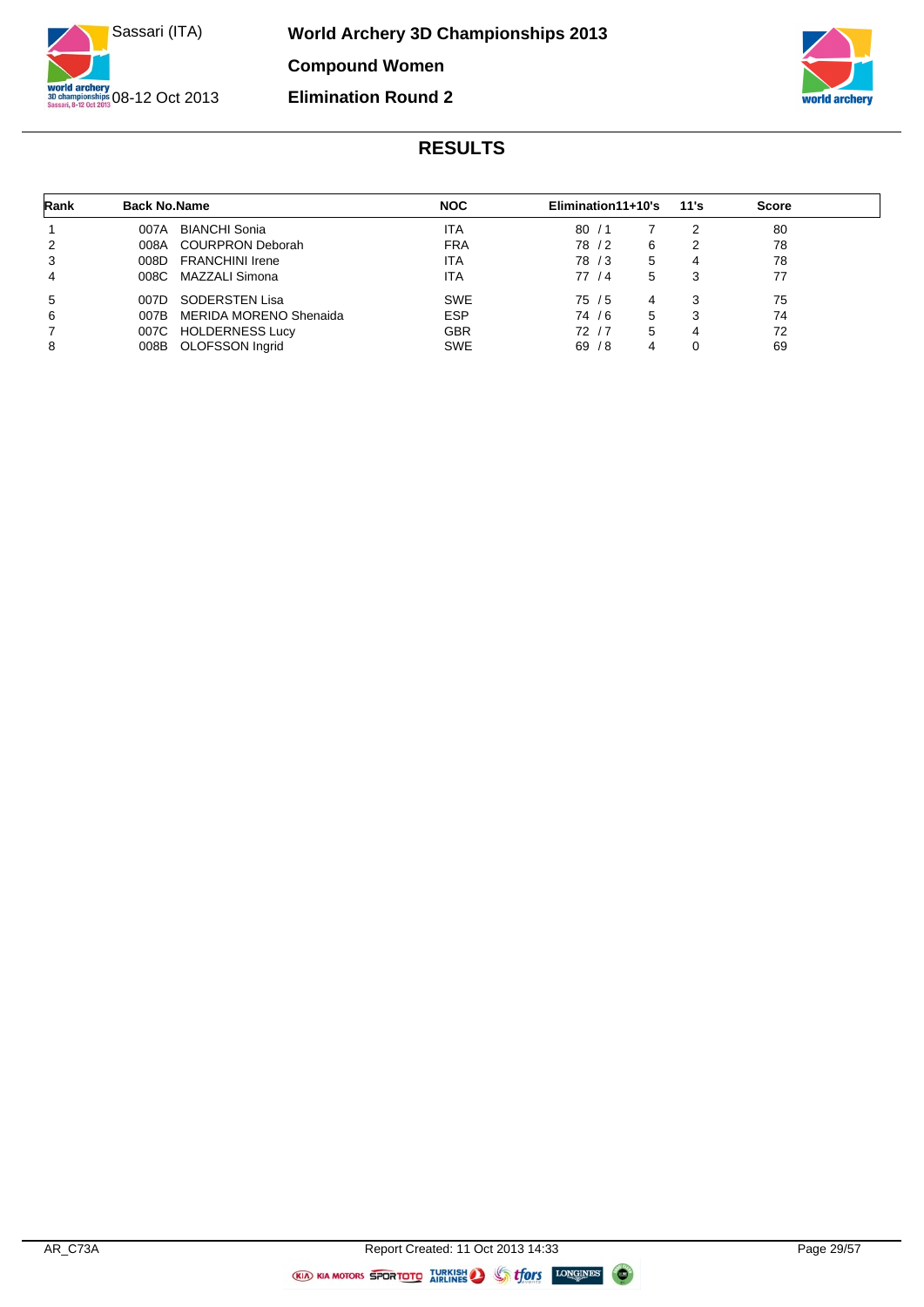# World Archery 3D Championships 2013

Sassari (ITA)

08-12 Oct 2013

## Compound Women

## Elimination Round 2

## RESULTS

| Rank | Back No. | Name | NOC | Elimination | 11+10's | 11's | Score |
|---|---|---|---|---|---|---|---|
| 1 | 007A | BIANCHI Sonia | ITA | 80 / 1 | 7 | 2 | 80 |
| 2 | 008A | COURPRON Deborah | FRA | 78 / 2 | 6 | 2 | 78 |
| 3 | 008D | FRANCHINI Irene | ITA | 78 / 3 | 5 | 4 | 78 |
| 4 | 008C | MAZZALI Simona | ITA | 77 / 4 | 5 | 3 | 77 |
| 5 | 007D | SODERSTEN Lisa | SWE | 75 / 5 | 4 | 3 | 75 |
| 6 | 007B | MERIDA MORENO Shenaida | ESP | 74 / 6 | 5 | 3 | 74 |
| 7 | 007C | HOLDERNESS Lucy | GBR | 72 / 7 | 5 | 4 | 72 |
| 8 | 008B | OLOFSSON Ingrid | SWE | 69 / 8 | 4 | 0 | 69 |

AR_C73A

Report Created: 11 Oct 2013 14:33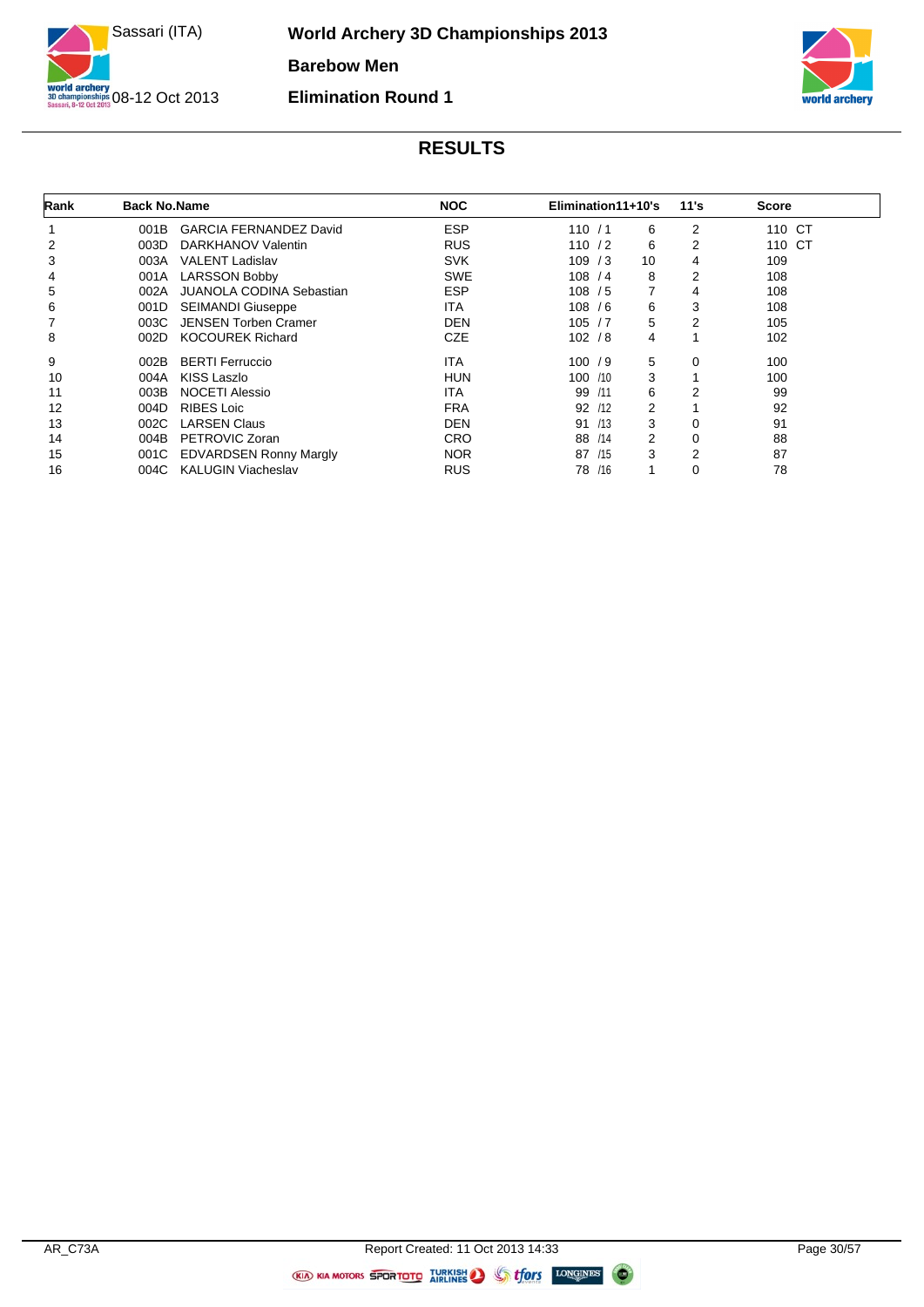# World Archery 3D Championships 2013

Sassari (ITA)

08-12 Oct 2013

## Barebow Men

## Elimination Round 1

## RESULTS

| Rank | Back No. | Name | NOC | Elimination | 11+10's | 11's | Score |
|---|---|---|---|---|---|---|---|
| 1 | 001B | GARCIA FERNANDEZ David | ESP | 110 / 1 | 6 | 2 | 110 CT |
| 2 | 003D | DARKHANOV Valentin | RUS | 110 / 2 | 6 | 2 | 110 CT |
| 3 | 003A | VALENT Ladislav | SVK | 109 / 3 | 10 | 4 | 109 |
| 4 | 001A | LARSSON Bobby | SWE | 108 / 4 | 8 | 2 | 108 |
| 5 | 002A | JUANOLA CODINA Sebastian | ESP | 108 / 5 | 7 | 4 | 108 |
| 6 | 001D | SEIMANDI Giuseppe | ITA | 108 / 6 | 6 | 3 | 108 |
| 7 | 003C | JENSEN Torben Cramer | DEN | 105 / 7 | 5 | 2 | 105 |
| 8 | 002D | KOCOUREK Richard | CZE | 102 / 8 | 4 | 1 | 102 |
| 9 | 002B | BERTI Ferruccio | ITA | 100 / 9 | 5 | 0 | 100 |
| 10 | 004A | KISS Laszlo | HUN | 100 /10 | 3 | 1 | 100 |
| 11 | 003B | NOCETI Alessio | ITA | 99 /11 | 6 | 2 | 99 |
| 12 | 004D | RIBES Loic | FRA | 92 /12 | 2 | 1 | 92 |
| 13 | 002C | LARSEN Claus | DEN | 91 /13 | 3 | 0 | 91 |
| 14 | 004B | PETROVIC Zoran | CRO | 88 /14 | 2 | 0 | 88 |
| 15 | 001C | EDVARDSEN Ronny Margly | NOR | 87 /15 | 3 | 2 | 87 |
| 16 | 004C | KALUGIN Viacheslav | RUS | 78 /16 | 1 | 0 | 78 |

AR_C73A

Report Created: 11 Oct 2013 14:33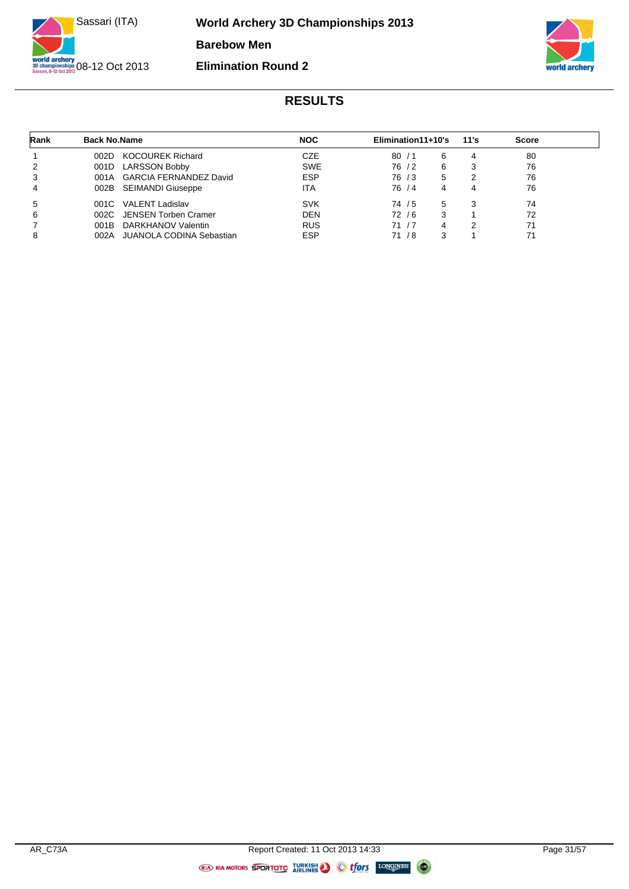# World Archery 3D Championships 2013

## Barebow Men

## Elimination Round 2

Sassari (ITA)

08-12 Oct 2013

### RESULTS

| Rank | Back No. | Name | NOC | Elimination | 11+10's | 11's | Score |
|---|---|---|---|---|---|---|---|
| 1 | 002D | KOCOUREK Richard | CZE | 80 / 1 | 6 | 4 | 80 |
| 2 | 001D | LARSSON Bobby | SWE | 76 / 2 | 6 | 3 | 76 |
| 3 | 001A | GARCIA FERNANDEZ David | ESP | 76 / 3 | 5 | 2 | 76 |
| 4 | 002B | SEIMANDI Giuseppe | ITA | 76 / 4 | 4 | 4 | 76 |
| 5 | 001C | VALENT Ladislav | SVK | 74 / 5 | 5 | 3 | 74 |
| 6 | 002C | JENSEN Torben Cramer | DEN | 72 / 6 | 3 | 1 | 72 |
| 7 | 001B | DARKHANOV Valentin | RUS | 71 / 7 | 4 | 2 | 71 |
| 8 | 002A | JUANOLA CODINA Sebastian | ESP | 71 / 8 | 3 | 1 | 71 |

AR_C73A Report Created: 11 Oct 2013 14:33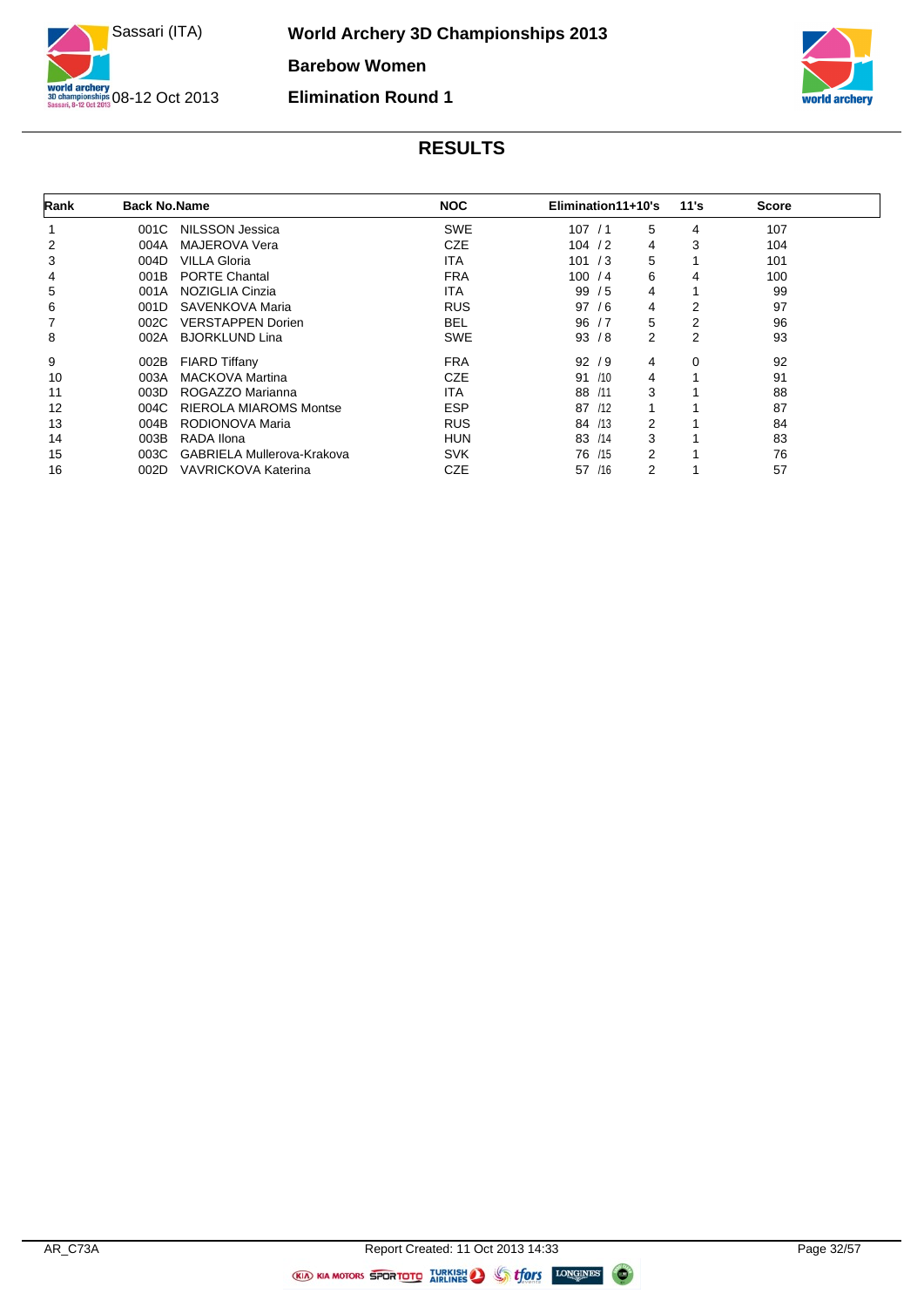# World Archery 3D Championships 2013

## Barebow Women

## Elimination Round 1

Sassari (ITA) 08-12 Oct 2013

### RESULTS

| Rank | Back No. | Name | NOC | Elimination | 11+10's | 11's | Score |
|---|---|---|---|---|---|---|---|
| 1 | 001C | NILSSON Jessica | SWE | 107 / 1 | 5 | 4 | 107 |
| 2 | 004A | MAJEROVA Vera | CZE | 104 / 2 | 4 | 3 | 104 |
| 3 | 004D | VILLA Gloria | ITA | 101 / 3 | 5 | 1 | 101 |
| 4 | 001B | PORTE Chantal | FRA | 100 / 4 | 6 | 4 | 100 |
| 5 | 001A | NOZIGLIA Cinzia | ITA | 99 / 5 | 4 | 1 | 99 |
| 6 | 001D | SAVENKOVA Maria | RUS | 97 / 6 | 4 | 2 | 97 |
| 7 | 002C | VERSTAPPEN Dorien | BEL | 96 / 7 | 5 | 2 | 96 |
| 8 | 002A | BJORKLUND Lina | SWE | 93 / 8 | 2 | 2 | 93 |
| 9 | 002B | FIARD Tiffany | FRA | 92 / 9 | 4 | 0 | 92 |
| 10 | 003A | MACKOVA Martina | CZE | 91 /10 | 4 | 1 | 91 |
| 11 | 003D | ROGAZZO Marianna | ITA | 88 /11 | 3 | 1 | 88 |
| 12 | 004C | RIEROLA MIAROMS Montse | ESP | 87 /12 | 1 | 1 | 87 |
| 13 | 004B | RODIONOVA Maria | RUS | 84 /13 | 2 | 1 | 84 |
| 14 | 003B | RADA Ilona | HUN | 83 /14 | 3 | 1 | 83 |
| 15 | 003C | GABRIELA Mullerova-Krakova | SVK | 76 /15 | 2 | 1 | 76 |
| 16 | 002D | VAVRICKOVA Katerina | CZE | 57 /16 | 2 | 1 | 57 |

AR_C73A Report Created: 11 Oct 2013 14:33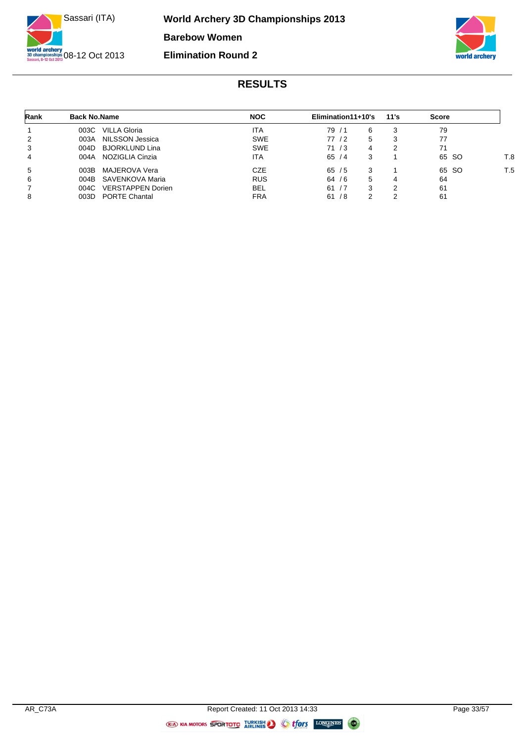# World Archery 3D Championships 2013

Sassari (ITA)
08-12 Oct 2013

## Barebow Women

## Elimination Round 2

## RESULTS

| Rank | Back No. | Name | NOC | Elimination | 11+10's | 11's | Score | |
|---|---|---|---|---|---|---|---|---|
| 1 | 003C | VILLA Gloria | ITA | 79 / 1 | 6 | 3 | 79 | |
| 2 | 003A | NILSSON Jessica | SWE | 77 / 2 | 5 | 3 | 77 | |
| 3 | 004D | BJORKLUND Lina | SWE | 71 / 3 | 4 | 2 | 71 | |
| 4 | 004A | NOZIGLIA Cinzia | ITA | 65 / 4 | 3 | 1 | 65 SO | T.8 |
| 5 | 003B | MAJEROVA Vera | CZE | 65 / 5 | 3 | 1 | 65 SO | T.5 |
| 6 | 004B | SAVENKOVA Maria | RUS | 64 / 6 | 5 | 4 | 64 | |
| 7 | 004C | VERSTAPPEN Dorien | BEL | 61 / 7 | 3 | 2 | 61 | |
| 8 | 003D | PORTE Chantal | FRA | 61 / 8 | 2 | 2 | 61 | |

AR_C73A — Report Created: 11 Oct 2013 14:33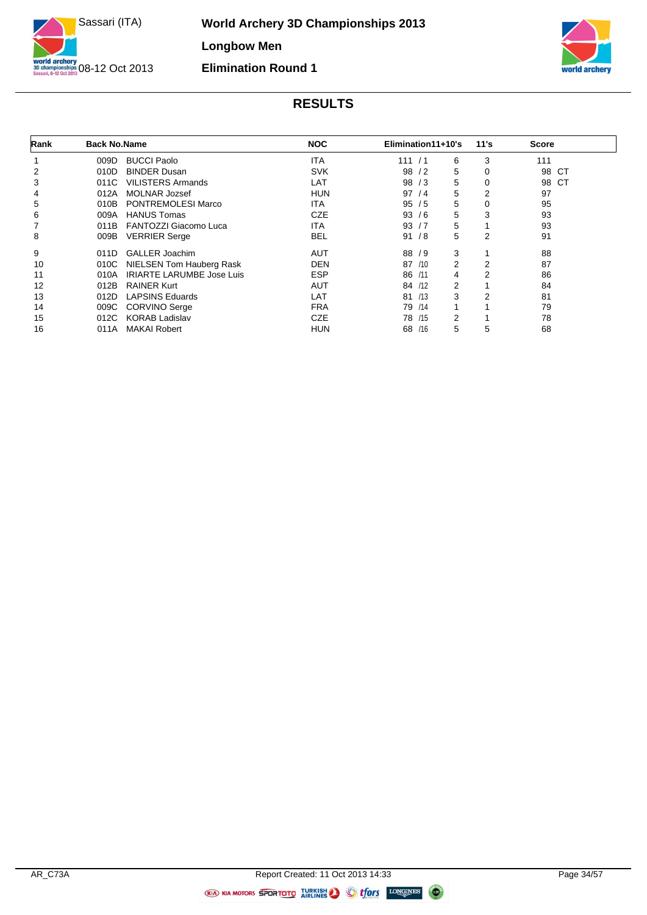# World Archery 3D Championships 2013

Sassari (ITA) 08-12 Oct 2013

## Longbow Men

## Elimination Round 1

## RESULTS

| Rank | Back No. | Name | NOC | Elimination | 11+10's | 11's | Score |
|---|---|---|---|---|---|---|---|
| 1 | 009D | BUCCI Paolo | ITA | 111 /1 | 6 | 3 | 111 |
| 2 | 010D | BINDER Dusan | SVK | 98 /2 | 5 | 0 | 98 CT |
| 3 | 011C | VILISTERS Armands | LAT | 98 /3 | 5 | 0 | 98 CT |
| 4 | 012A | MOLNAR Jozsef | HUN | 97 /4 | 5 | 2 | 97 |
| 5 | 010B | PONTREMOLESI Marco | ITA | 95 /5 | 5 | 0 | 95 |
| 6 | 009A | HANUS Tomas | CZE | 93 /6 | 5 | 3 | 93 |
| 7 | 011B | FANTOZZI Giacomo Luca | ITA | 93 /7 | 5 | 1 | 93 |
| 8 | 009B | VERRIER Serge | BEL | 91 /8 | 5 | 2 | 91 |
| 9 | 011D | GALLER Joachim | AUT | 88 /9 | 3 | 1 | 88 |
| 10 | 010C | NIELSEN Tom Hauberg Rask | DEN | 87 /10 | 2 | 2 | 87 |
| 11 | 010A | IRIARTE LARUMBE Jose Luis | ESP | 86 /11 | 4 | 2 | 86 |
| 12 | 012B | RAINER Kurt | AUT | 84 /12 | 2 | 1 | 84 |
| 13 | 012D | LAPSINS Eduards | LAT | 81 /13 | 3 | 2 | 81 |
| 14 | 009C | CORVINO Serge | FRA | 79 /14 | 1 | 1 | 79 |
| 15 | 012C | KORAB Ladislav | CZE | 78 /15 | 2 | 1 | 78 |
| 16 | 011A | MAKAI Robert | HUN | 68 /16 | 5 | 5 | 68 |

AR_C73A Report Created: 11 Oct 2013 14:33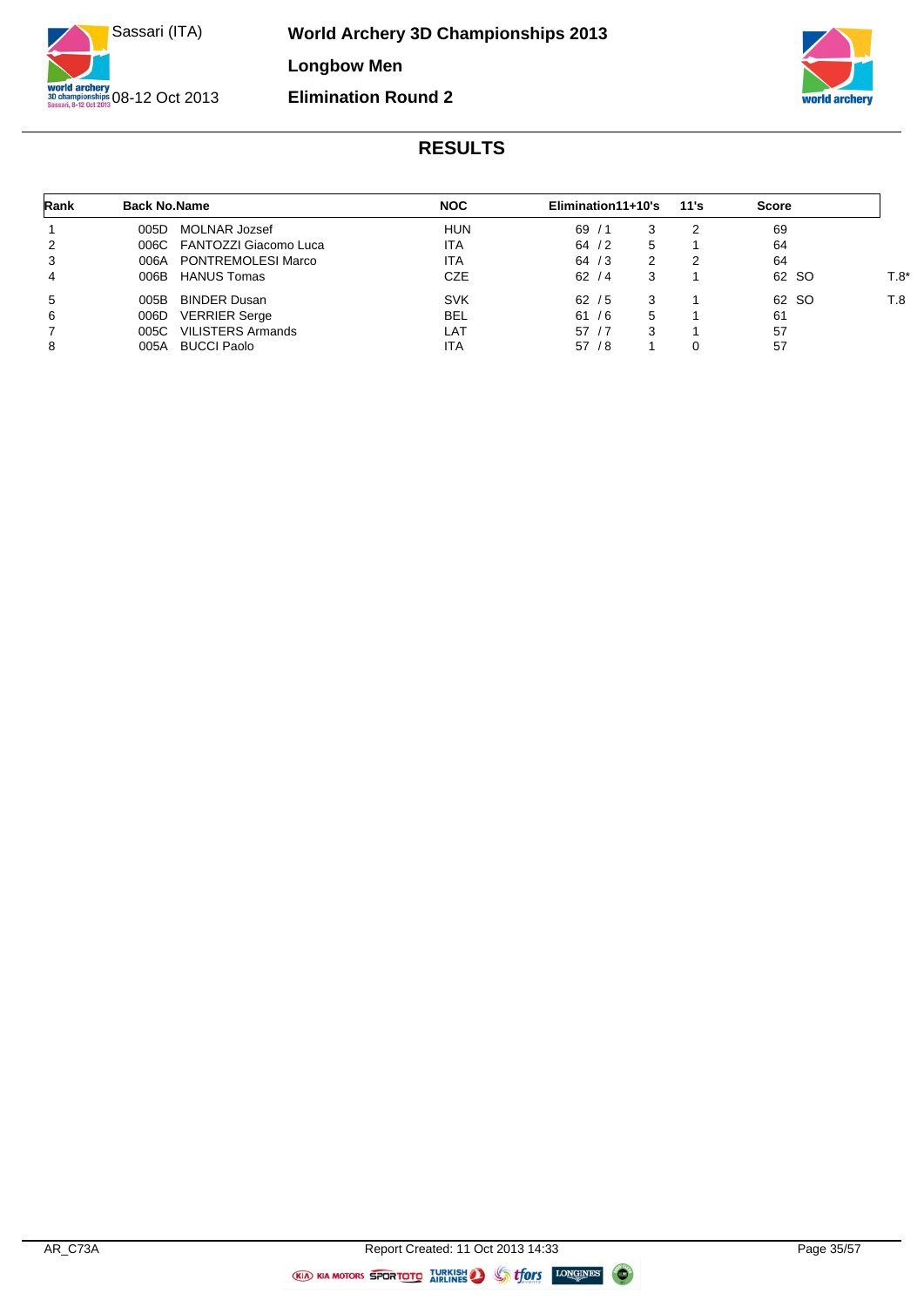# World Archery 3D Championships 2013

Sassari (ITA)

08-12 Oct 2013

## Longbow Men

## Elimination Round 2

## RESULTS

| Rank | Back No. | Name | NOC | Elimination | 11+10's | 11's | Score | |
|---|---|---|---|---|---|---|---|---|
| 1 | 005D | MOLNAR Jozsef | HUN | 69 / 1 | 3 | 2 | 69 | |
| 2 | 006C | FANTOZZI Giacomo Luca | ITA | 64 / 2 | 5 | 1 | 64 | |
| 3 | 006A | PONTREMOLESI Marco | ITA | 64 / 3 | 2 | 2 | 64 | |
| 4 | 006B | HANUS Tomas | CZE | 62 / 4 | 3 | 1 | 62 SO | T.8* |
| 5 | 005B | BINDER Dusan | SVK | 62 / 5 | 3 | 1 | 62 SO | T.8 |
| 6 | 006D | VERRIER Serge | BEL | 61 / 6 | 5 | 1 | 61 | |
| 7 | 005C | VILISTERS Armands | LAT | 57 / 7 | 3 | 1 | 57 | |
| 8 | 005A | BUCCI Paolo | ITA | 57 / 8 | 1 | 0 | 57 | |

AR_C73A    Report Created: 11 Oct 2013 14:33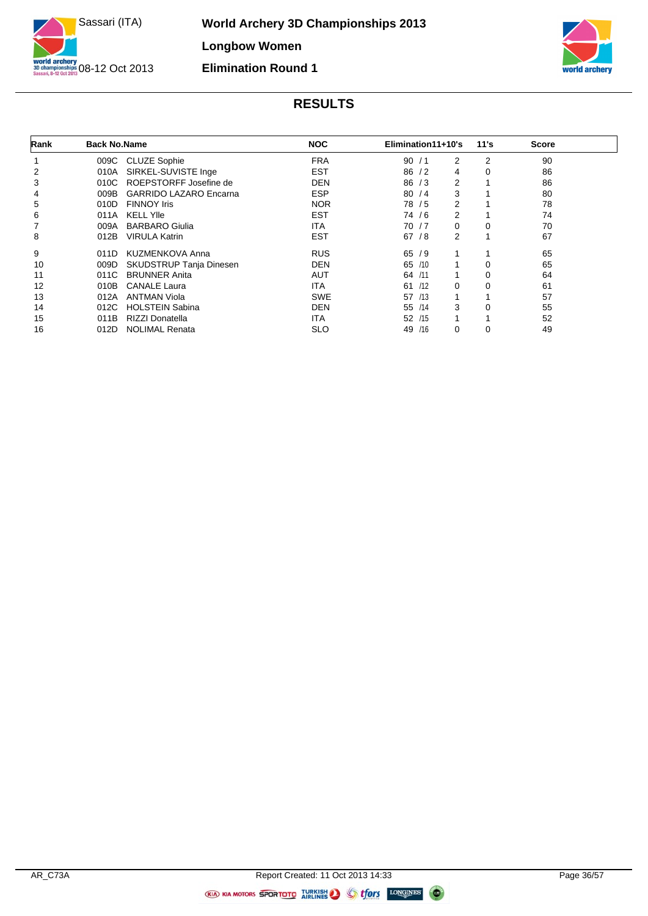# World Archery 3D Championships 2013

Sassari (ITA)

08-12 Oct 2013

## Longbow Women

## Elimination Round 1

## RESULTS

| Rank | Back No. | Name | NOC | Elimination | 11+10's | 11's | Score |
|---|---|---|---|---|---|---|---|
| 1 | 009C | CLUZE Sophie | FRA | 90 / 1 | 2 | 2 | 90 |
| 2 | 010A | SIRKEL-SUVISTE Inge | EST | 86 / 2 | 4 | 0 | 86 |
| 3 | 010C | ROEPSTORFF Josefine de | DEN | 86 / 3 | 2 | 1 | 86 |
| 4 | 009B | GARRIDO LAZARO Encarna | ESP | 80 / 4 | 3 | 1 | 80 |
| 5 | 010D | FINNOY Iris | NOR | 78 / 5 | 2 | 1 | 78 |
| 6 | 011A | KELL Ylle | EST | 74 / 6 | 2 | 1 | 74 |
| 7 | 009A | BARBARO Giulia | ITA | 70 / 7 | 0 | 0 | 70 |
| 8 | 012B | VIRULA Katrin | EST | 67 / 8 | 2 | 1 | 67 |
| 9 | 011D | KUZMENKOVA Anna | RUS | 65 / 9 | 1 | 1 | 65 |
| 10 | 009D | SKUDSTRUP Tanja Dinesen | DEN | 65 /10 | 1 | 0 | 65 |
| 11 | 011C | BRUNNER Anita | AUT | 64 /11 | 1 | 0 | 64 |
| 12 | 010B | CANALE Laura | ITA | 61 /12 | 0 | 0 | 61 |
| 13 | 012A | ANTMAN Viola | SWE | 57 /13 | 1 | 1 | 57 |
| 14 | 012C | HOLSTEIN Sabina | DEN | 55 /14 | 3 | 0 | 55 |
| 15 | 011B | RIZZI Donatella | ITA | 52 /15 | 1 | 1 | 52 |
| 16 | 012D | NOLIMAL Renata | SLO | 49 /16 | 0 | 0 | 49 |

AR_C73A Report Created: 11 Oct 2013 14:33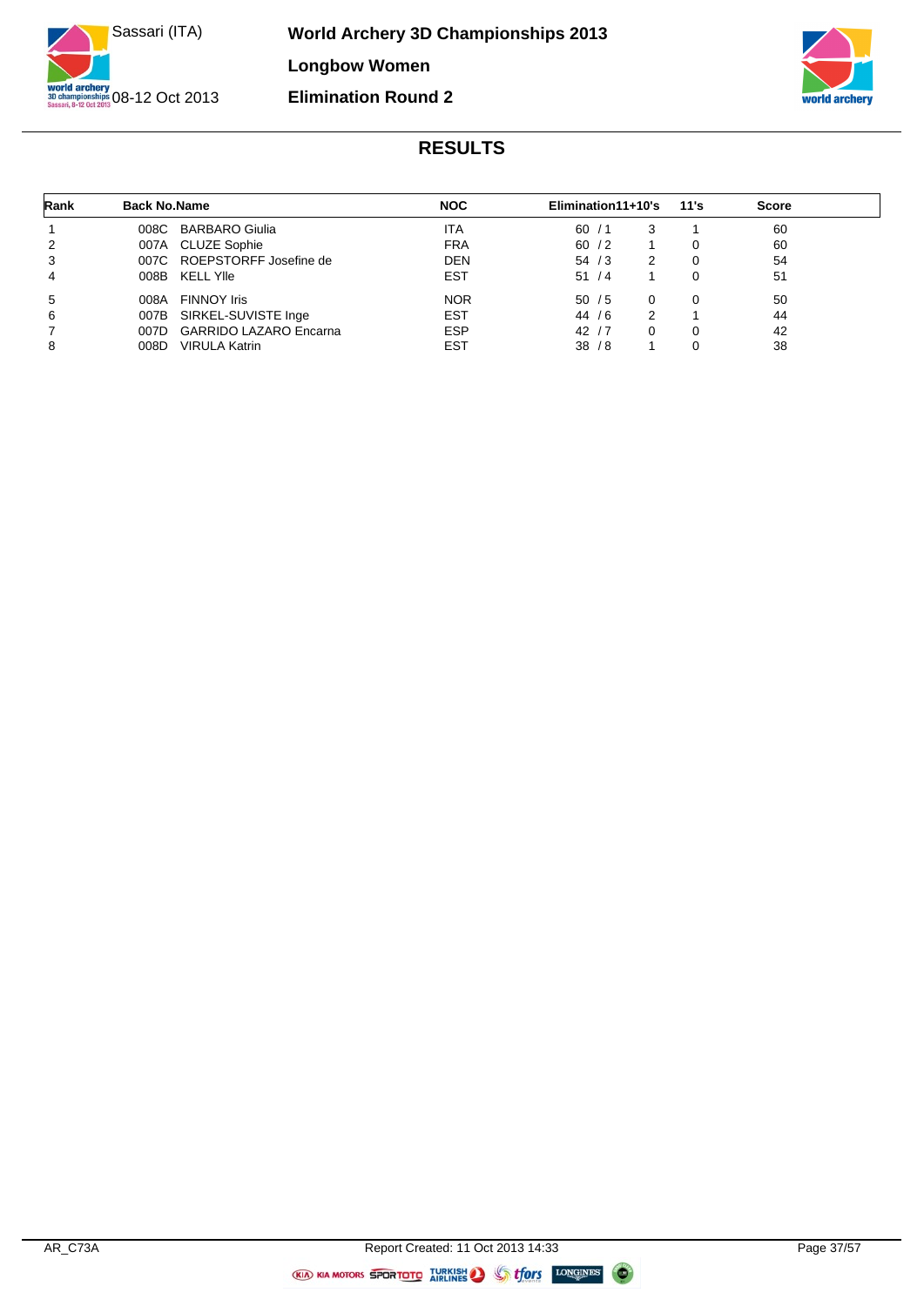# World Archery 3D Championships 2013

## Longbow Women

## Elimination Round 2

Sassari (ITA)

08-12 Oct 2013

## RESULTS

| Rank | Back No. | Name | NOC | Elimination | 11+10's | 11's | Score |
|---|---|---|---|---|---|---|---|
| 1 | 008C | BARBARO Giulia | ITA | 60 / 1 | 3 | 1 | 60 |
| 2 | 007A | CLUZE Sophie | FRA | 60 / 2 | 1 | 0 | 60 |
| 3 | 007C | ROEPSTORFF Josefine de | DEN | 54 / 3 | 2 | 0 | 54 |
| 4 | 008B | KELL Ylle | EST | 51 / 4 | 1 | 0 | 51 |
| 5 | 008A | FINNOY Iris | NOR | 50 / 5 | 0 | 0 | 50 |
| 6 | 007B | SIRKEL-SUVISTE Inge | EST | 44 / 6 | 2 | 1 | 44 |
| 7 | 007D | GARRIDO LAZARO Encarna | ESP | 42 / 7 | 0 | 0 | 42 |
| 8 | 008D | VIRULA Katrin | EST | 38 / 8 | 1 | 0 | 38 |

AR_C73A

Report Created: 11 Oct 2013 14:33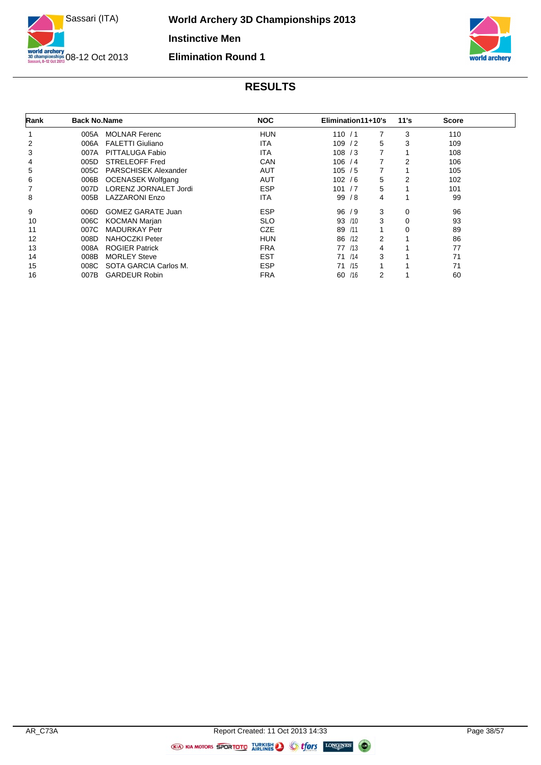# World Archery 3D Championships 2013

## Instinctive Men

## Elimination Round 1

Sassari (ITA)

08-12 Oct 2013

## RESULTS

| Rank | Back No. | Name | NOC | Elimination | 11+10's | 11's | Score |
|---|---|---|---|---|---|---|---|
| 1 | 005A | MOLNAR Ferenc | HUN | 110 / 1 | 7 | 3 | 110 |
| 2 | 006A | FALETTI Giuliano | ITA | 109 / 2 | 5 | 3 | 109 |
| 3 | 007A | PITTALUGA Fabio | ITA | 108 / 3 | 7 | 1 | 108 |
| 4 | 005D | STRELEOFF Fred | CAN | 106 / 4 | 7 | 2 | 106 |
| 5 | 005C | PARSCHISEK Alexander | AUT | 105 / 5 | 7 | 1 | 105 |
| 6 | 006B | OCENASEK Wolfgang | AUT | 102 / 6 | 5 | 2 | 102 |
| 7 | 007D | LORENZ JORNALET Jordi | ESP | 101 / 7 | 5 | 1 | 101 |
| 8 | 005B | LAZZARONI Enzo | ITA | 99 / 8 | 4 | 1 | 99 |
| 9 | 006D | GOMEZ GARATE Juan | ESP | 96 / 9 | 3 | 0 | 96 |
| 10 | 006C | KOCMAN Marjan | SLO | 93 /10 | 3 | 0 | 93 |
| 11 | 007C | MADURKAY Petr | CZE | 89 /11 | 1 | 0 | 89 |
| 12 | 008D | NAHOCZKI Peter | HUN | 86 /12 | 2 | 1 | 86 |
| 13 | 008A | ROGIER Patrick | FRA | 77 /13 | 4 | 1 | 77 |
| 14 | 008B | MORLEY Steve | EST | 71 /14 | 3 | 1 | 71 |
| 15 | 008C | SOTA GARCIA Carlos M. | ESP | 71 /15 | 1 | 1 | 71 |
| 16 | 007B | GARDEUR Robin | FRA | 60 /16 | 2 | 1 | 60 |

AR_C73A

Report Created: 11 Oct 2013 14:33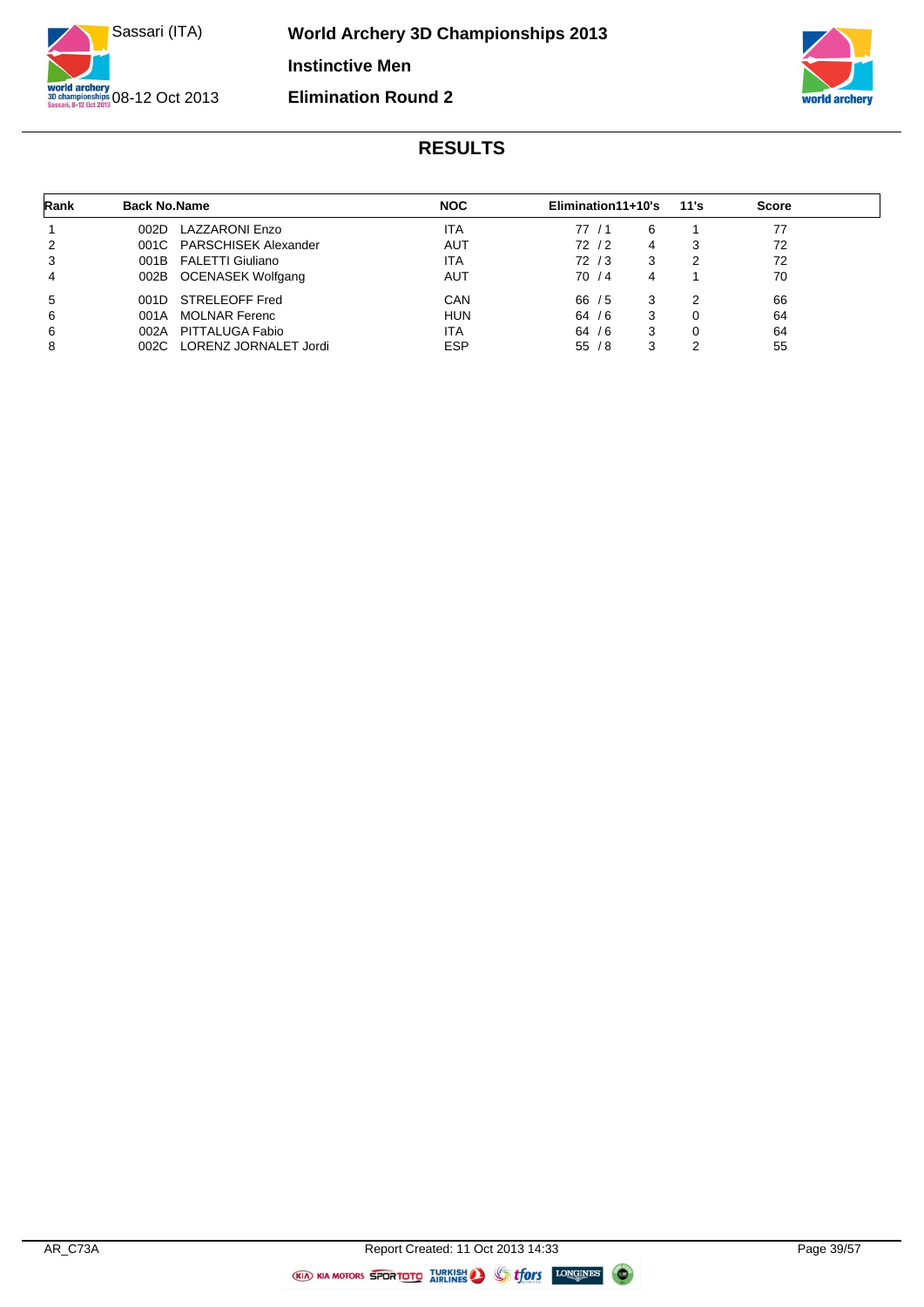# World Archery 3D Championships 2013

Sassari (ITA)
08-12 Oct 2013

## Instinctive Men

## Elimination Round 2

## RESULTS

| Rank | Back No. | Name | NOC | Elimination | 11+10's | 11's | Score |
|---|---|---|---|---|---|---|---|
| 1 | 002D | LAZZARONI Enzo | ITA | 77 / 1 | 6 | 1 | 77 |
| 2 | 001C | PARSCHISEK Alexander | AUT | 72 / 2 | 4 | 3 | 72 |
| 3 | 001B | FALETTI Giuliano | ITA | 72 / 3 | 3 | 2 | 72 |
| 4 | 002B | OCENASEK Wolfgang | AUT | 70 / 4 | 4 | 1 | 70 |
| 5 | 001D | STRELEOFF Fred | CAN | 66 / 5 | 3 | 2 | 66 |
| 6 | 001A | MOLNAR Ferenc | HUN | 64 / 6 | 3 | 0 | 64 |
| 6 | 002A | PITTALUGA Fabio | ITA | 64 / 6 | 3 | 0 | 64 |
| 8 | 002C | LORENZ JORNALET Jordi | ESP | 55 / 8 | 3 | 2 | 55 |

AR_C73A Report Created: 11 Oct 2013 14:33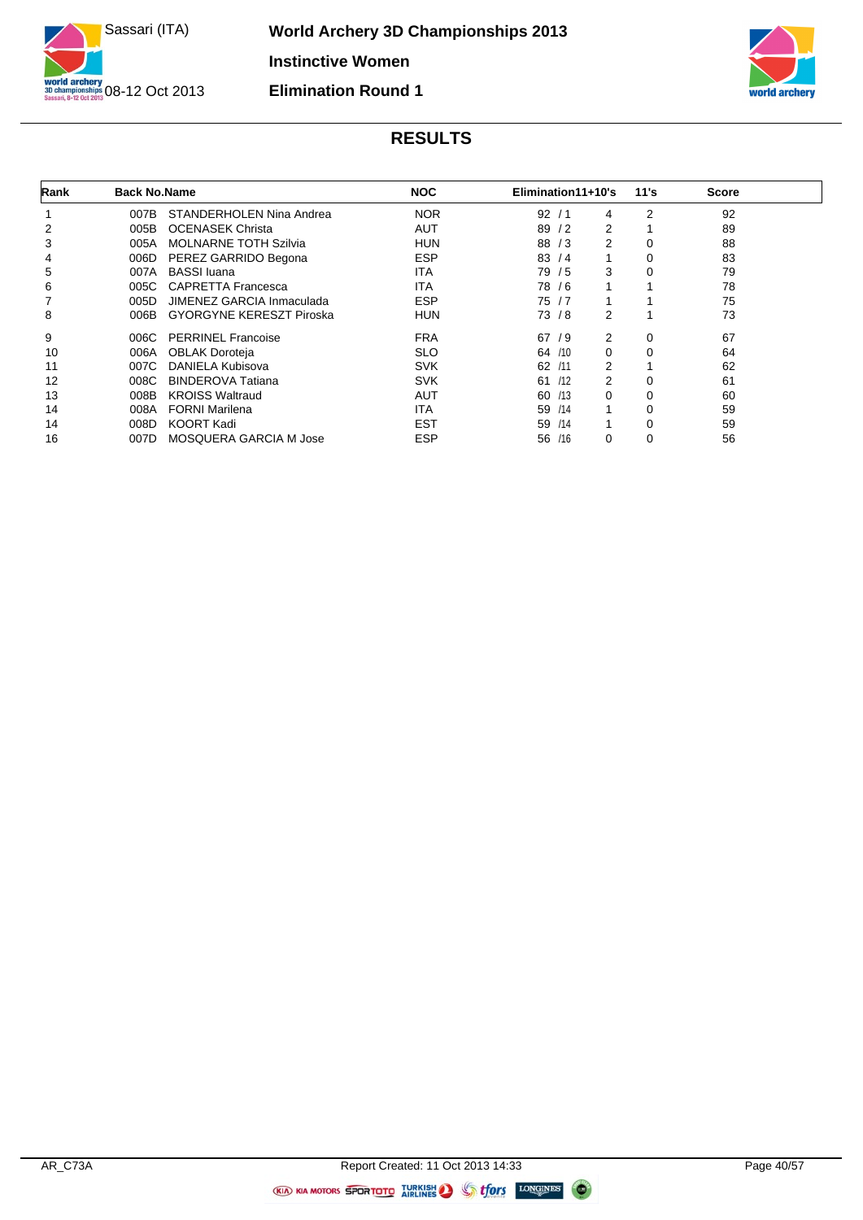# World Archery 3D Championships 2013

## Instinctive Women

## Elimination Round 1

Sassari (ITA)

08-12 Oct 2013

## RESULTS

| Rank | Back No. | Name | NOC | Elimination | 11+10's | 11's | Score |
|---|---|---|---|---|---|---|---|
| 1 | 007B | STANDERHOLEN Nina Andrea | NOR | 92 / 1 | 4 | 2 | 92 |
| 2 | 005B | OCENASEK Christa | AUT | 89 / 2 | 2 | 1 | 89 |
| 3 | 005A | MOLNARNE TOTH Szilvia | HUN | 88 / 3 | 2 | 0 | 88 |
| 4 | 006D | PEREZ GARRIDO Begona | ESP | 83 / 4 | 1 | 0 | 83 |
| 5 | 007A | BASSI Iuana | ITA | 79 / 5 | 3 | 0 | 79 |
| 6 | 005C | CAPRETTA Francesca | ITA | 78 / 6 | 1 | 1 | 78 |
| 7 | 005D | JIMENEZ GARCIA Inmaculada | ESP | 75 / 7 | 1 | 1 | 75 |
| 8 | 006B | GYORGYNE KERESZT Piroska | HUN | 73 / 8 | 2 | 1 | 73 |
| 9 | 006C | PERRINEL Francoise | FRA | 67 / 9 | 2 | 0 | 67 |
| 10 | 006A | OBLAK Doroteja | SLO | 64 /10 | 0 | 0 | 64 |
| 11 | 007C | DANIELA Kubisova | SVK | 62 /11 | 2 | 1 | 62 |
| 12 | 008C | BINDEROVA Tatiana | SVK | 61 /12 | 2 | 0 | 61 |
| 13 | 008B | KROISS Waltraud | AUT | 60 /13 | 0 | 0 | 60 |
| 14 | 008A | FORNI Marilena | ITA | 59 /14 | 1 | 0 | 59 |
| 14 | 008D | KOORT Kadi | EST | 59 /14 | 1 | 0 | 59 |
| 16 | 007D | MOSQUERA GARCIA M Jose | ESP | 56 /16 | 0 | 0 | 56 |

AR_C73A

Report Created: 11 Oct 2013 14:33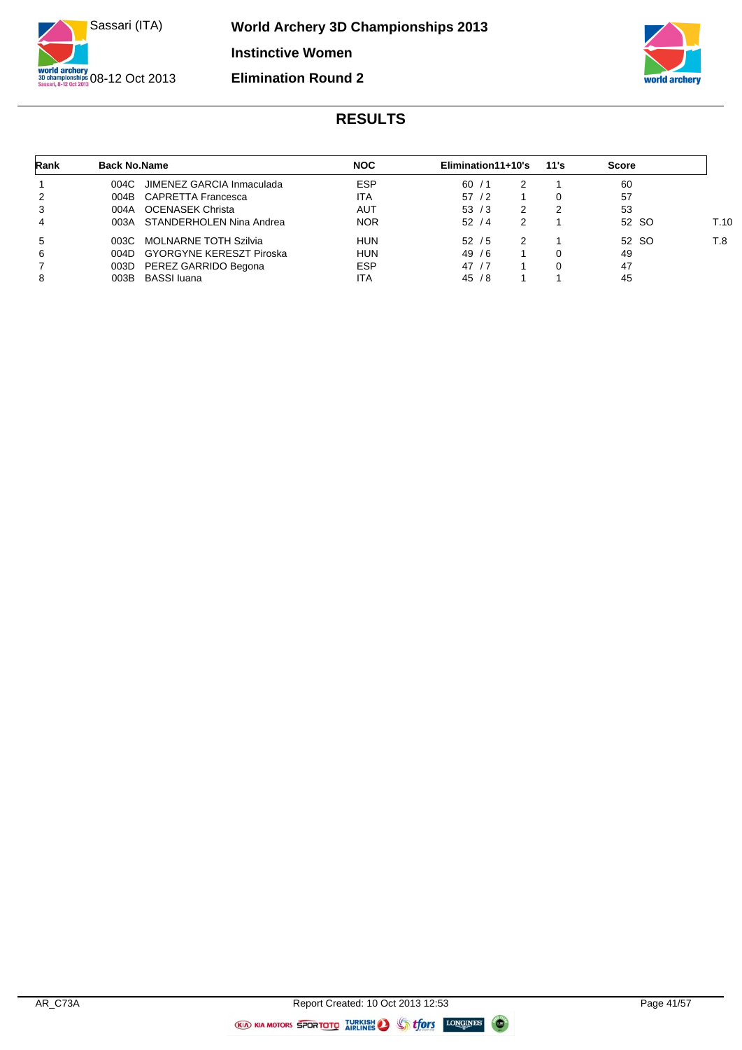# World Archery 3D Championships 2013

Sassari (ITA)
08-12 Oct 2013

## Instinctive Women

## Elimination Round 2

## RESULTS

| Rank | Back No. | Name | NOC | Elimination | 11+10's | 11's | Score | |
|---|---|---|---|---|---|---|---|---|
| 1 | 004C | JIMENEZ GARCIA Inmaculada | ESP | 60 / 1 | 2 | 1 | 60 | |
| 2 | 004B | CAPRETTA Francesca | ITA | 57 / 2 | 1 | 0 | 57 | |
| 3 | 004A | OCENASEK Christa | AUT | 53 / 3 | 2 | 2 | 53 | |
| 4 | 003A | STANDERHOLEN Nina Andrea | NOR | 52 / 4 | 2 | 1 | 52 SO | T.10 |
| 5 | 003C | MOLNARNE TOTH Szilvia | HUN | 52 / 5 | 2 | 1 | 52 SO | T.8 |
| 6 | 004D | GYORGYNE KERESZT Piroska | HUN | 49 / 6 | 1 | 0 | 49 | |
| 7 | 003D | PEREZ GARRIDO Begona | ESP | 47 / 7 | 1 | 0 | 47 | |
| 8 | 003B | BASSI Iuana | ITA | 45 / 8 | 1 | 1 | 45 | |

AR_C73A    Report Created: 10 Oct 2013 12:53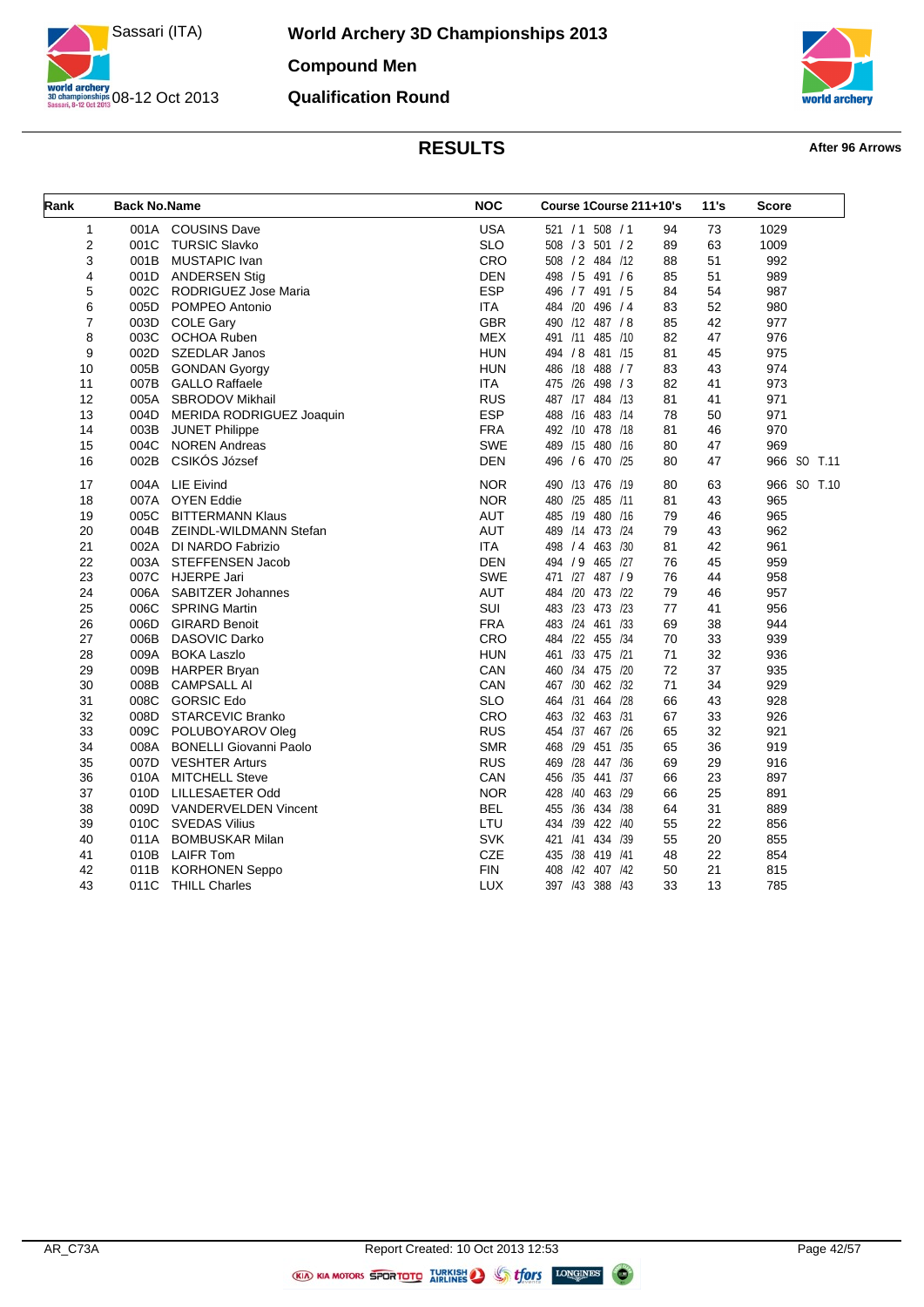# World Archery 3D Championships 2013

Sassari (ITA)

08-12 Oct 2013

**Compound Men**

**Qualification Round**

## RESULTS

**After 96 Arrows**

| Rank | Back No. | Name | NOC | Course 1 | Course 2 | 11+10's | 11's | Score | |
|---|---|---|---|---|---|---|---|---|---|
| 1 | 001A | COUSINS Dave | USA | 521 / 1 | 508 / 1 | 94 | 73 | 1029 | |
| 2 | 001C | TURSIC Slavko | SLO | 508 / 3 | 501 / 2 | 89 | 63 | 1009 | |
| 3 | 001B | MUSTAPIC Ivan | CRO | 508 / 2 | 484 /12 | 88 | 51 | 992 | |
| 4 | 001D | ANDERSEN Stig | DEN | 498 / 5 | 491 / 6 | 85 | 51 | 989 | |
| 5 | 002C | RODRIGUEZ Jose Maria | ESP | 496 / 7 | 491 / 5 | 84 | 54 | 987 | |
| 6 | 005D | POMPEO Antonio | ITA | 484 /20 | 496 / 4 | 83 | 52 | 980 | |
| 7 | 003D | COLE Gary | GBR | 490 /12 | 487 / 8 | 85 | 42 | 977 | |
| 8 | 003C | OCHOA Ruben | MEX | 491 /11 | 485 /10 | 82 | 47 | 976 | |
| 9 | 002D | SZEDLAR Janos | HUN | 494 / 8 | 481 /15 | 81 | 45 | 975 | |
| 10 | 005B | GONDAN Gyorgy | HUN | 486 /18 | 488 / 7 | 83 | 43 | 974 | |
| 11 | 007B | GALLO Raffaele | ITA | 475 /26 | 498 / 3 | 82 | 41 | 973 | |
| 12 | 005A | SBRODOV Mikhail | RUS | 487 /17 | 484 /13 | 81 | 41 | 971 | |
| 13 | 004D | MERIDA RODRIGUEZ Joaquin | ESP | 488 /16 | 483 /14 | 78 | 50 | 971 | |
| 14 | 003B | JUNET Philippe | FRA | 492 /10 | 478 /18 | 81 | 46 | 970 | |
| 15 | 004C | NOREN Andreas | SWE | 489 /15 | 480 /16 | 80 | 47 | 969 | |
| 16 | 002B | CSIKÓS József | DEN | 496 / 6 | 470 /25 | 80 | 47 | 966 | SO T.11 |
| 17 | 004A | LIE Eivind | NOR | 490 /13 | 476 /19 | 80 | 63 | 966 | SO T.10 |
| 18 | 007A | OYEN Eddie | NOR | 480 /25 | 485 /11 | 81 | 43 | 965 | |
| 19 | 005C | BITTERMANN Klaus | AUT | 485 /19 | 480 /16 | 79 | 46 | 965 | |
| 20 | 004B | ZEINDL-WILDMANN Stefan | AUT | 489 /14 | 473 /24 | 79 | 43 | 962 | |
| 21 | 002A | DI NARDO Fabrizio | ITA | 498 / 4 | 463 /30 | 81 | 42 | 961 | |
| 22 | 003A | STEFFENSEN Jacob | DEN | 494 / 9 | 465 /27 | 76 | 45 | 959 | |
| 23 | 007C | HJERPE Jari | SWE | 471 /27 | 487 / 9 | 76 | 44 | 958 | |
| 24 | 006A | SABITZER Johannes | AUT | 484 /20 | 473 /22 | 79 | 46 | 957 | |
| 25 | 006C | SPRING Martin | SUI | 483 /23 | 473 /23 | 77 | 41 | 956 | |
| 26 | 006D | GIRARD Benoit | FRA | 483 /24 | 461 /33 | 69 | 38 | 944 | |
| 27 | 006B | DASOVIC Darko | CRO | 484 /22 | 455 /34 | 70 | 33 | 939 | |
| 28 | 009A | BOKA Laszlo | HUN | 461 /33 | 475 /21 | 71 | 32 | 936 | |
| 29 | 009B | HARPER Bryan | CAN | 460 /34 | 475 /20 | 72 | 37 | 935 | |
| 30 | 008B | CAMPSALL Al | CAN | 467 /30 | 462 /32 | 71 | 34 | 929 | |
| 31 | 008C | GORSIC Edo | SLO | 464 /31 | 464 /28 | 66 | 43 | 928 | |
| 32 | 008D | STARCEVIC Branko | CRO | 463 /32 | 463 /31 | 67 | 33 | 926 | |
| 33 | 009C | POLUBOYAROV Oleg | RUS | 454 /37 | 467 /26 | 65 | 32 | 921 | |
| 34 | 008A | BONELLI Giovanni Paolo | SMR | 468 /29 | 451 /35 | 65 | 36 | 919 | |
| 35 | 007D | VESHTER Arturs | RUS | 469 /28 | 447 /36 | 69 | 29 | 916 | |
| 36 | 010A | MITCHELL Steve | CAN | 456 /35 | 441 /37 | 66 | 23 | 897 | |
| 37 | 010D | LILLESAETER Odd | NOR | 428 /40 | 463 /29 | 66 | 25 | 891 | |
| 38 | 009D | VANDERVELDEN Vincent | BEL | 455 /36 | 434 /38 | 64 | 31 | 889 | |
| 39 | 010C | SVEDAS Vilius | LTU | 434 /39 | 422 /40 | 55 | 22 | 856 | |
| 40 | 011A | BOMBUSKAR Milan | SVK | 421 /41 | 434 /39 | 55 | 20 | 855 | |
| 41 | 010B | LAIFR Tom | CZE | 435 /38 | 419 /41 | 48 | 22 | 854 | |
| 42 | 011B | KORHONEN Seppo | FIN | 408 /42 | 407 /42 | 50 | 21 | 815 | |
| 43 | 011C | THILL Charles | LUX | 397 /43 | 388 /43 | 33 | 13 | 785 | |

AR_C73A

Report Created: 10 Oct 2013 12:53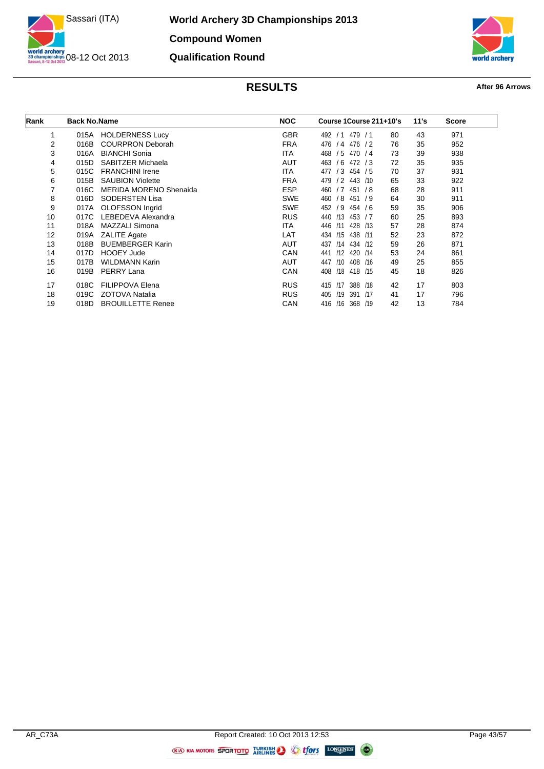# World Archery 3D Championships 2013

Sassari (ITA)

08-12 Oct 2013

## Compound Women

## Qualification Round

## RESULTS

**After 96 Arrows**

| Rank | Back No. | Name | NOC | Course 1 | Course 2 | 11+10's | 11's | Score |
|---|---|---|---|---|---|---|---|---|
| 1 | 015A | HOLDERNESS Lucy | GBR | 492 / 1 | 479 / 1 | 80 | 43 | 971 |
| 2 | 016B | COURPRON Deborah | FRA | 476 / 4 | 476 / 2 | 76 | 35 | 952 |
| 3 | 016A | BIANCHI Sonia | ITA | 468 / 5 | 470 / 4 | 73 | 39 | 938 |
| 4 | 015D | SABITZER Michaela | AUT | 463 / 6 | 472 / 3 | 72 | 35 | 935 |
| 5 | 015C | FRANCHINI Irene | ITA | 477 / 3 | 454 / 5 | 70 | 37 | 931 |
| 6 | 015B | SAUBION Violette | FRA | 479 / 2 | 443 /10 | 65 | 33 | 922 |
| 7 | 016C | MERIDA MORENO Shenaida | ESP | 460 / 7 | 451 / 8 | 68 | 28 | 911 |
| 8 | 016D | SODERSTEN Lisa | SWE | 460 / 8 | 451 / 9 | 64 | 30 | 911 |
| 9 | 017A | OLOFSSON Ingrid | SWE | 452 / 9 | 454 / 6 | 59 | 35 | 906 |
| 10 | 017C | LEBEDEVA Alexandra | RUS | 440 /13 | 453 / 7 | 60 | 25 | 893 |
| 11 | 018A | MAZZALI Simona | ITA | 446 /11 | 428 /13 | 57 | 28 | 874 |
| 12 | 019A | ZALITE Agate | LAT | 434 /15 | 438 /11 | 52 | 23 | 872 |
| 13 | 018B | BUEMBERGER Karin | AUT | 437 /14 | 434 /12 | 59 | 26 | 871 |
| 14 | 017D | HOOEY Jude | CAN | 441 /12 | 420 /14 | 53 | 24 | 861 |
| 15 | 017B | WILDMANN Karin | AUT | 447 /10 | 408 /16 | 49 | 25 | 855 |
| 16 | 019B | PERRY Lana | CAN | 408 /18 | 418 /15 | 45 | 18 | 826 |
| 17 | 018C | FILIPPOVA Elena | RUS | 415 /17 | 388 /18 | 42 | 17 | 803 |
| 18 | 019C | ZOTOVA Natalia | RUS | 405 /19 | 391 /17 | 41 | 17 | 796 |
| 19 | 018D | BROUILLETTE Renee | CAN | 416 /16 | 368 /19 | 42 | 13 | 784 |

AR_C73A

Report Created: 10 Oct 2013 12:53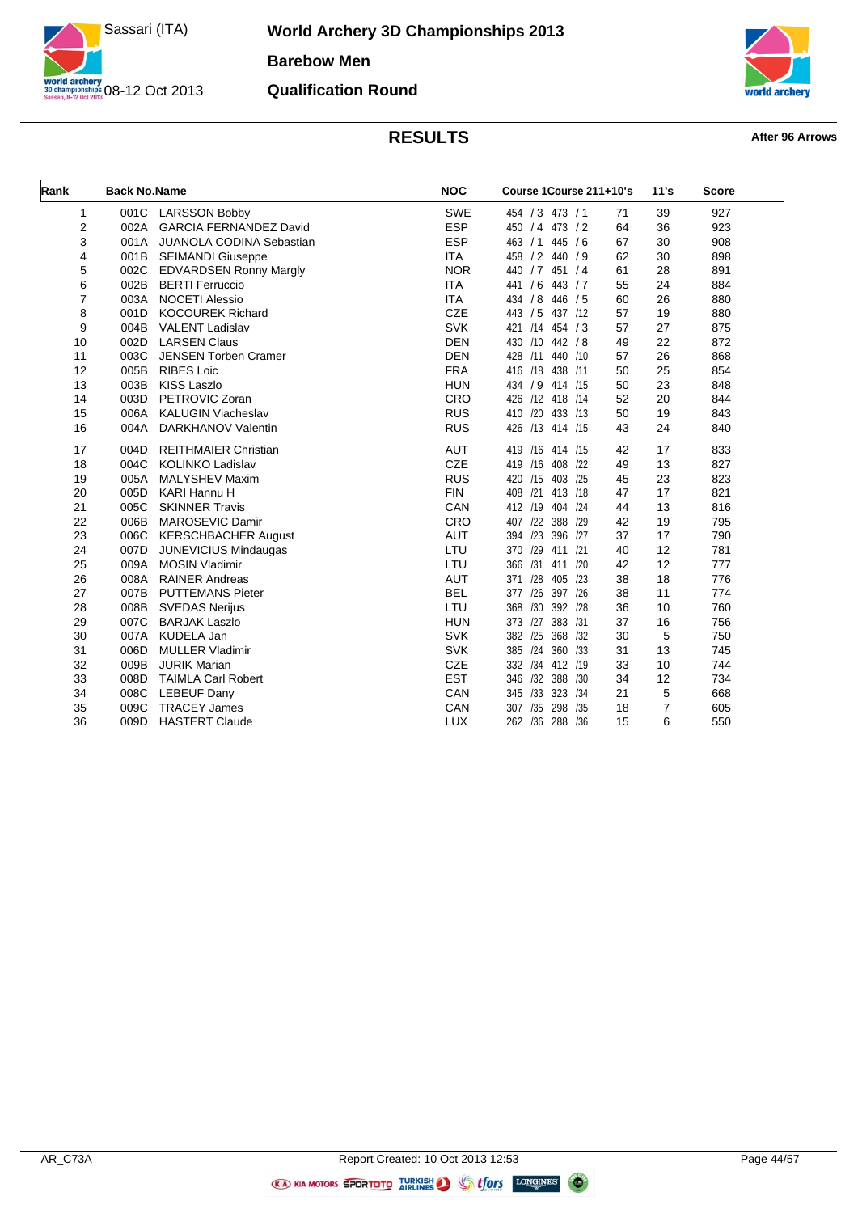# World Archery 3D Championships 2013

## Barebow Men

## Qualification Round

Sassari (ITA)

08-12 Oct 2013

### RESULTS

**After 96 Arrows**

| Rank | Back No. | Name | NOC | Course 1 | Course 2 | 11+10's | 11's | Score |
|---|---|---|---|---|---|---|---|---|
| 1 | 001C | LARSSON Bobby | SWE | 454 / 3 | 473 / 1 | 71 | 39 | 927 |
| 2 | 002A | GARCIA FERNANDEZ David | ESP | 450 / 4 | 473 / 2 | 64 | 36 | 923 |
| 3 | 001A | JUANOLA CODINA Sebastian | ESP | 463 / 1 | 445 / 6 | 67 | 30 | 908 |
| 4 | 001B | SEIMANDI Giuseppe | ITA | 458 / 2 | 440 / 9 | 62 | 30 | 898 |
| 5 | 002C | EDVARDSEN Ronny Margly | NOR | 440 / 7 | 451 / 4 | 61 | 28 | 891 |
| 6 | 002B | BERTI Ferruccio | ITA | 441 / 6 | 443 / 7 | 55 | 24 | 884 |
| 7 | 003A | NOCETI Alessio | ITA | 434 / 8 | 446 / 5 | 60 | 26 | 880 |
| 8 | 001D | KOCOUREK Richard | CZE | 443 / 5 | 437 /12 | 57 | 19 | 880 |
| 9 | 004B | VALENT Ladislav | SVK | 421 /14 | 454 / 3 | 57 | 27 | 875 |
| 10 | 002D | LARSEN Claus | DEN | 430 /10 | 442 / 8 | 49 | 22 | 872 |
| 11 | 003C | JENSEN Torben Cramer | DEN | 428 /11 | 440 /10 | 57 | 26 | 868 |
| 12 | 005B | RIBES Loic | FRA | 416 /18 | 438 /11 | 50 | 25 | 854 |
| 13 | 003B | KISS Laszlo | HUN | 434 / 9 | 414 /15 | 50 | 23 | 848 |
| 14 | 003D | PETROVIC Zoran | CRO | 426 /12 | 418 /14 | 52 | 20 | 844 |
| 15 | 006A | KALUGIN Viacheslav | RUS | 410 /20 | 433 /13 | 50 | 19 | 843 |
| 16 | 004A | DARKHANOV Valentin | RUS | 426 /13 | 414 /15 | 43 | 24 | 840 |
| 17 | 004D | REITHMAIER Christian | AUT | 419 /16 | 414 /15 | 42 | 17 | 833 |
| 18 | 004C | KOLINKO Ladislav | CZE | 419 /16 | 408 /22 | 49 | 13 | 827 |
| 19 | 005A | MALYSHEV Maxim | RUS | 420 /15 | 403 /25 | 45 | 23 | 823 |
| 20 | 005D | KARI Hannu H | FIN | 408 /21 | 413 /18 | 47 | 17 | 821 |
| 21 | 005C | SKINNER Travis | CAN | 412 /19 | 404 /24 | 44 | 13 | 816 |
| 22 | 006B | MAROSEVIC Damir | CRO | 407 /22 | 388 /29 | 42 | 19 | 795 |
| 23 | 006C | KERSCHBACHER August | AUT | 394 /23 | 396 /27 | 37 | 17 | 790 |
| 24 | 007D | JUNEVICIUS Mindaugas | LTU | 370 /29 | 411 /21 | 40 | 12 | 781 |
| 25 | 009A | MOSIN Vladimir | LTU | 366 /31 | 411 /20 | 42 | 12 | 777 |
| 26 | 008A | RAINER Andreas | AUT | 371 /28 | 405 /23 | 38 | 18 | 776 |
| 27 | 007B | PUTTEMANS Pieter | BEL | 377 /26 | 397 /26 | 38 | 11 | 774 |
| 28 | 008B | SVEDAS Nerijus | LTU | 368 /30 | 392 /28 | 36 | 10 | 760 |
| 29 | 007C | BARJAK Laszlo | HUN | 373 /27 | 383 /31 | 37 | 16 | 756 |
| 30 | 007A | KUDELA Jan | SVK | 382 /25 | 368 /32 | 30 | 5 | 750 |
| 31 | 006D | MULLER Vladimir | SVK | 385 /24 | 360 /33 | 31 | 13 | 745 |
| 32 | 009B | JURIK Marian | CZE | 332 /34 | 412 /19 | 33 | 10 | 744 |
| 33 | 008D | TAIMLA Carl Robert | EST | 346 /32 | 388 /30 | 34 | 12 | 734 |
| 34 | 008C | LEBEUF Dany | CAN | 345 /33 | 323 /34 | 21 | 5 | 668 |
| 35 | 009C | TRACEY James | CAN | 307 /35 | 298 /35 | 18 | 7 | 605 |
| 36 | 009D | HASTERT Claude | LUX | 262 /36 | 288 /36 | 15 | 6 | 550 |

AR_C73A — Report Created: 10 Oct 2013 12:53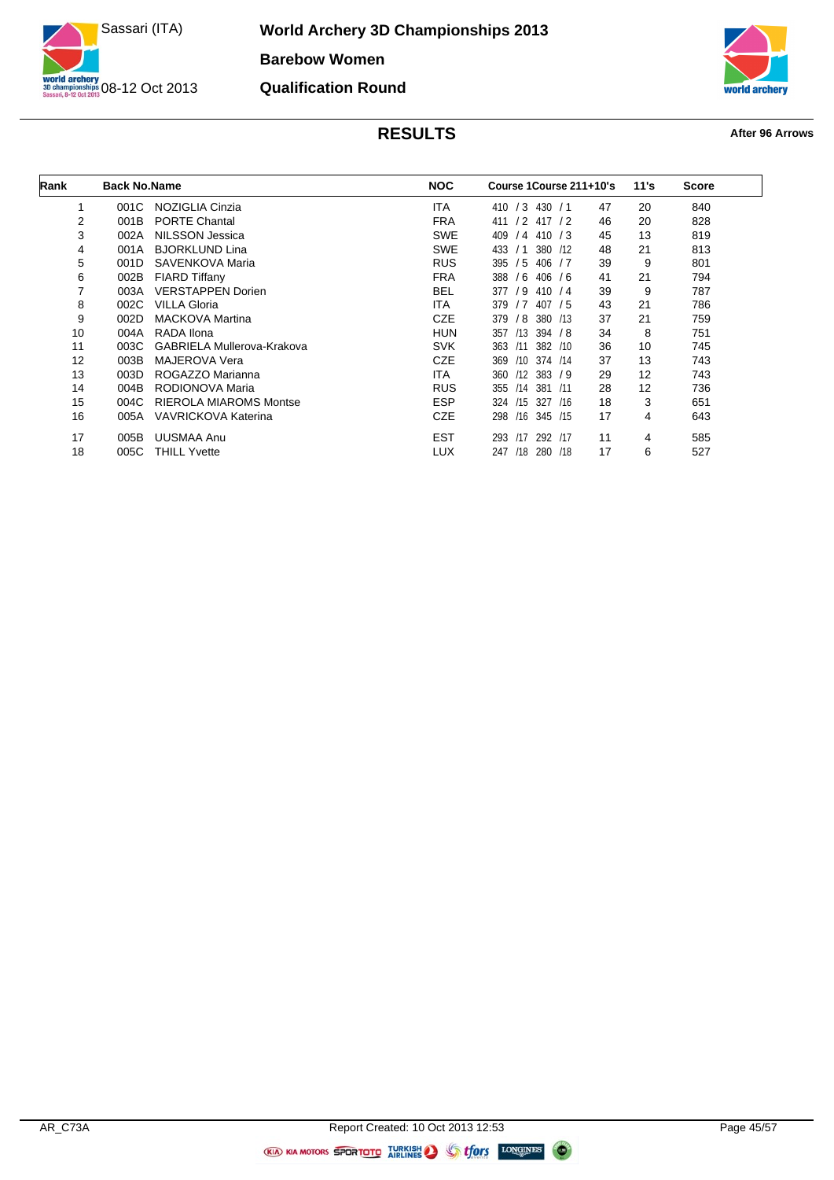# World Archery 3D Championships 2013

## Barebow Women

## Qualification Round

Sassari (ITA) 08-12 Oct 2013

### RESULTS

**After 96 Arrows**

| Rank | Back No. | Name | NOC | Course 1 | Course 2 | 11+10's | 11's | Score |
|---|---|---|---|---|---|---|---|---|
| 1 | 001C | NOZIGLIA Cinzia | ITA | 410 / 3 | 430 / 1 | 47 | 20 | 840 |
| 2 | 001B | PORTE Chantal | FRA | 411 / 2 | 417 / 2 | 46 | 20 | 828 |
| 3 | 002A | NILSSON Jessica | SWE | 409 / 4 | 410 / 3 | 45 | 13 | 819 |
| 4 | 001A | BJORKLUND Lina | SWE | 433 / 1 | 380 /12 | 48 | 21 | 813 |
| 5 | 001D | SAVENKOVA Maria | RUS | 395 / 5 | 406 / 7 | 39 | 9 | 801 |
| 6 | 002B | FIARD Tiffany | FRA | 388 / 6 | 406 / 6 | 41 | 21 | 794 |
| 7 | 003A | VERSTAPPEN Dorien | BEL | 377 / 9 | 410 / 4 | 39 | 9 | 787 |
| 8 | 002C | VILLA Gloria | ITA | 379 / 7 | 407 / 5 | 43 | 21 | 786 |
| 9 | 002D | MACKOVA Martina | CZE | 379 / 8 | 380 /13 | 37 | 21 | 759 |
| 10 | 004A | RADA Ilona | HUN | 357 /13 | 394 / 8 | 34 | 8 | 751 |
| 11 | 003C | GABRIELA Mullerova-Krakova | SVK | 363 /11 | 382 /10 | 36 | 10 | 745 |
| 12 | 003B | MAJEROVA Vera | CZE | 369 /10 | 374 /14 | 37 | 13 | 743 |
| 13 | 003D | ROGAZZO Marianna | ITA | 360 /12 | 383 / 9 | 29 | 12 | 743 |
| 14 | 004B | RODIONOVA Maria | RUS | 355 /14 | 381 /11 | 28 | 12 | 736 |
| 15 | 004C | RIEROLA MIAROMS Montse | ESP | 324 /15 | 327 /16 | 18 | 3 | 651 |
| 16 | 005A | VAVRICKOVA Katerina | CZE | 298 /16 | 345 /15 | 17 | 4 | 643 |
| 17 | 005B | UUSMAA Anu | EST | 293 /17 | 292 /17 | 11 | 4 | 585 |
| 18 | 005C | THILL Yvette | LUX | 247 /18 | 280 /18 | 17 | 6 | 527 |

AR_C73A — Report Created: 10 Oct 2013 12:53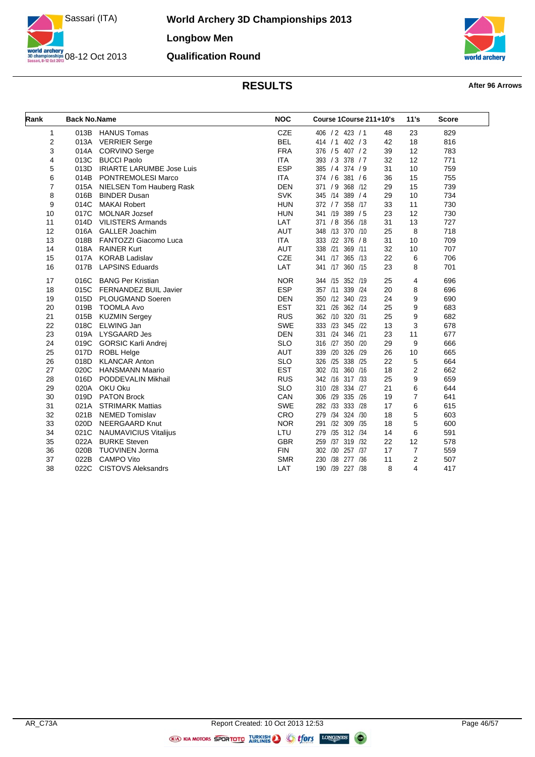# World Archery 3D Championships 2013

Sassari (ITA) 08-12 Oct 2013

## Longbow Men

## Qualification Round

## RESULTS

**After 96 Arrows**

| Rank | Back No. | Name | NOC | Course 1 | Course 2 | 11+10's | 11's | Score |
|---|---|---|---|---|---|---|---|---|
| 1 | 013B | HANUS Tomas | CZE | 406 / 2 | 423 / 1 | 48 | 23 | 829 |
| 2 | 013A | VERRIER Serge | BEL | 414 / 1 | 402 / 3 | 42 | 18 | 816 |
| 3 | 014A | CORVINO Serge | FRA | 376 / 5 | 407 / 2 | 39 | 12 | 783 |
| 4 | 013C | BUCCI Paolo | ITA | 393 / 3 | 378 / 7 | 32 | 12 | 771 |
| 5 | 013D | IRIARTE LARUMBE Jose Luis | ESP | 385 / 4 | 374 / 9 | 31 | 10 | 759 |
| 6 | 014B | PONTREMOLESI Marco | ITA | 374 / 6 | 381 / 6 | 36 | 15 | 755 |
| 7 | 015A | NIELSEN Tom Hauberg Rask | DEN | 371 / 9 | 368 /12 | 29 | 15 | 739 |
| 8 | 016B | BINDER Dusan | SVK | 345 /14 | 389 / 4 | 29 | 10 | 734 |
| 9 | 014C | MAKAI Robert | HUN | 372 / 7 | 358 /17 | 33 | 11 | 730 |
| 10 | 017C | MOLNAR Jozsef | HUN | 341 /19 | 389 / 5 | 23 | 12 | 730 |
| 11 | 014D | VILISTERS Armands | LAT | 371 / 8 | 356 /18 | 31 | 13 | 727 |
| 12 | 016A | GALLER Joachim | AUT | 348 /13 | 370 /10 | 25 | 8 | 718 |
| 13 | 018B | FANTOZZI Giacomo Luca | ITA | 333 /22 | 376 / 8 | 31 | 10 | 709 |
| 14 | 018A | RAINER Kurt | AUT | 338 /21 | 369 /11 | 32 | 10 | 707 |
| 15 | 017A | KORAB Ladislav | CZE | 341 /17 | 365 /13 | 22 | 6 | 706 |
| 16 | 017B | LAPSINS Eduards | LAT | 341 /17 | 360 /15 | 23 | 8 | 701 |
| 17 | 016C | BANG Per Kristian | NOR | 344 /15 | 352 /19 | 25 | 4 | 696 |
| 18 | 015C | FERNANDEZ BUIL Javier | ESP | 357 /11 | 339 /24 | 20 | 8 | 696 |
| 19 | 015D | PLOUGMAND Soeren | DEN | 350 /12 | 340 /23 | 24 | 9 | 690 |
| 20 | 019B | TOOMLA Avo | EST | 321 /26 | 362 /14 | 25 | 9 | 683 |
| 21 | 015B | KUZMIN Sergey | RUS | 362 /10 | 320 /31 | 25 | 9 | 682 |
| 22 | 018C | ELWING Jan | SWE | 333 /23 | 345 /22 | 13 | 3 | 678 |
| 23 | 019A | LYSGAARD Jes | DEN | 331 /24 | 346 /21 | 23 | 11 | 677 |
| 24 | 019C | GORSIC Karli Andrej | SLO | 316 /27 | 350 /20 | 29 | 9 | 666 |
| 25 | 017D | ROBL Helge | AUT | 339 /20 | 326 /29 | 26 | 10 | 665 |
| 26 | 018D | KLANCAR Anton | SLO | 326 /25 | 338 /25 | 22 | 5 | 664 |
| 27 | 020C | HANSMANN Maario | EST | 302 /31 | 360 /16 | 18 | 2 | 662 |
| 28 | 016D | PODDEVALIN Mikhail | RUS | 342 /16 | 317 /33 | 25 | 9 | 659 |
| 29 | 020A | OKU Oku | SLO | 310 /28 | 334 /27 | 21 | 6 | 644 |
| 30 | 019D | PATON Brock | CAN | 306 /29 | 335 /26 | 19 | 7 | 641 |
| 31 | 021A | STRIMARK Mattias | SWE | 282 /33 | 333 /28 | 17 | 6 | 615 |
| 32 | 021B | NEMED Tomislav | CRO | 279 /34 | 324 /30 | 18 | 5 | 603 |
| 33 | 020D | NEERGAARD Knut | NOR | 291 /32 | 309 /35 | 18 | 5 | 600 |
| 34 | 021C | NAUMAVICIUS Vitalijus | LTU | 279 /35 | 312 /34 | 14 | 6 | 591 |
| 35 | 022A | BURKE Steven | GBR | 259 /37 | 319 /32 | 22 | 12 | 578 |
| 36 | 020B | TUOVINEN Jorma | FIN | 302 /30 | 257 /37 | 17 | 7 | 559 |
| 37 | 022B | CAMPO Vito | SMR | 230 /38 | 277 /36 | 11 | 2 | 507 |
| 38 | 022C | CISTOVS Aleksandrs | LAT | 190 /39 | 227 /38 | 8 | 4 | 417 |

AR_C73A Report Created: 10 Oct 2013 12:53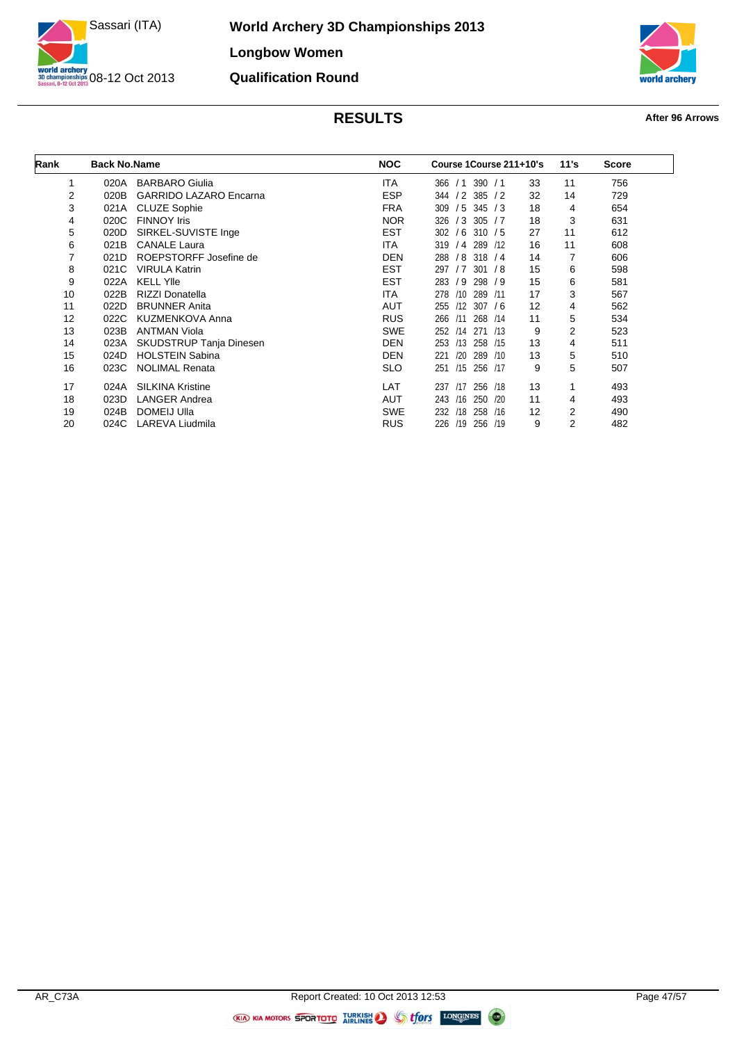# World Archery 3D Championships 2013

## Longbow Women

## Qualification Round

Sassari (ITA)

08-12 Oct 2013

### RESULTS

**After 96 Arrows**

| Rank | Back No. | Name | NOC | Course 1 | Course 2 | 11+10's | 11's | Score |
|---|---|---|---|---|---|---|---|---|
| 1 | 020A | BARBARO Giulia | ITA | 366 / 1 | 390 / 1 | 33 | 11 | 756 |
| 2 | 020B | GARRIDO LAZARO Encarna | ESP | 344 / 2 | 385 / 2 | 32 | 14 | 729 |
| 3 | 021A | CLUZE Sophie | FRA | 309 / 5 | 345 / 3 | 18 | 4 | 654 |
| 4 | 020C | FINNOY Iris | NOR | 326 / 3 | 305 / 7 | 18 | 3 | 631 |
| 5 | 020D | SIRKEL-SUVISTE Inge | EST | 302 / 6 | 310 / 5 | 27 | 11 | 612 |
| 6 | 021B | CANALE Laura | ITA | 319 / 4 | 289 /12 | 16 | 11 | 608 |
| 7 | 021D | ROEPSTORFF Josefine de | DEN | 288 / 8 | 318 / 4 | 14 | 7 | 606 |
| 8 | 021C | VIRULA Katrin | EST | 297 / 7 | 301 / 8 | 15 | 6 | 598 |
| 9 | 022A | KELL Ylle | EST | 283 / 9 | 298 / 9 | 15 | 6 | 581 |
| 10 | 022B | RIZZI Donatella | ITA | 278 /10 | 289 /11 | 17 | 3 | 567 |
| 11 | 022D | BRUNNER Anita | AUT | 255 /12 | 307 / 6 | 12 | 4 | 562 |
| 12 | 022C | KUZMENKOVA Anna | RUS | 266 /11 | 268 /14 | 11 | 5 | 534 |
| 13 | 023B | ANTMAN Viola | SWE | 252 /14 | 271 /13 | 9 | 2 | 523 |
| 14 | 023A | SKUDSTRUP Tanja Dinesen | DEN | 253 /13 | 258 /15 | 13 | 4 | 511 |
| 15 | 024D | HOLSTEIN Sabina | DEN | 221 /20 | 289 /10 | 13 | 5 | 510 |
| 16 | 023C | NOLIMAL Renata | SLO | 251 /15 | 256 /17 | 9 | 5 | 507 |
| 17 | 024A | SILKINA Kristine | LAT | 237 /17 | 256 /18 | 13 | 1 | 493 |
| 18 | 023D | LANGER Andrea | AUT | 243 /16 | 250 /20 | 11 | 4 | 493 |
| 19 | 024B | DOMEIJ Ulla | SWE | 232 /18 | 258 /16 | 12 | 2 | 490 |
| 20 | 024C | LAREVA Liudmila | RUS | 226 /19 | 256 /19 | 9 | 2 | 482 |

AR_C73A

Report Created: 10 Oct 2013 12:53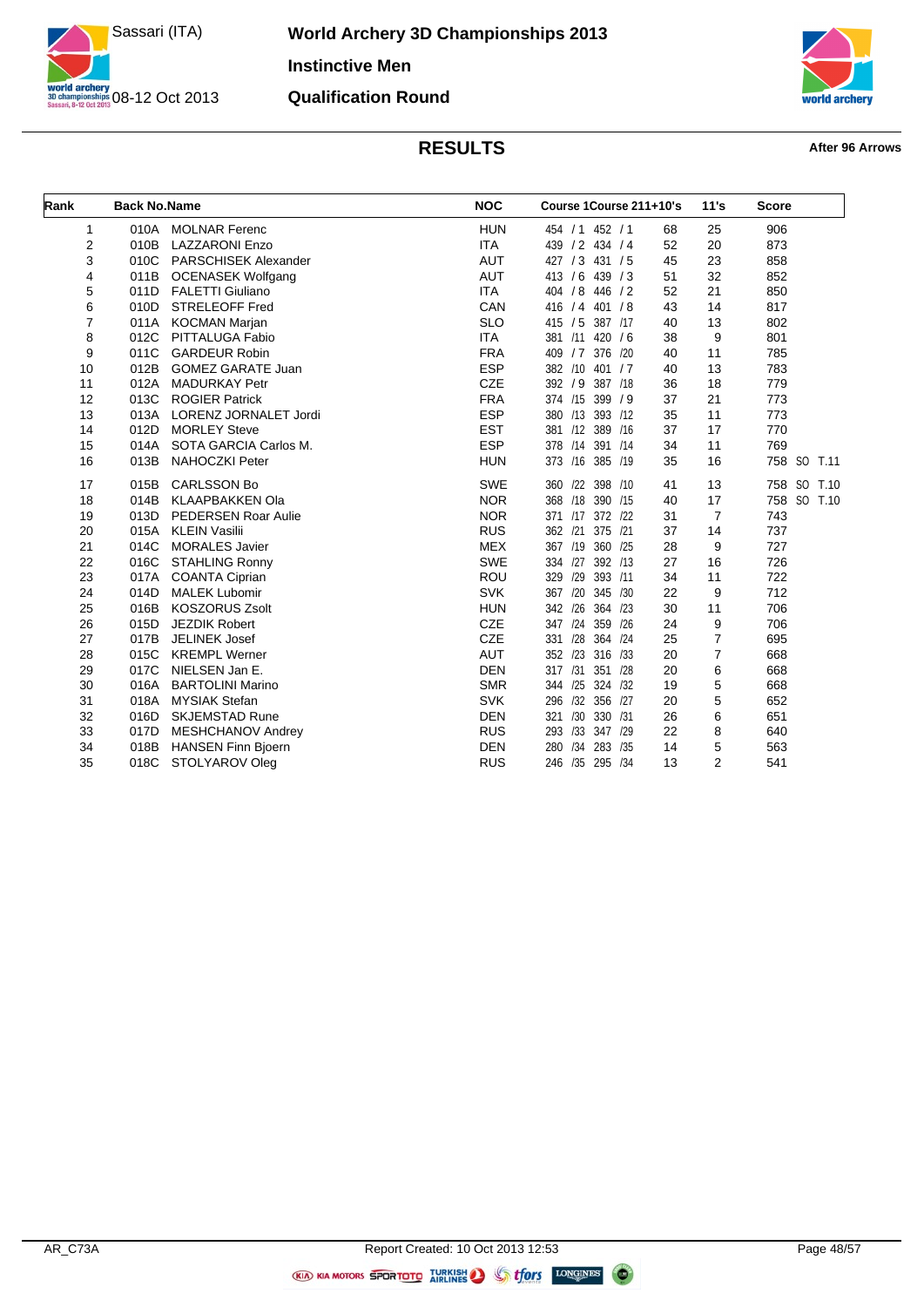# World Archery 3D Championships 2013

## Instinctive Men

## Qualification Round

Sassari (ITA) 08-12 Oct 2013

### RESULTS

After 96 Arrows

| Rank | Back No. | Name | NOC | Course 1 | Course 2 | 11+10's | 11's | Score |
|---|---|---|---|---|---|---|---|---|
| 1 | 010A | MOLNAR Ferenc | HUN | 454 / 1 | 452 / 1 | 68 | 25 | 906 |
| 2 | 010B | LAZZARONI Enzo | ITA | 439 / 2 | 434 / 4 | 52 | 20 | 873 |
| 3 | 010C | PARSCHISEK Alexander | AUT | 427 / 3 | 431 / 5 | 45 | 23 | 858 |
| 4 | 011B | OCENASEK Wolfgang | AUT | 413 / 6 | 439 / 3 | 51 | 32 | 852 |
| 5 | 011D | FALETTI Giuliano | ITA | 404 / 8 | 446 / 2 | 52 | 21 | 850 |
| 6 | 010D | STRELEOFF Fred | CAN | 416 / 4 | 401 / 8 | 43 | 14 | 817 |
| 7 | 011A | KOCMAN Marjan | SLO | 415 / 5 | 387 /17 | 40 | 13 | 802 |
| 8 | 012C | PITTALUGA Fabio | ITA | 381 /11 | 420 / 6 | 38 | 9 | 801 |
| 9 | 011C | GARDEUR Robin | FRA | 409 / 7 | 376 /20 | 40 | 11 | 785 |
| 10 | 012B | GOMEZ GARATE Juan | ESP | 382 /10 | 401 / 7 | 40 | 13 | 783 |
| 11 | 012A | MADURKAY Petr | CZE | 392 / 9 | 387 /18 | 36 | 18 | 779 |
| 12 | 013C | ROGIER Patrick | FRA | 374 /15 | 399 / 9 | 37 | 21 | 773 |
| 13 | 013A | LORENZ JORNALET Jordi | ESP | 380 /13 | 393 /12 | 35 | 11 | 773 |
| 14 | 012D | MORLEY Steve | EST | 381 /12 | 389 /16 | 37 | 17 | 770 |
| 15 | 014A | SOTA GARCIA Carlos M. | ESP | 378 /14 | 391 /14 | 34 | 11 | 769 |
| 16 | 013B | NAHOCZKI Peter | HUN | 373 /16 | 385 /19 | 35 | 16 | 758 SO T.11 |
| 17 | 015B | CARLSSON Bo | SWE | 360 /22 | 398 /10 | 41 | 13 | 758 SO T.10 |
| 18 | 014B | KLAAPBAKKEN Ola | NOR | 368 /18 | 390 /15 | 40 | 17 | 758 SO T.10 |
| 19 | 013D | PEDERSEN Roar Aulie | NOR | 371 /17 | 372 /22 | 31 | 7 | 743 |
| 20 | 015A | KLEIN Vasilii | RUS | 362 /21 | 375 /21 | 37 | 14 | 737 |
| 21 | 014C | MORALES Javier | MEX | 367 /19 | 360 /25 | 28 | 9 | 727 |
| 22 | 016C | STAHLING Ronny | SWE | 334 /27 | 392 /13 | 27 | 16 | 726 |
| 23 | 017A | COANTA Ciprian | ROU | 329 /29 | 393 /11 | 34 | 11 | 722 |
| 24 | 014D | MALEK Lubomir | SVK | 367 /20 | 345 /30 | 22 | 9 | 712 |
| 25 | 016B | KOSZORUS Zsolt | HUN | 342 /26 | 364 /23 | 30 | 11 | 706 |
| 26 | 015D | JEZDIK Robert | CZE | 347 /24 | 359 /26 | 24 | 9 | 706 |
| 27 | 017B | JELINEK Josef | CZE | 331 /28 | 364 /24 | 25 | 7 | 695 |
| 28 | 015C | KREMPL Werner | AUT | 352 /23 | 316 /33 | 20 | 7 | 668 |
| 29 | 017C | NIELSEN Jan E. | DEN | 317 /31 | 351 /28 | 20 | 6 | 668 |
| 30 | 016A | BARTOLINI Marino | SMR | 344 /25 | 324 /32 | 19 | 5 | 668 |
| 31 | 018A | MYSIAK Stefan | SVK | 296 /32 | 356 /27 | 20 | 5 | 652 |
| 32 | 016D | SKJEMSTAD Rune | DEN | 321 /30 | 330 /31 | 26 | 6 | 651 |
| 33 | 017D | MESHCHANOV Andrey | RUS | 293 /33 | 347 /29 | 22 | 8 | 640 |
| 34 | 018B | HANSEN Finn Bjoern | DEN | 280 /34 | 283 /35 | 14 | 5 | 563 |
| 35 | 018C | STOLYAROV Oleg | RUS | 246 /35 | 295 /34 | 13 | 2 | 541 |

AR_C73A

Report Created: 10 Oct 2013 12:53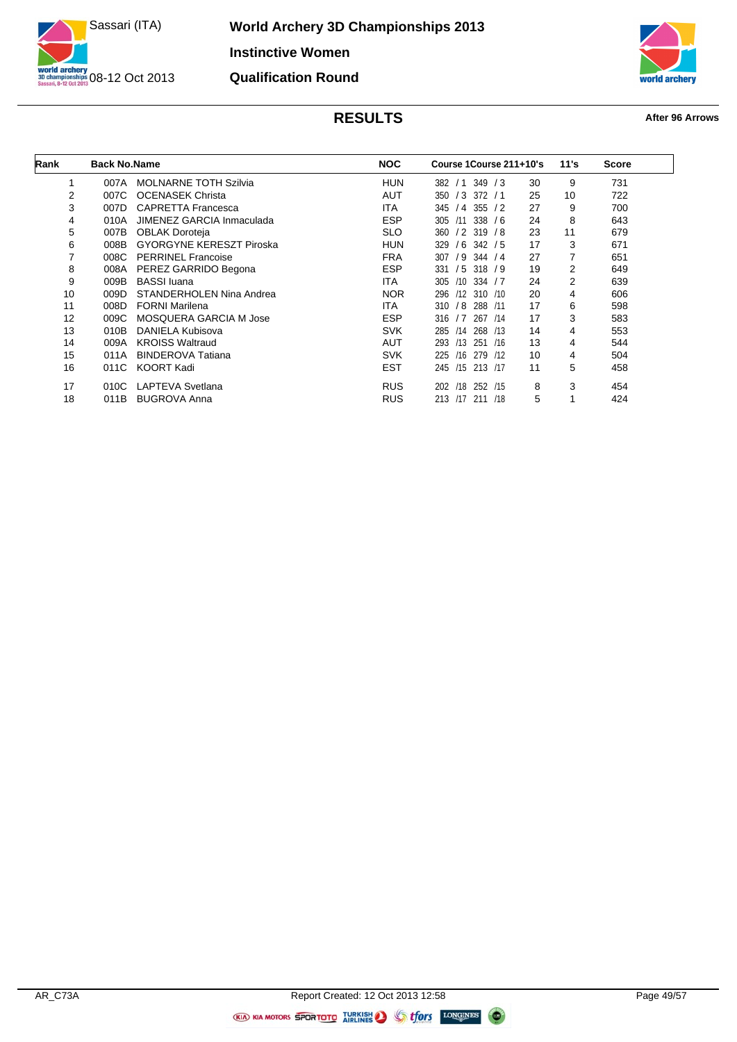# World Archery 3D Championships 2013

## Instinctive Women

## Qualification Round

Sassari (ITA)

08-12 Oct 2013

### RESULTS

**After 96 Arrows**

| Rank | Back No. | Name | NOC | Course 1 | Course 2 | 11+10's | 11's | Score |
|---|---|---|---|---|---|---|---|---|
| 1 | 007A | MOLNARNE TOTH Szilvia | HUN | 382 / 1 | 349 / 3 | 30 | 9 | 731 |
| 2 | 007C | OCENASEK Christa | AUT | 350 / 3 | 372 / 1 | 25 | 10 | 722 |
| 3 | 007D | CAPRETTA Francesca | ITA | 345 / 4 | 355 / 2 | 27 | 9 | 700 |
| 4 | 010A | JIMENEZ GARCIA Inmaculada | ESP | 305 /11 | 338 / 6 | 24 | 8 | 643 |
| 5 | 007B | OBLAK Doroteja | SLO | 360 / 2 | 319 / 8 | 23 | 11 | 679 |
| 6 | 008B | GYORGYNE KERESZT Piroska | HUN | 329 / 6 | 342 / 5 | 17 | 3 | 671 |
| 7 | 008C | PERRINEL Francoise | FRA | 307 / 9 | 344 / 4 | 27 | 7 | 651 |
| 8 | 008A | PEREZ GARRIDO Begona | ESP | 331 / 5 | 318 / 9 | 19 | 2 | 649 |
| 9 | 009B | BASSI Iuana | ITA | 305 /10 | 334 / 7 | 24 | 2 | 639 |
| 10 | 009D | STANDERHOLEN Nina Andrea | NOR | 296 /12 | 310 /10 | 20 | 4 | 606 |
| 11 | 008D | FORNI Marilena | ITA | 310 / 8 | 288 /11 | 17 | 6 | 598 |
| 12 | 009C | MOSQUERA GARCIA M Jose | ESP | 316 / 7 | 267 /14 | 17 | 3 | 583 |
| 13 | 010B | DANIELA Kubisova | SVK | 285 /14 | 268 /13 | 14 | 4 | 553 |
| 14 | 009A | KROISS Waltraud | AUT | 293 /13 | 251 /16 | 13 | 4 | 544 |
| 15 | 011A | BINDEROVA Tatiana | SVK | 225 /16 | 279 /12 | 10 | 4 | 504 |
| 16 | 011C | KOORT Kadi | EST | 245 /15 | 213 /17 | 11 | 5 | 458 |
| 17 | 010C | LAPTEVA Svetlana | RUS | 202 /18 | 252 /15 | 8 | 3 | 454 |
| 18 | 011B | BUGROVA Anna | RUS | 213 /17 | 211 /18 | 5 | 1 | 424 |

AR_C73A

Report Created: 12 Oct 2013 12:58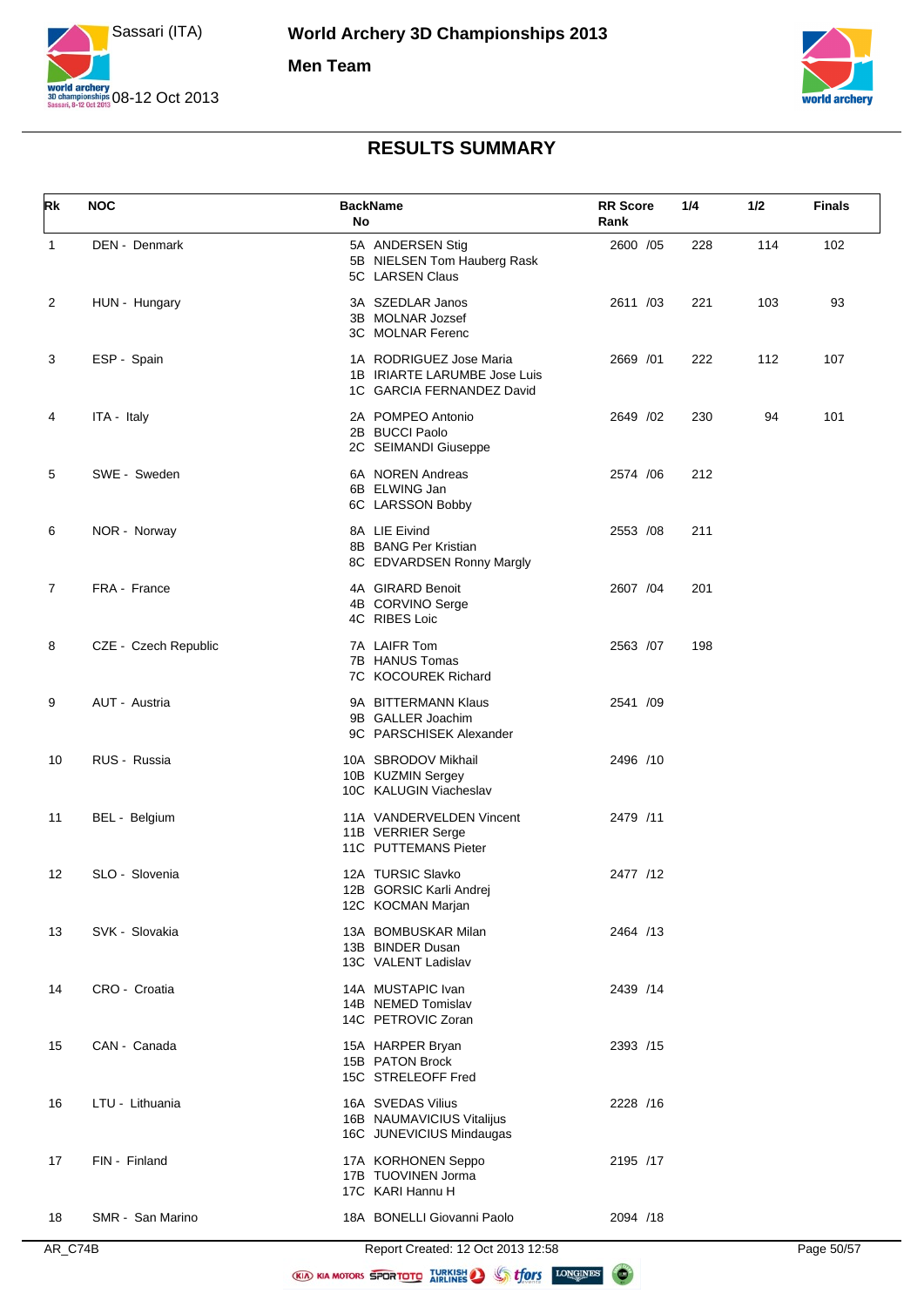# World Archery 3D Championships 2013

## Men Team

Sassari (ITA) 08-12 Oct 2013

### RESULTS SUMMARY

| Rk | NOC | BackName No | RR Score Rank | 1/4 | 1/2 | Finals |
|---|---|---|---|---|---|---|
| 1 | DEN - Denmark | 5A ANDERSEN Stig<br>5B NIELSEN Tom Hauberg Rask<br>5C LARSEN Claus | 2600 /05 | 228 | 114 | 102 |
| 2 | HUN - Hungary | 3A SZEDLAR Janos<br>3B MOLNAR Jozsef<br>3C MOLNAR Ferenc | 2611 /03 | 221 | 103 | 93 |
| 3 | ESP - Spain | 1A RODRIGUEZ Jose Maria<br>1B IRIARTE LARUMBE Jose Luis<br>1C GARCIA FERNANDEZ David | 2669 /01 | 222 | 112 | 107 |
| 4 | ITA - Italy | 2A POMPEO Antonio<br>2B BUCCI Paolo<br>2C SEIMANDI Giuseppe | 2649 /02 | 230 | 94 | 101 |
| 5 | SWE - Sweden | 6A NOREN Andreas<br>6B ELWING Jan<br>6C LARSSON Bobby | 2574 /06 | 212 | | |
| 6 | NOR - Norway | 8A LIE Eivind<br>8B BANG Per Kristian<br>8C EDVARDSEN Ronny Margly | 2553 /08 | 211 | | |
| 7 | FRA - France | 4A GIRARD Benoit<br>4B CORVINO Serge<br>4C RIBES Loic | 2607 /04 | 201 | | |
| 8 | CZE - Czech Republic | 7A LAIFR Tom<br>7B HANUS Tomas<br>7C KOCOUREK Richard | 2563 /07 | 198 | | |
| 9 | AUT - Austria | 9A BITTERMANN Klaus<br>9B GALLER Joachim<br>9C PARSCHISEK Alexander | 2541 /09 | | | |
| 10 | RUS - Russia | 10A SBRODOV Mikhail<br>10B KUZMIN Sergey<br>10C KALUGIN Viacheslav | 2496 /10 | | | |
| 11 | BEL - Belgium | 11A VANDERVELDEN Vincent<br>11B VERRIER Serge<br>11C PUTTEMANS Pieter | 2479 /11 | | | |
| 12 | SLO - Slovenia | 12A TURSIC Slavko<br>12B GORSIC Karli Andrej<br>12C KOCMAN Marjan | 2477 /12 | | | |
| 13 | SVK - Slovakia | 13A BOMBUSKAR Milan<br>13B BINDER Dusan<br>13C VALENT Ladislav | 2464 /13 | | | |
| 14 | CRO - Croatia | 14A MUSTAPIC Ivan<br>14B NEMED Tomislav<br>14C PETROVIC Zoran | 2439 /14 | | | |
| 15 | CAN - Canada | 15A HARPER Bryan<br>15B PATON Brock<br>15C STRELEOFF Fred | 2393 /15 | | | |
| 16 | LTU - Lithuania | 16A SVEDAS Vilius<br>16B NAUMAVICIUS Vitalijus<br>16C JUNEVICIUS Mindaugas | 2228 /16 | | | |
| 17 | FIN - Finland | 17A KORHONEN Seppo<br>17B TUOVINEN Jorma<br>17C KARI Hannu H | 2195 /17 | | | |
| 18 | SMR - San Marino | 18A BONELLI Giovanni Paolo | 2094 /18 | | | |

AR_C74B — Report Created: 12 Oct 2013 12:58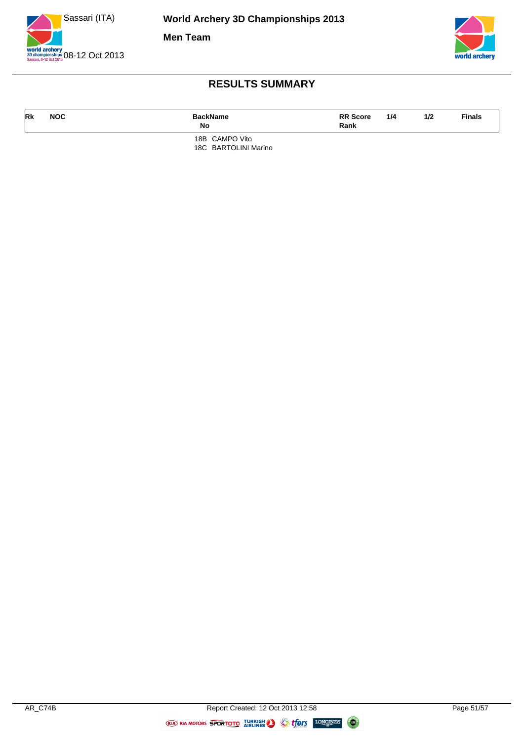## RESULTS SUMMARY

| Rk | NOC | Back No | Name | RR Score Rank | 1/4 | 1/2 | Finals |
|---|---|---|---|---|---|---|---|
| | | 18B | CAMPO Vito | | | | |
| | | 18C | BARTOLINI Marino | | | | |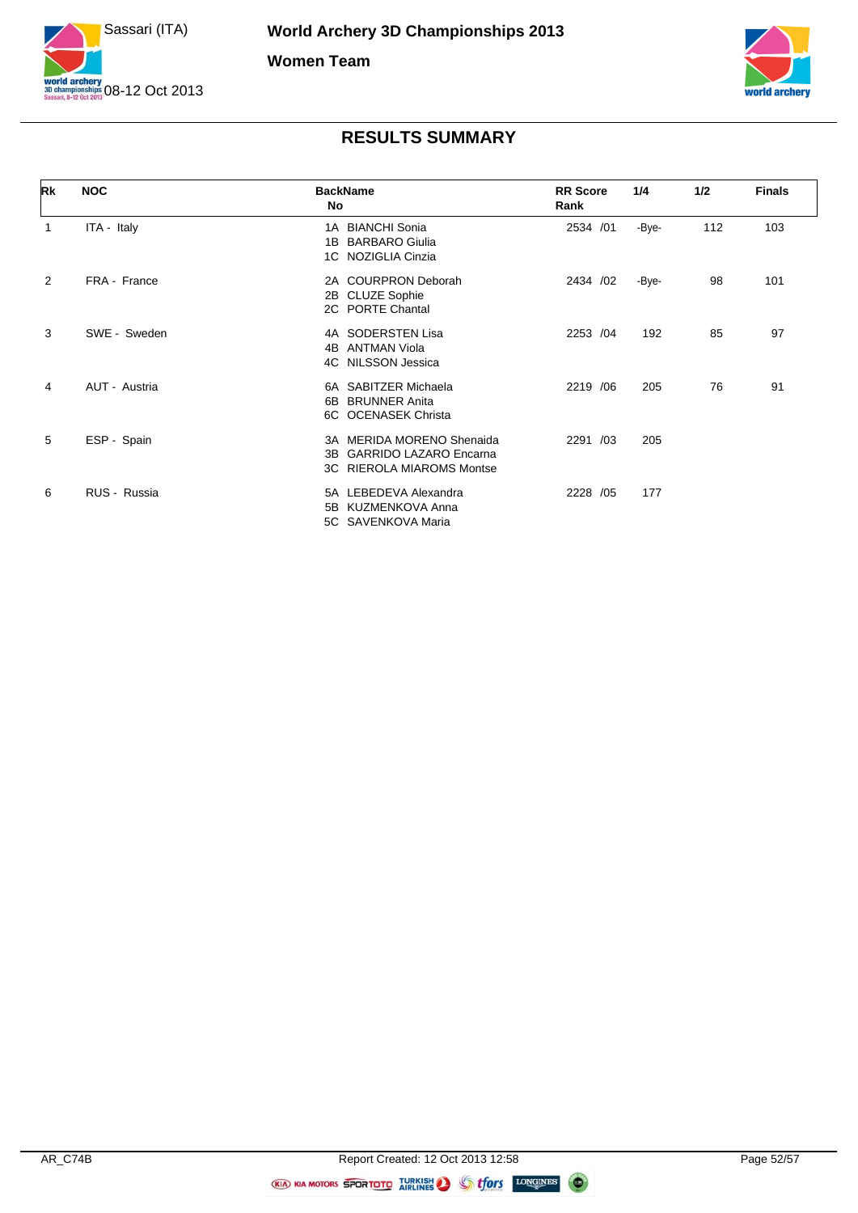# World Archery 3D Championships 2013

## Women Team

Sassari (ITA)

08-12 Oct 2013

## RESULTS SUMMARY

| Rk | NOC | BackName No | RR Score Rank | 1/4 | 1/2 | Finals |
|---|---|---|---|---|---|---|
| 1 | ITA - Italy | 1A BIANCHI Sonia<br>1B BARBARO Giulia<br>1C NOZIGLIA Cinzia | 2534 /01 | -Bye- | 112 | 103 |
| 2 | FRA - France | 2A COURPRON Deborah<br>2B CLUZE Sophie<br>2C PORTE Chantal | 2434 /02 | -Bye- | 98 | 101 |
| 3 | SWE - Sweden | 4A SODERSTEN Lisa<br>4B ANTMAN Viola<br>4C NILSSON Jessica | 2253 /04 | 192 | 85 | 97 |
| 4 | AUT - Austria | 6A SABITZER Michaela<br>6B BRUNNER Anita<br>6C OCENASEK Christa | 2219 /06 | 205 | 76 | 91 |
| 5 | ESP - Spain | 3A MERIDA MORENO Shenaida<br>3B GARRIDO LAZARO Encarna<br>3C RIEROLA MIAROMS Montse | 2291 /03 | 205 | | |
| 6 | RUS - Russia | 5A LEBEDEVA Alexandra<br>5B KUZMENKOVA Anna<br>5C SAVENKOVA Maria | 2228 /05 | 177 | | |

AR_C74B

Report Created: 12 Oct 2013 12:58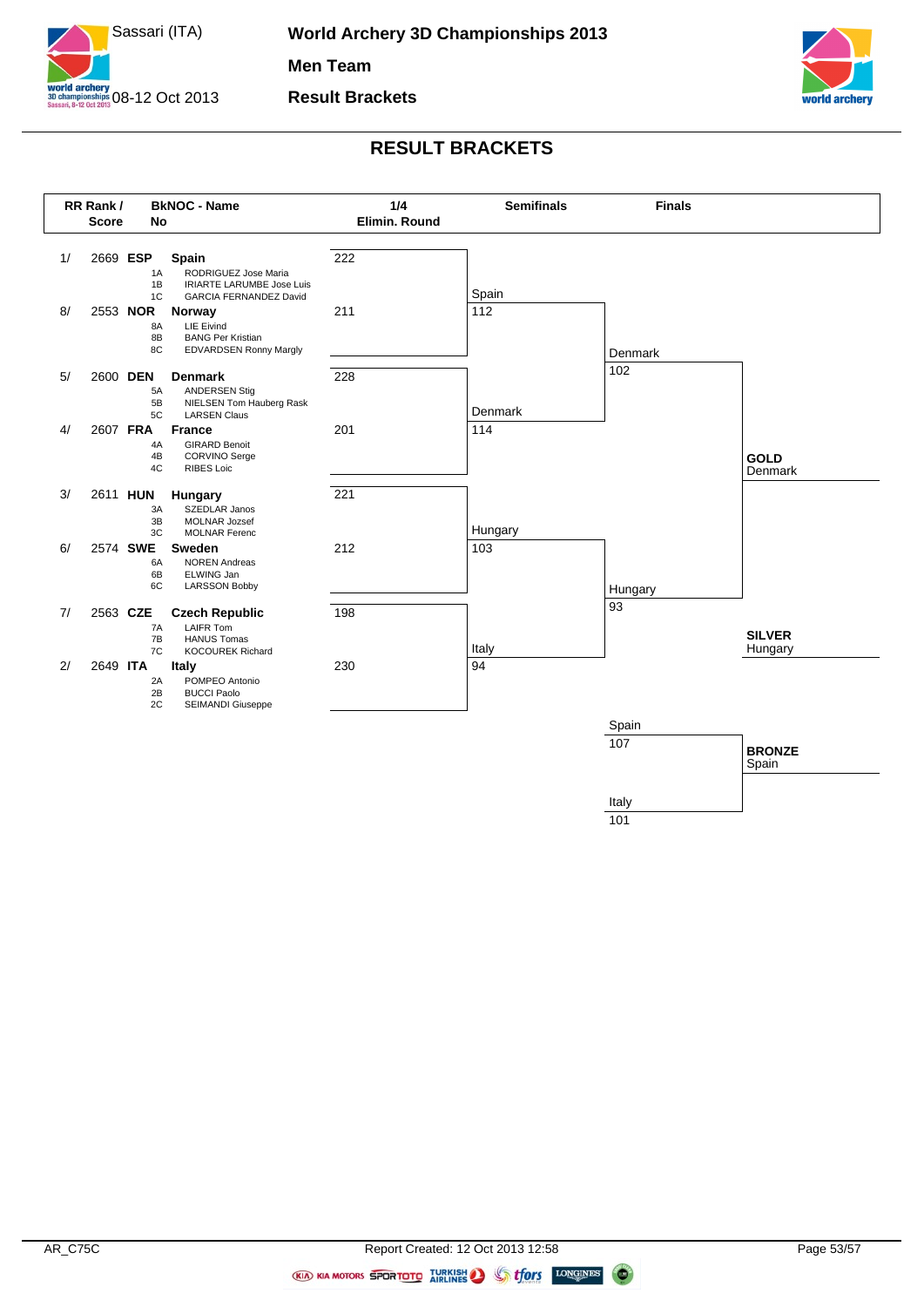# World Archery 3D Championships 2013

## Men Team

## Result Brackets

Sassari (ITA) 08-12 Oct 2013

## RESULT BRACKETS

| RR Rank / Score | BkNOC - Name | 1/4 Elimin. Round | Semifinals | Finals |
|---|---|---|---|---|
| 1/ 2669 | **ESP** **Spain** 1A RODRIGUEZ Jose Maria, 1B IRIARTE LARUMBE Jose Luis, 1C GARCIA FERNANDEZ David | 222 | | |
| 8/ 2553 | **NOR** **Norway** 8A LIE Eivind, 8B BANG Per Kristian, 8C EDVARDSEN Ronny Margly | 211 | Spain 112 | |
| 5/ 2600 | **DEN** **Denmark** 5A ANDERSEN Stig, 5B NIELSEN Tom Hauberg Rask, 5C LARSEN Claus | 228 | | Denmark 102 |
| 4/ 2607 | **FRA** **France** 4A GIRARD Benoit, 4B CORVINO Serge, 4C RIBES Loic | 201 | Denmark 114 | |
| 3/ 2611 | **HUN** **Hungary** 3A SZEDLAR Janos, 3B MOLNAR Jozsef, 3C MOLNAR Ferenc | 221 | | |
| 6/ 2574 | **SWE** **Sweden** 6A NOREN Andreas, 6B ELWING Jan, 6C LARSSON Bobby | 212 | Hungary 103 | |
| 7/ 2563 | **CZE** **Czech Republic** 7A LAIFR Tom, 7B HANUS Tomas, 7C KOCOUREK Richard | 198 | | Hungary 93 |
| 2/ 2649 | **ITA** **Italy** 2A POMPEO Antonio, 2B BUCCI Paolo, 2C SEIMANDI Giuseppe | 230 | Italy 94 | |

**GOLD** Denmark

**SILVER** Hungary

Bronze match: Spain 107 – Italy 101

**BRONZE** Spain

AR_C75C

Report Created: 12 Oct 2013 12:58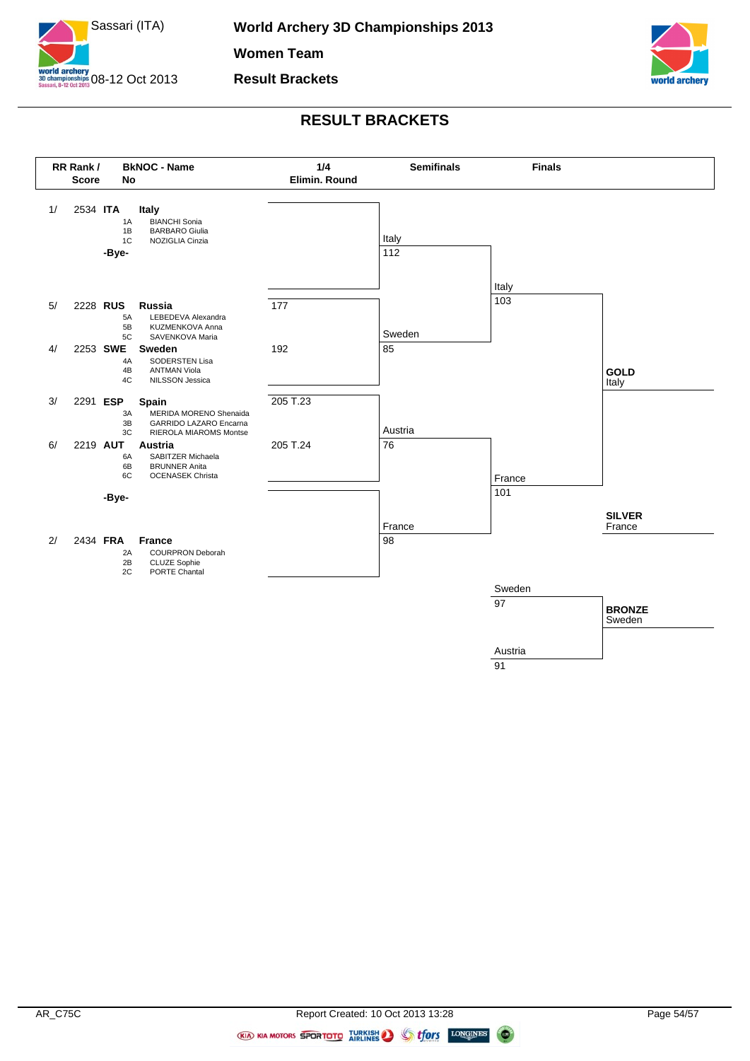# World Archery 3D Championships 2013

Sassari (ITA) 08-12 Oct 2013

**Women Team**

**Result Brackets**

## RESULT BRACKETS

| RR Rank / Score | BkNOC - Name | 1/4 Elimin. Round | Semifinals | Finals |
|---|---|---|---|---|
| 1/ 2534 | **ITA Italy** 1A BIANCHI Sonia, 1B BARBARO Giulia, 1C NOZIGLIA Cinzia | | Italy 112 | Italy 103 |
| | -Bye- | | | |
| 5/ 2228 | **RUS Russia** 5A LEBEDEVA Alexandra, 5B KUZMENKOVA Anna, 5C SAVENKOVA Maria | 177 | | |
| 4/ 2253 | **SWE Sweden** 4A SODERSTEN Lisa, 4B ANTMAN Viola, 4C NILSSON Jessica | 192 | Sweden 85 | |
| 3/ 2291 | **ESP Spain** 3A MERIDA MORENO Shenaida, 3B GARRIDO LAZARO Encarna, 3C RIEROLA MIAROMS Montse | 205 T.23 | | |
| 6/ 2219 | **AUT Austria** 6A SABITZER Michaela, 6B BRUNNER Anita, 6C OCENASEK Christa | 205 T.24 | Austria 76 | |
| | -Bye- | | | France 101 |
| 2/ 2434 | **FRA France** 2A COURPRON Deborah, 2B CLUZE Sophie, 2C PORTE Chantal | | France 98 | |

**GOLD** Italy

**SILVER** France

Bronze match: Sweden 97 – Austria 91

**BRONZE** Sweden

AR_C75C

Report Created: 10 Oct 2013 13:28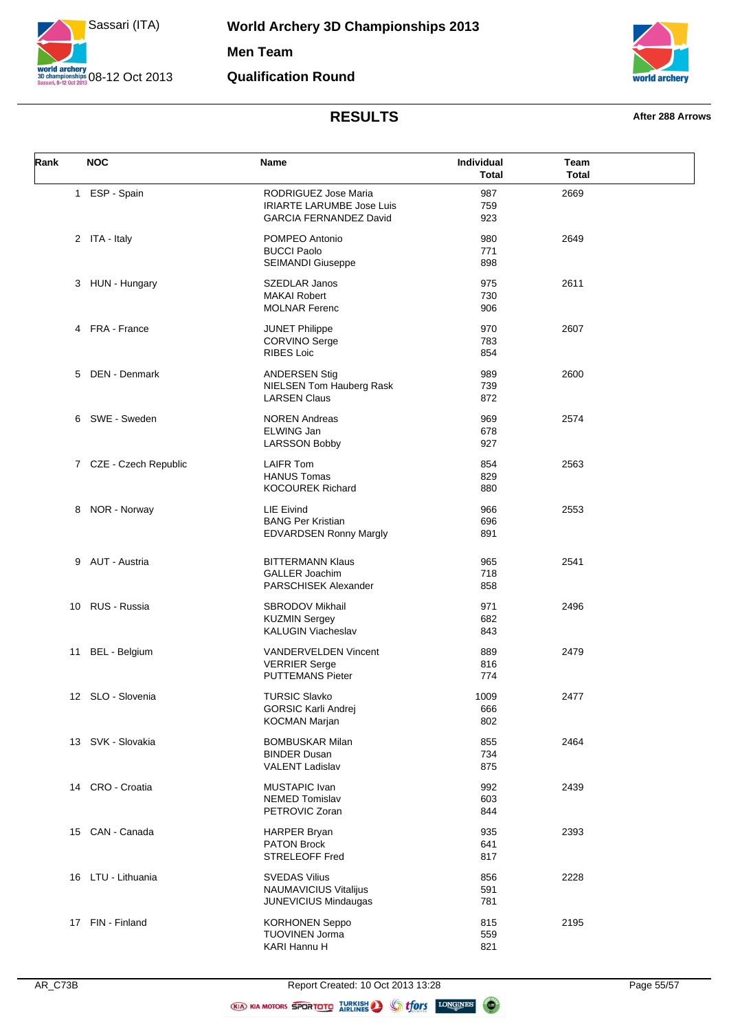# World Archery 3D Championships 2013

Sassari (ITA) 08-12 Oct 2013

## Men Team

## Qualification Round

### RESULTS

After 288 Arrows

| Rank | NOC | Name | Individual Total | Team Total |
|---|---|---|---|---|
| 1 | ESP - Spain | RODRIGUEZ Jose Maria | 987 | 2669 |
| | | IRIARTE LARUMBE Jose Luis | 759 | |
| | | GARCIA FERNANDEZ David | 923 | |
| 2 | ITA - Italy | POMPEO Antonio | 980 | 2649 |
| | | BUCCI Paolo | 771 | |
| | | SEIMANDI Giuseppe | 898 | |
| 3 | HUN - Hungary | SZEDLAR Janos | 975 | 2611 |
| | | MAKAI Robert | 730 | |
| | | MOLNAR Ferenc | 906 | |
| 4 | FRA - France | JUNET Philippe | 970 | 2607 |
| | | CORVINO Serge | 783 | |
| | | RIBES Loic | 854 | |
| 5 | DEN - Denmark | ANDERSEN Stig | 989 | 2600 |
| | | NIELSEN Tom Hauberg Rask | 739 | |
| | | LARSEN Claus | 872 | |
| 6 | SWE - Sweden | NOREN Andreas | 969 | 2574 |
| | | ELWING Jan | 678 | |
| | | LARSSON Bobby | 927 | |
| 7 | CZE - Czech Republic | LAIFR Tom | 854 | 2563 |
| | | HANUS Tomas | 829 | |
| | | KOCOUREK Richard | 880 | |
| 8 | NOR - Norway | LIE Eivind | 966 | 2553 |
| | | BANG Per Kristian | 696 | |
| | | EDVARDSEN Ronny Margly | 891 | |
| 9 | AUT - Austria | BITTERMANN Klaus | 965 | 2541 |
| | | GALLER Joachim | 718 | |
| | | PARSCHISEK Alexander | 858 | |
| 10 | RUS - Russia | SBRODOV Mikhail | 971 | 2496 |
| | | KUZMIN Sergey | 682 | |
| | | KALUGIN Viacheslav | 843 | |
| 11 | BEL - Belgium | VANDERVELDEN Vincent | 889 | 2479 |
| | | VERRIER Serge | 816 | |
| | | PUTTEMANS Pieter | 774 | |
| 12 | SLO - Slovenia | TURSIC Slavko | 1009 | 2477 |
| | | GORSIC Karli Andrej | 666 | |
| | | KOCMAN Marjan | 802 | |
| 13 | SVK - Slovakia | BOMBUSKAR Milan | 855 | 2464 |
| | | BINDER Dusan | 734 | |
| | | VALENT Ladislav | 875 | |
| 14 | CRO - Croatia | MUSTAPIC Ivan | 992 | 2439 |
| | | NEMED Tomislav | 603 | |
| | | PETROVIC Zoran | 844 | |
| 15 | CAN - Canada | HARPER Bryan | 935 | 2393 |
| | | PATON Brock | 641 | |
| | | STRELEOFF Fred | 817 | |
| 16 | LTU - Lithuania | SVEDAS Vilius | 856 | 2228 |
| | | NAUMAVICIUS Vitalijus | 591 | |
| | | JUNEVICIUS Mindaugas | 781 | |
| 17 | FIN - Finland | KORHONEN Seppo | 815 | 2195 |
| | | TUOVINEN Jorma | 559 | |
| | | KARI Hannu H | 821 | |

AR_C73B Report Created: 10 Oct 2013 13:28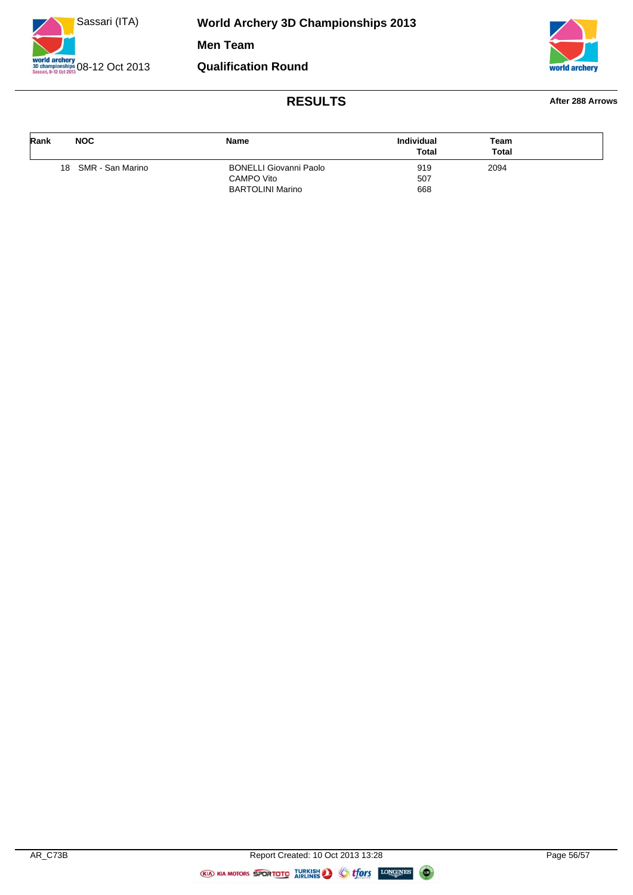# World Archery 3D Championships 2013

Sassari (ITA)
08-12 Oct 2013

## Men Team

## Qualification Round

### RESULTS

**After 288 Arrows**

| Rank | NOC | Name | Individual Total | Team Total |
|---|---|---|---|---|
| 18 | SMR - San Marino | BONELLI Giovanni Paolo | 919 | 2094 |
| | | CAMPO Vito | 507 | |
| | | BARTOLINI Marino | 668 | |

AR_C73B Report Created: 10 Oct 2013 13:28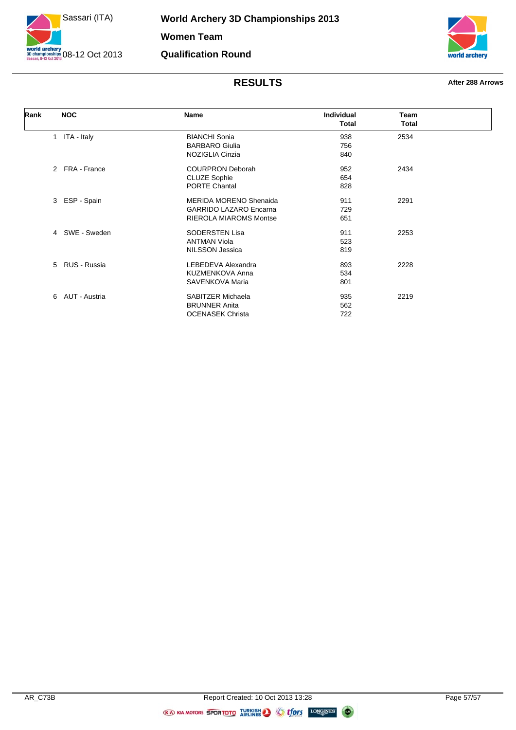# World Archery 3D Championships 2013

## Women Team

## Qualification Round

Sassari (ITA)

08-12 Oct 2013

### RESULTS

**After 288 Arrows**

| Rank | NOC | Name | Individual Total | Team Total |
|---|---|---|---|---|
| 1 | ITA - Italy | BIANCHI Sonia | 938 | 2534 |
| | | BARBARO Giulia | 756 | |
| | | NOZIGLIA Cinzia | 840 | |
| 2 | FRA - France | COURPRON Deborah | 952 | 2434 |
| | | CLUZE Sophie | 654 | |
| | | PORTE Chantal | 828 | |
| 3 | ESP - Spain | MERIDA MORENO Shenaida | 911 | 2291 |
| | | GARRIDO LAZARO Encarna | 729 | |
| | | RIEROLA MIAROMS Montse | 651 | |
| 4 | SWE - Sweden | SODERSTEN Lisa | 911 | 2253 |
| | | ANTMAN Viola | 523 | |
| | | NILSSON Jessica | 819 | |
| 5 | RUS - Russia | LEBEDEVA Alexandra | 893 | 2228 |
| | | KUZMENKOVA Anna | 534 | |
| | | SAVENKOVA Maria | 801 | |
| 6 | AUT - Austria | SABITZER Michaela | 935 | 2219 |
| | | BRUNNER Anita | 562 | |
| | | OCENASEK Christa | 722 | |

AR_C73B

Report Created: 10 Oct 2013 13:28